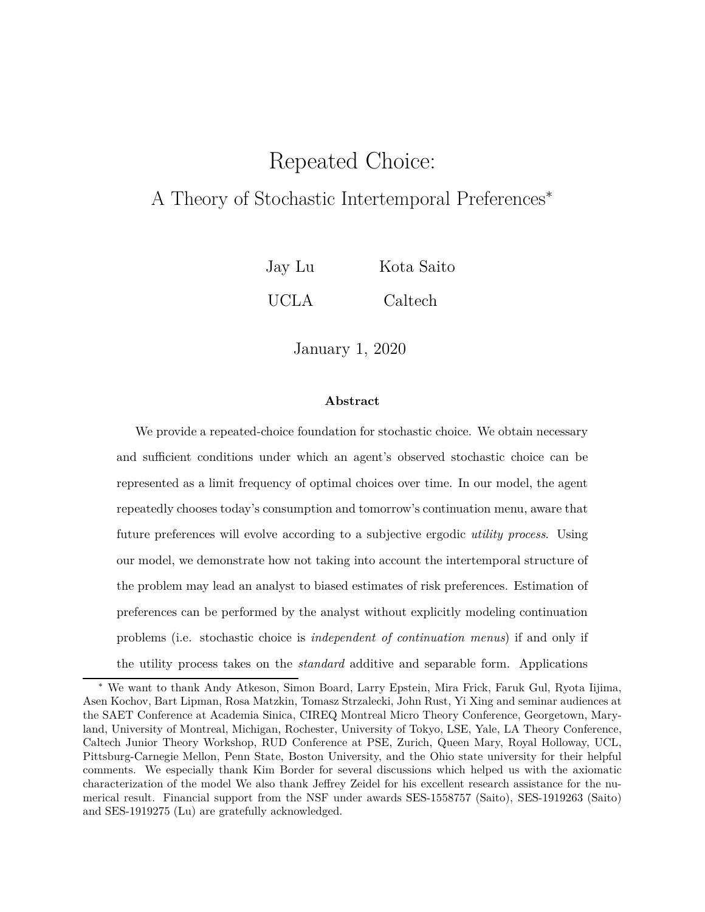# Repeated Choice:

## A Theory of Stochastic Intertemporal Preferences*

Jay Lu &emsp; Kota Saito

UCLA &emsp; Caltech

January 1, 2020

**Abstract**

We provide a repeated-choice foundation for stochastic choice. We obtain necessary and sufficient conditions under which an agent's observed stochastic choice can be represented as a limit frequency of optimal choices over time. In our model, the agent repeatedly chooses today's consumption and tomorrow's continuation menu, aware that future preferences will evolve according to a subjective ergodic *utility process*. Using our model, we demonstrate how not taking into account the intertemporal structure of the problem may lead an analyst to biased estimates of risk preferences. Estimation of preferences can be performed by the analyst without explicitly modeling continuation problems (i.e. stochastic choice is *independent of continuation menus*) if and only if the utility process takes on the *standard* additive and separable form. Applications

---

\* We want to thank Andy Atkeson, Simon Board, Larry Epstein, Mira Frick, Faruk Gul, Ryota Iijima, Asen Kochov, Bart Lipman, Rosa Matzkin, Tomasz Strzalecki, John Rust, Yi Xing and seminar audiences at the SAET Conference at Academia Sinica, CIREQ Montreal Micro Theory Conference, Georgetown, Maryland, University of Montreal, Michigan, Rochester, University of Tokyo, LSE, Yale, LA Theory Conference, Caltech Junior Theory Workshop, RUD Conference at PSE, Zurich, Queen Mary, Royal Holloway, UCL, Pittsburg-Carnegie Mellon, Penn State, Boston University, and the Ohio state university for their helpful comments. We especially thank Kim Border for several discussions which helped us with the axiomatic characterization of the model We also thank Jeffrey Zeidel for his excellent research assistance for the numerical result. Financial support from the NSF under awards SES-1558757 (Saito), SES-1919263 (Saito) and SES-1919275 (Lu) are gratefully acknowledged.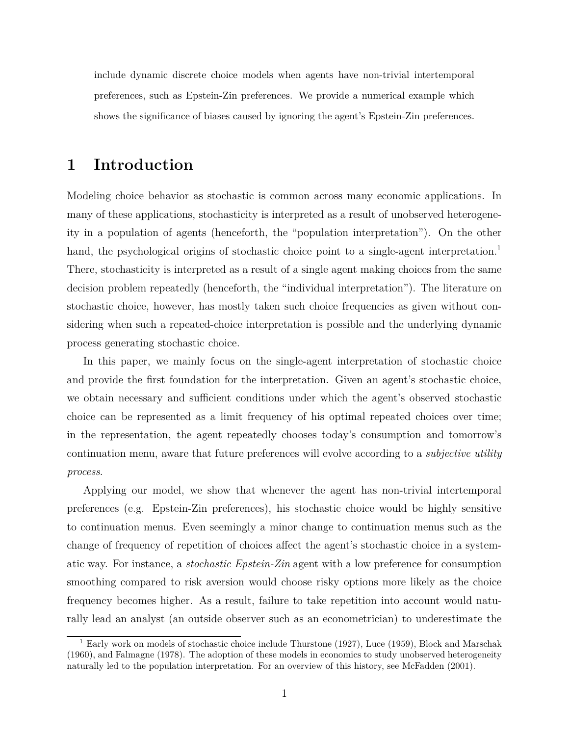include dynamic discrete choice models when agents have non-trivial intertemporal preferences, such as Epstein-Zin preferences. We provide a numerical example which shows the significance of biases caused by ignoring the agent's Epstein-Zin preferences.

# 1 Introduction

Modeling choice behavior as stochastic is common across many economic applications. In many of these applications, stochasticity is interpreted as a result of unobserved heterogeneity in a population of agents (henceforth, the "population interpretation"). On the other hand, the psychological origins of stochastic choice point to a single-agent interpretation.[1] There, stochasticity is interpreted as a result of a single agent making choices from the same decision problem repeatedly (henceforth, the "individual interpretation"). The literature on stochastic choice, however, has mostly taken such choice frequencies as given without considering when such a repeated-choice interpretation is possible and the underlying dynamic process generating stochastic choice.

In this paper, we mainly focus on the single-agent interpretation of stochastic choice and provide the first foundation for the interpretation. Given an agent's stochastic choice, we obtain necessary and sufficient conditions under which the agent's observed stochastic choice can be represented as a limit frequency of his optimal repeated choices over time; in the representation, the agent repeatedly chooses today's consumption and tomorrow's continuation menu, aware that future preferences will evolve according to a *subjective utility process*.

Applying our model, we show that whenever the agent has non-trivial intertemporal preferences (e.g. Epstein-Zin preferences), his stochastic choice would be highly sensitive to continuation menus. Even seemingly a minor change to continuation menus such as the change of frequency of repetition of choices affect the agent's stochastic choice in a systematic way. For instance, a *stochastic Epstein-Zin* agent with a low preference for consumption smoothing compared to risk aversion would choose risky options more likely as the choice frequency becomes higher. As a result, failure to take repetition into account would naturally lead an analyst (an outside observer such as an econometrician) to underestimate the

[1] Early work on models of stochastic choice include Thurstone (1927), Luce (1959), Block and Marschak (1960), and Falmagne (1978). The adoption of these models in economics to study unobserved heterogeneity naturally led to the population interpretation. For an overview of this history, see McFadden (2001).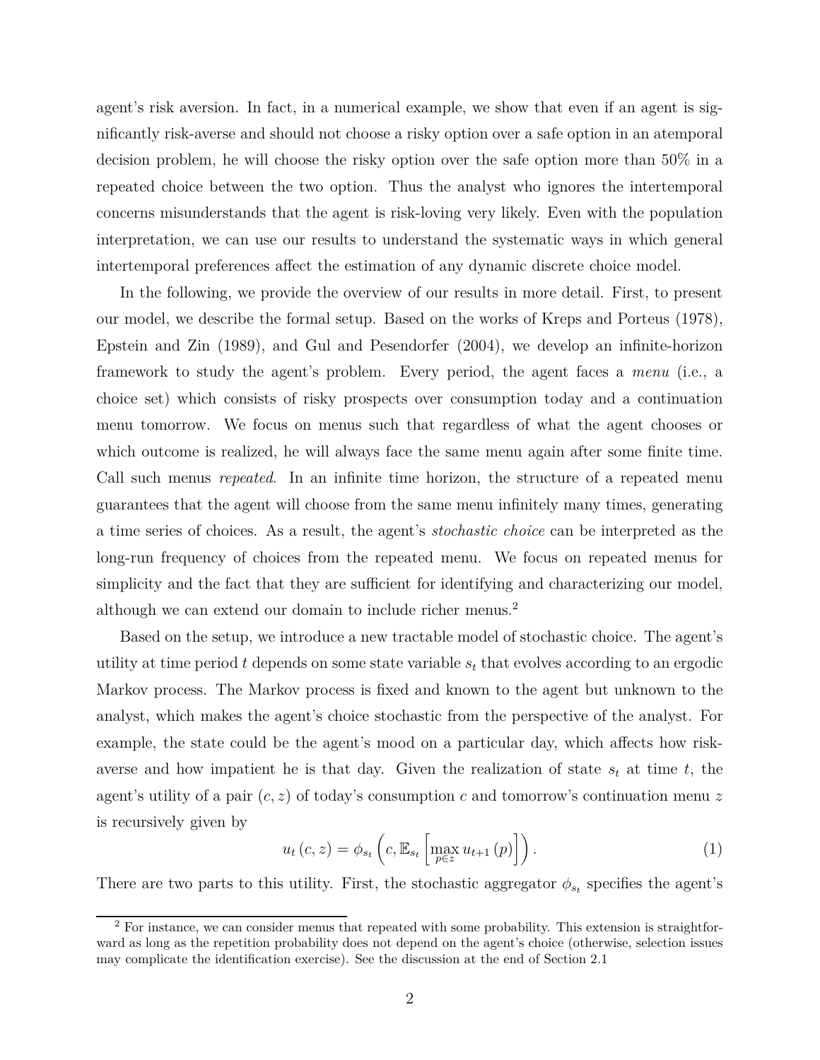agent's risk aversion. In fact, in a numerical example, we show that even if an agent is significantly risk-averse and should not choose a risky option over a safe option in an atemporal decision problem, he will choose the risky option over the safe option more than 50% in a repeated choice between the two option. Thus the analyst who ignores the intertemporal concerns misunderstands that the agent is risk-loving very likely. Even with the population interpretation, we can use our results to understand the systematic ways in which general intertemporal preferences affect the estimation of any dynamic discrete choice model.

In the following, we provide the overview of our results in more detail. First, to present our model, we describe the formal setup. Based on the works of Kreps and Porteus (1978), Epstein and Zin (1989), and Gul and Pesendorfer (2004), we develop an infinite-horizon framework to study the agent's problem. Every period, the agent faces a *menu* (i.e., a choice set) which consists of risky prospects over consumption today and a continuation menu tomorrow. We focus on menus such that regardless of what the agent chooses or which outcome is realized, he will always face the same menu again after some finite time. Call such menus *repeated*. In an infinite time horizon, the structure of a repeated menu guarantees that the agent will choose from the same menu infinitely many times, generating a time series of choices. As a result, the agent's *stochastic choice* can be interpreted as the long-run frequency of choices from the repeated menu. We focus on repeated menus for simplicity and the fact that they are sufficient for identifying and characterizing our model, although we can extend our domain to include richer menus.[2]

Based on the setup, we introduce a new tractable model of stochastic choice. The agent's utility at time period $t$ depends on some state variable $s_t$ that evolves according to an ergodic Markov process. The Markov process is fixed and known to the agent but unknown to the analyst, which makes the agent's choice stochastic from the perspective of the analyst. For example, the state could be the agent's mood on a particular day, which affects how risk-averse and how impatient he is that day. Given the realization of state $s_t$ at time $t$, the agent's utility of a pair $(c, z)$ of today's consumption $c$ and tomorrow's continuation menu $z$ is recursively given by

$$u_t(c, z) = \phi_{s_t}\left(c, \mathbb{E}_{s_t}\left[\max_{p \in z} u_{t+1}(p)\right]\right). \tag{1}$$

There are two parts to this utility. First, the stochastic aggregator $\phi_{s_t}$ specifies the agent's

[2] For instance, we can consider menus that repeated with some probability. This extension is straightforward as long as the repetition probability does not depend on the agent's choice (otherwise, selection issues may complicate the identification exercise). See the discussion at the end of Section 2.1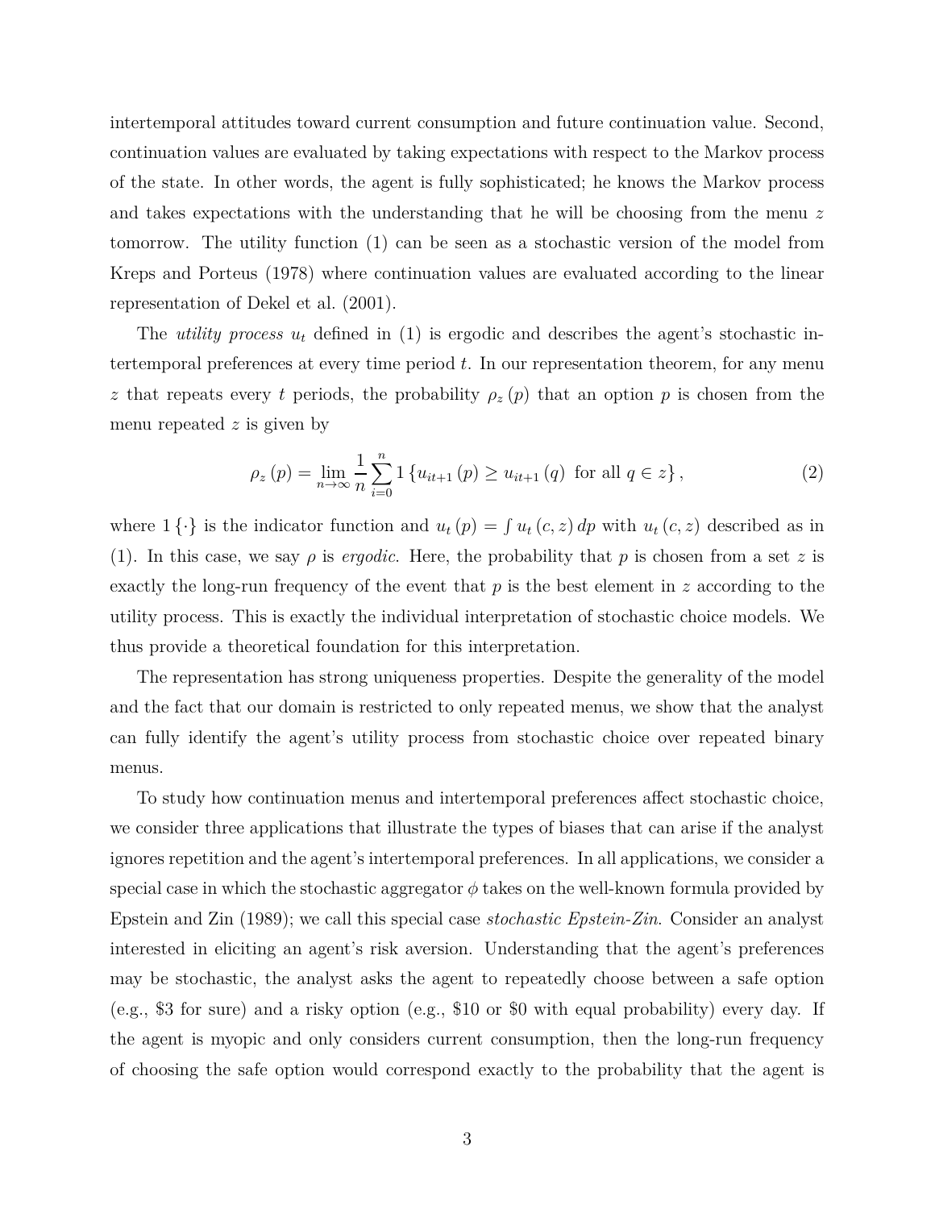intertemporal attitudes toward current consumption and future continuation value. Second, continuation values are evaluated by taking expectations with respect to the Markov process of the state. In other words, the agent is fully sophisticated; he knows the Markov process and takes expectations with the understanding that he will be choosing from the menu $z$ tomorrow. The utility function (1) can be seen as a stochastic version of the model from Kreps and Porteus (1978) where continuation values are evaluated according to the linear representation of Dekel et al. (2001).

The *utility process* $u_t$ defined in (1) is ergodic and describes the agent's stochastic intertemporal preferences at every time period $t$. In our representation theorem, for any menu $z$ that repeats every $t$ periods, the probability $\rho_z(p)$ that an option $p$ is chosen from the menu repeated $z$ is given by

$$\rho_z(p) = \lim_{n \to \infty} \frac{1}{n} \sum_{i=0}^{n} 1\left\{u_{it+1}(p) \geq u_{it+1}(q) \text{ for all } q \in z\right\}, \tag{2}$$

where $1\{\cdot\}$ is the indicator function and $u_t(p) = \int u_t(c, z)\, dp$ with $u_t(c, z)$ described as in (1). In this case, we say $\rho$ is *ergodic*. Here, the probability that $p$ is chosen from a set $z$ is exactly the long-run frequency of the event that $p$ is the best element in $z$ according to the utility process. This is exactly the individual interpretation of stochastic choice models. We thus provide a theoretical foundation for this interpretation.

The representation has strong uniqueness properties. Despite the generality of the model and the fact that our domain is restricted to only repeated menus, we show that the analyst can fully identify the agent's utility process from stochastic choice over repeated binary menus.

To study how continuation menus and intertemporal preferences affect stochastic choice, we consider three applications that illustrate the types of biases that can arise if the analyst ignores repetition and the agent's intertemporal preferences. In all applications, we consider a special case in which the stochastic aggregator $\phi$ takes on the well-known formula provided by Epstein and Zin (1989); we call this special case *stochastic Epstein-Zin*. Consider an analyst interested in eliciting an agent's risk aversion. Understanding that the agent's preferences may be stochastic, the analyst asks the agent to repeatedly choose between a safe option (e.g., \$3 for sure) and a risky option (e.g., \$10 or \$0 with equal probability) every day. If the agent is myopic and only considers current consumption, then the long-run frequency of choosing the safe option would correspond exactly to the probability that the agent is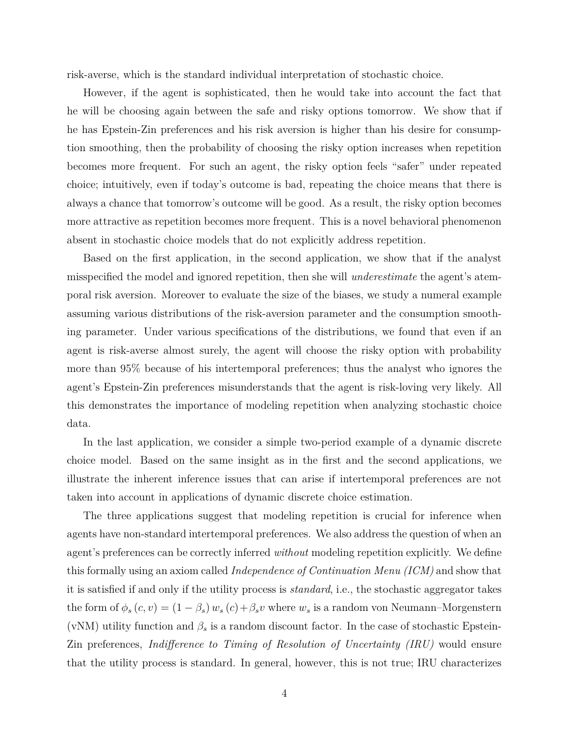risk-averse, which is the standard individual interpretation of stochastic choice.

However, if the agent is sophisticated, then he would take into account the fact that he will be choosing again between the safe and risky options tomorrow. We show that if he has Epstein-Zin preferences and his risk aversion is higher than his desire for consumption smoothing, then the probability of choosing the risky option increases when repetition becomes more frequent. For such an agent, the risky option feels "safer" under repeated choice; intuitively, even if today's outcome is bad, repeating the choice means that there is always a chance that tomorrow's outcome will be good. As a result, the risky option becomes more attractive as repetition becomes more frequent. This is a novel behavioral phenomenon absent in stochastic choice models that do not explicitly address repetition.

Based on the first application, in the second application, we show that if the analyst misspecified the model and ignored repetition, then she will *underestimate* the agent's atemporal risk aversion. Moreover to evaluate the size of the biases, we study a numeral example assuming various distributions of the risk-aversion parameter and the consumption smoothing parameter. Under various specifications of the distributions, we found that even if an agent is risk-averse almost surely, the agent will choose the risky option with probability more than 95% because of his intertemporal preferences; thus the analyst who ignores the agent's Epstein-Zin preferences misunderstands that the agent is risk-loving very likely. All this demonstrates the importance of modeling repetition when analyzing stochastic choice data.

In the last application, we consider a simple two-period example of a dynamic discrete choice model. Based on the same insight as in the first and the second applications, we illustrate the inherent inference issues that can arise if intertemporal preferences are not taken into account in applications of dynamic discrete choice estimation.

The three applications suggest that modeling repetition is crucial for inference when agents have non-standard intertemporal preferences. We also address the question of when an agent's preferences can be correctly inferred *without* modeling repetition explicitly. We define this formally using an axiom called *Independence of Continuation Menu (ICM)* and show that it is satisfied if and only if the utility process is *standard*, i.e., the stochastic aggregator takes the form of $\phi_s(c, v) = (1 - \beta_s) w_s(c) + \beta_s v$ where $w_s$ is a random von Neumann–Morgenstern (vNM) utility function and $\beta_s$ is a random discount factor. In the case of stochastic Epstein-Zin preferences, *Indifference to Timing of Resolution of Uncertainty (IRU)* would ensure that the utility process is standard. In general, however, this is not true; IRU characterizes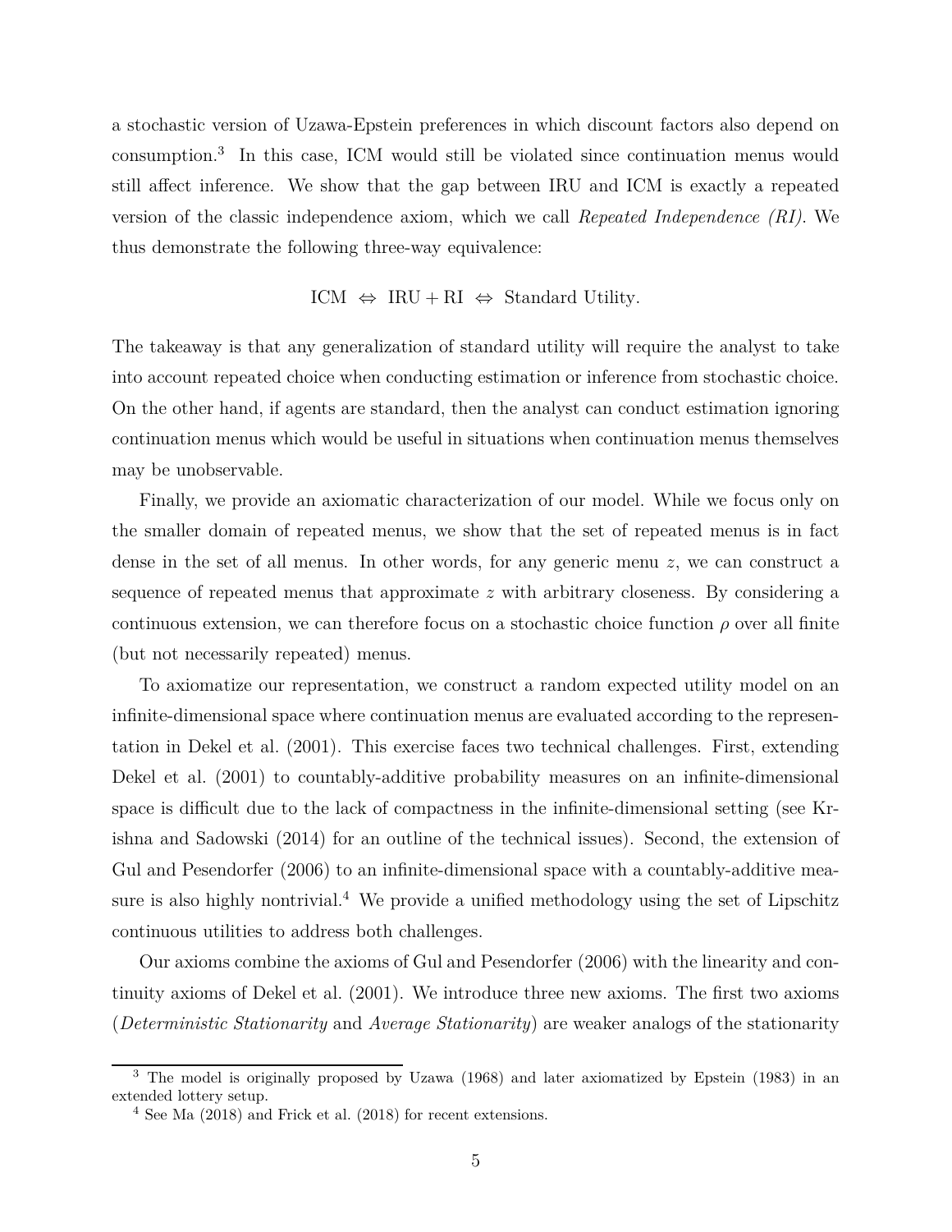a stochastic version of Uzawa-Epstein preferences in which discount factors also depend on consumption.[3] In this case, ICM would still be violated since continuation menus would still affect inference. We show that the gap between IRU and ICM is exactly a repeated version of the classic independence axiom, which we call *Repeated Independence (RI)*. We thus demonstrate the following three-way equivalence:

$$\text{ICM} \;\Leftrightarrow\; \text{IRU} + \text{RI} \;\Leftrightarrow\; \text{Standard Utility}.$$

The takeaway is that any generalization of standard utility will require the analyst to take into account repeated choice when conducting estimation or inference from stochastic choice. On the other hand, if agents are standard, then the analyst can conduct estimation ignoring continuation menus which would be useful in situations when continuation menus themselves may be unobservable.

Finally, we provide an axiomatic characterization of our model. While we focus only on the smaller domain of repeated menus, we show that the set of repeated menus is in fact dense in the set of all menus. In other words, for any generic menu $z$, we can construct a sequence of repeated menus that approximate $z$ with arbitrary closeness. By considering a continuous extension, we can therefore focus on a stochastic choice function $\rho$ over all finite (but not necessarily repeated) menus.

To axiomatize our representation, we construct a random expected utility model on an infinite-dimensional space where continuation menus are evaluated according to the representation in Dekel et al. (2001). This exercise faces two technical challenges. First, extending Dekel et al. (2001) to countably-additive probability measures on an infinite-dimensional space is difficult due to the lack of compactness in the infinite-dimensional setting (see Krishna and Sadowski (2014) for an outline of the technical issues). Second, the extension of Gul and Pesendorfer (2006) to an infinite-dimensional space with a countably-additive measure is also highly nontrivial.[4] We provide a unified methodology using the set of Lipschitz continuous utilities to address both challenges.

Our axioms combine the axioms of Gul and Pesendorfer (2006) with the linearity and continuity axioms of Dekel et al. (2001). We introduce three new axioms. The first two axioms (*Deterministic Stationarity* and *Average Stationarity*) are weaker analogs of the stationarity

[3] The model is originally proposed by Uzawa (1968) and later axiomatized by Epstein (1983) in an extended lottery setup.

[4] See Ma (2018) and Frick et al. (2018) for recent extensions.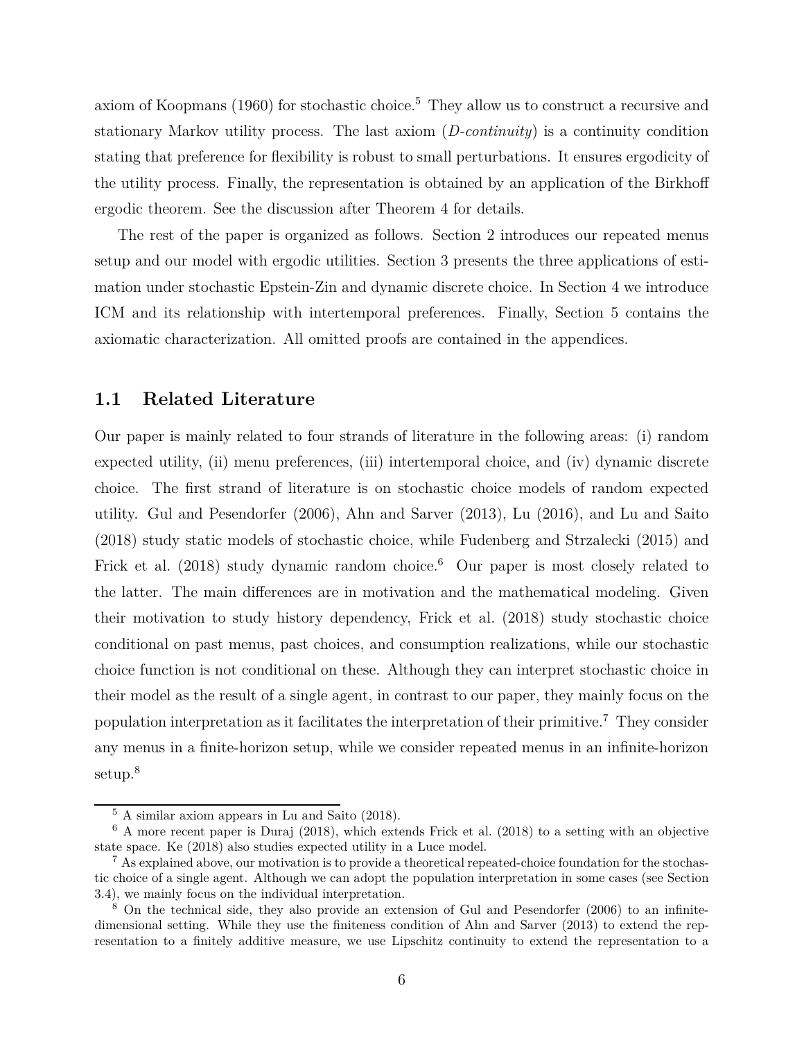axiom of Koopmans (1960) for stochastic choice.[5] They allow us to construct a recursive and stationary Markov utility process. The last axiom (*D-continuity*) is a continuity condition stating that preference for flexibility is robust to small perturbations. It ensures ergodicity of the utility process. Finally, the representation is obtained by an application of the Birkhoff ergodic theorem. See the discussion after Theorem 4 for details.

The rest of the paper is organized as follows. Section 2 introduces our repeated menus setup and our model with ergodic utilities. Section 3 presents the three applications of estimation under stochastic Epstein-Zin and dynamic discrete choice. In Section 4 we introduce ICM and its relationship with intertemporal preferences. Finally, Section 5 contains the axiomatic characterization. All omitted proofs are contained in the appendices.

### 1.1 Related Literature

Our paper is mainly related to four strands of literature in the following areas: (i) random expected utility, (ii) menu preferences, (iii) intertemporal choice, and (iv) dynamic discrete choice. The first strand of literature is on stochastic choice models of random expected utility. Gul and Pesendorfer (2006), Ahn and Sarver (2013), Lu (2016), and Lu and Saito (2018) study static models of stochastic choice, while Fudenberg and Strzalecki (2015) and Frick et al. (2018) study dynamic random choice.[6] Our paper is most closely related to the latter. The main differences are in motivation and the mathematical modeling. Given their motivation to study history dependency, Frick et al. (2018) study stochastic choice conditional on past menus, past choices, and consumption realizations, while our stochastic choice function is not conditional on these. Although they can interpret stochastic choice in their model as the result of a single agent, in contrast to our paper, they mainly focus on the population interpretation as it facilitates the interpretation of their primitive.[7] They consider any menus in a finite-horizon setup, while we consider repeated menus in an infinite-horizon setup.[8]

---

[5] A similar axiom appears in Lu and Saito (2018).

[6] A more recent paper is Duraj (2018), which extends Frick et al. (2018) to a setting with an objective state space. Ke (2018) also studies expected utility in a Luce model.

[7] As explained above, our motivation is to provide a theoretical repeated-choice foundation for the stochastic choice of a single agent. Although we can adopt the population interpretation in some cases (see Section 3.4), we mainly focus on the individual interpretation.

[8] On the technical side, they also provide an extension of Gul and Pesendorfer (2006) to an infinite-dimensional setting. While they use the finiteness condition of Ahn and Sarver (2013) to extend the representation to a finitely additive measure, we use Lipschitz continuity to extend the representation to a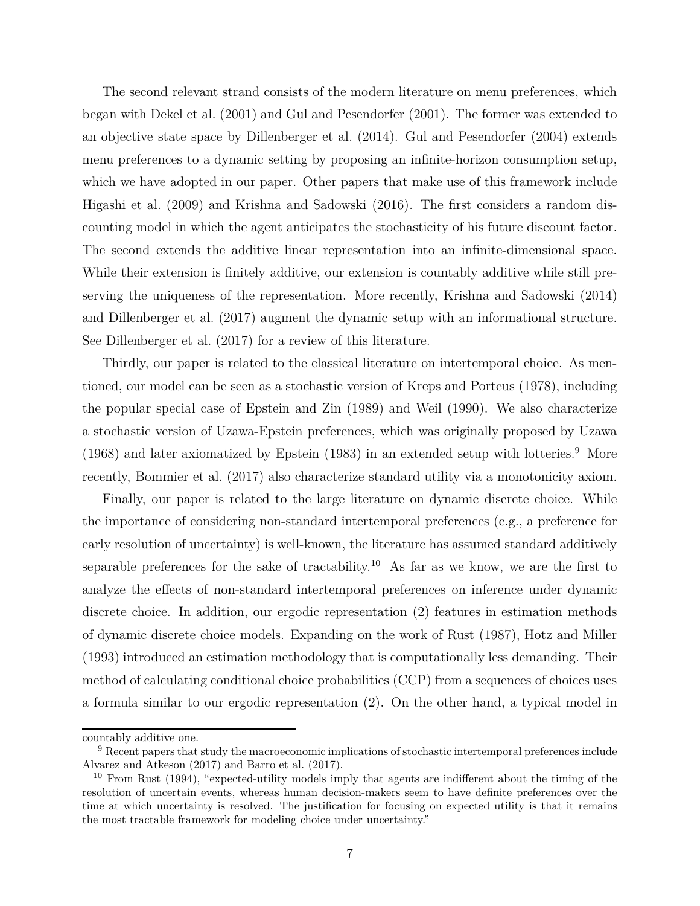The second relevant strand consists of the modern literature on menu preferences, which began with Dekel et al. (2001) and Gul and Pesendorfer (2001). The former was extended to an objective state space by Dillenberger et al. (2014). Gul and Pesendorfer (2004) extends menu preferences to a dynamic setting by proposing an infinite-horizon consumption setup, which we have adopted in our paper. Other papers that make use of this framework include Higashi et al. (2009) and Krishna and Sadowski (2016). The first considers a random discounting model in which the agent anticipates the stochasticity of his future discount factor. The second extends the additive linear representation into an infinite-dimensional space. While their extension is finitely additive, our extension is countably additive while still preserving the uniqueness of the representation. More recently, Krishna and Sadowski (2014) and Dillenberger et al. (2017) augment the dynamic setup with an informational structure. See Dillenberger et al. (2017) for a review of this literature.

Thirdly, our paper is related to the classical literature on intertemporal choice. As mentioned, our model can be seen as a stochastic version of Kreps and Porteus (1978), including the popular special case of Epstein and Zin (1989) and Weil (1990). We also characterize a stochastic version of Uzawa-Epstein preferences, which was originally proposed by Uzawa (1968) and later axiomatized by Epstein (1983) in an extended setup with lotteries.[9] More recently, Bommier et al. (2017) also characterize standard utility via a monotonicity axiom.

Finally, our paper is related to the large literature on dynamic discrete choice. While the importance of considering non-standard intertemporal preferences (e.g., a preference for early resolution of uncertainty) is well-known, the literature has assumed standard additively separable preferences for the sake of tractability.[10] As far as we know, we are the first to analyze the effects of non-standard intertemporal preferences on inference under dynamic discrete choice. In addition, our ergodic representation (2) features in estimation methods of dynamic discrete choice models. Expanding on the work of Rust (1987), Hotz and Miller (1993) introduced an estimation methodology that is computationally less demanding. Their method of calculating conditional choice probabilities (CCP) from a sequences of choices uses a formula similar to our ergodic representation (2). On the other hand, a typical model in

countably additive one.

[9] Recent papers that study the macroeconomic implications of stochastic intertemporal preferences include Alvarez and Atkeson (2017) and Barro et al. (2017).

[10] From Rust (1994), "expected-utility models imply that agents are indifferent about the timing of the resolution of uncertain events, whereas human decision-makers seem to have definite preferences over the time at which uncertainty is resolved. The justification for focusing on expected utility is that it remains the most tractable framework for modeling choice under uncertainty."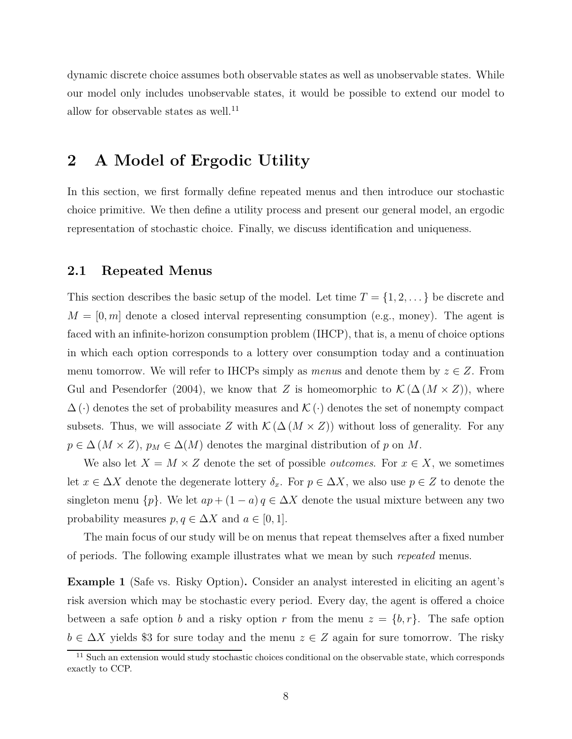dynamic discrete choice assumes both observable states as well as unobservable states. While our model only includes unobservable states, it would be possible to extend our model to allow for observable states as well.[11]

## 2 A Model of Ergodic Utility

In this section, we first formally define repeated menus and then introduce our stochastic choice primitive. We then define a utility process and present our general model, an ergodic representation of stochastic choice. Finally, we discuss identification and uniqueness.

### 2.1 Repeated Menus

This section describes the basic setup of the model. Let time $T = \{1, 2, \dots\}$ be discrete and $M = [0, m]$ denote a closed interval representing consumption (e.g., money). The agent is faced with an infinite-horizon consumption problem (IHCP), that is, a menu of choice options in which each option corresponds to a lottery over consumption today and a continuation menu tomorrow. We will refer to IHCPs simply as *menus* and denote them by $z \in Z$. From Gul and Pesendorfer (2004), we know that $Z$ is homeomorphic to $\mathcal{K}(\Delta(M \times Z))$, where $\Delta(\cdot)$ denotes the set of probability measures and $\mathcal{K}(\cdot)$ denotes the set of nonempty compact subsets. Thus, we will associate $Z$ with $\mathcal{K}(\Delta(M \times Z))$ without loss of generality. For any $p \in \Delta(M \times Z)$, $p_M \in \Delta(M)$ denotes the marginal distribution of $p$ on $M$.

We also let $X = M \times Z$ denote the set of possible *outcomes*. For $x \in X$, we sometimes let $x \in \Delta X$ denote the degenerate lottery $\delta_x$. For $p \in \Delta X$, we also use $p \in Z$ to denote the singleton menu $\{p\}$. We let $ap + (1 - a) q \in \Delta X$ denote the usual mixture between any two probability measures $p, q \in \Delta X$ and $a \in [0, 1]$.

The main focus of our study will be on menus that repeat themselves after a fixed number of periods. The following example illustrates what we mean by such *repeated* menus.

**Example 1** (Safe vs. Risky Option)**.** Consider an analyst interested in eliciting an agent's risk aversion which may be stochastic every period. Every day, the agent is offered a choice between a safe option $b$ and a risky option $r$ from the menu $z = \{b, r\}$. The safe option $b \in \Delta X$ yields \$3 for sure today and the menu $z \in Z$ again for sure tomorrow. The risky

[11] Such an extension would study stochastic choices conditional on the observable state, which corresponds exactly to CCP.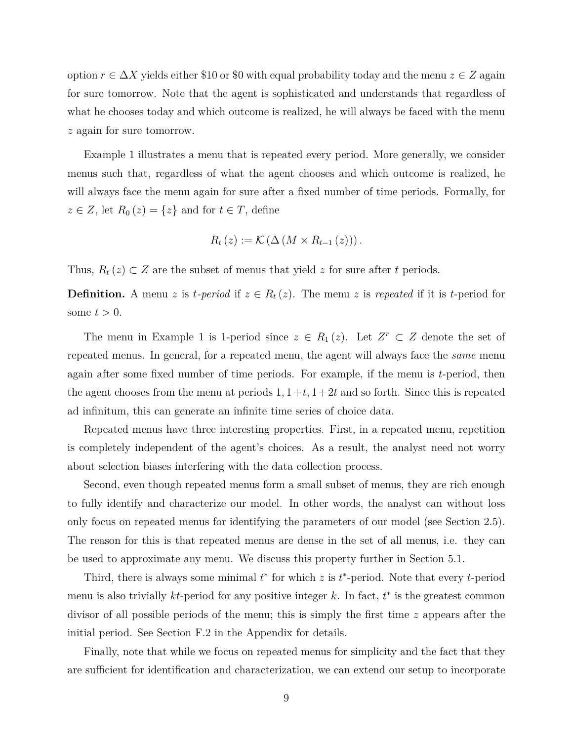option $r \in \Delta X$ yields either \$10 or \$0 with equal probability today and the menu $z \in Z$ again for sure tomorrow. Note that the agent is sophisticated and understands that regardless of what he chooses today and which outcome is realized, he will always be faced with the menu $z$ again for sure tomorrow.

Example 1 illustrates a menu that is repeated every period. More generally, we consider menus such that, regardless of what the agent chooses and which outcome is realized, he will always face the menu again for sure after a fixed number of time periods. Formally, for $z \in Z$, let $R_0(z) = \{z\}$ and for $t \in T$, define

$$R_t(z) := \mathcal{K}\left(\Delta\left(M \times R_{t-1}(z)\right)\right).$$

Thus, $R_t(z) \subset Z$ are the subset of menus that yield $z$ for sure after $t$ periods.

**Definition.** A menu $z$ is *$t$-period* if $z \in R_t(z)$. The menu $z$ is *repeated* if it is $t$-period for some $t > 0$.

The menu in Example 1 is 1-period since $z \in R_1(z)$. Let $Z^r \subset Z$ denote the set of repeated menus. In general, for a repeated menu, the agent will always face the *same* menu again after some fixed number of time periods. For example, if the menu is $t$-period, then the agent chooses from the menu at periods $1, 1+t, 1+2t$ and so forth. Since this is repeated ad infinitum, this can generate an infinite time series of choice data.

Repeated menus have three interesting properties. First, in a repeated menu, repetition is completely independent of the agent's choices. As a result, the analyst need not worry about selection biases interfering with the data collection process.

Second, even though repeated menus form a small subset of menus, they are rich enough to fully identify and characterize our model. In other words, the analyst can without loss only focus on repeated menus for identifying the parameters of our model (see Section 2.5). The reason for this is that repeated menus are dense in the set of all menus, i.e. they can be used to approximate any menu. We discuss this property further in Section 5.1.

Third, there is always some minimal $t^*$ for which $z$ is $t^*$-period. Note that every $t$-period menu is also trivially $kt$-period for any positive integer $k$. In fact, $t^*$ is the greatest common divisor of all possible periods of the menu; this is simply the first time $z$ appears after the initial period. See Section F.2 in the Appendix for details.

Finally, note that while we focus on repeated menus for simplicity and the fact that they are sufficient for identification and characterization, we can extend our setup to incorporate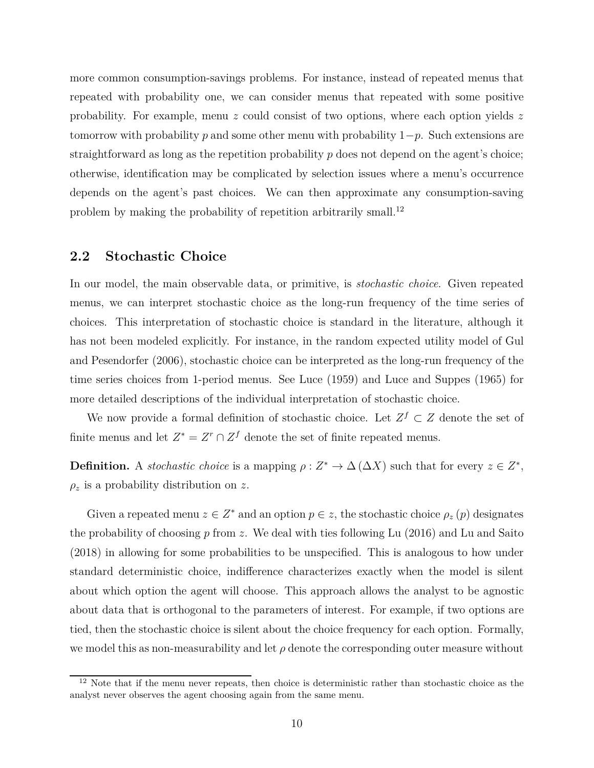more common consumption-savings problems. For instance, instead of repeated menus that repeated with probability one, we can consider menus that repeated with some positive probability. For example, menu $z$ could consist of two options, where each option yields $z$ tomorrow with probability $p$ and some other menu with probability $1-p$. Such extensions are straightforward as long as the repetition probability $p$ does not depend on the agent's choice; otherwise, identification may be complicated by selection issues where a menu's occurrence depends on the agent's past choices. We can then approximate any consumption-saving problem by making the probability of repetition arbitrarily small.[12]

## 2.2 Stochastic Choice

In our model, the main observable data, or primitive, is *stochastic choice*. Given repeated menus, we can interpret stochastic choice as the long-run frequency of the time series of choices. This interpretation of stochastic choice is standard in the literature, although it has not been modeled explicitly. For instance, in the random expected utility model of Gul and Pesendorfer (2006), stochastic choice can be interpreted as the long-run frequency of the time series choices from 1-period menus. See Luce (1959) and Luce and Suppes (1965) for more detailed descriptions of the individual interpretation of stochastic choice.

We now provide a formal definition of stochastic choice. Let $Z^f \subset Z$ denote the set of finite menus and let $Z^* = Z^r \cap Z^f$ denote the set of finite repeated menus.

**Definition.** A *stochastic choice* is a mapping $\rho : Z^* \to \Delta(\Delta X)$ such that for every $z \in Z^*$, $\rho_z$ is a probability distribution on $z$.

Given a repeated menu $z \in Z^*$ and an option $p \in z$, the stochastic choice $\rho_z(p)$ designates the probability of choosing $p$ from $z$. We deal with ties following Lu (2016) and Lu and Saito (2018) in allowing for some probabilities to be unspecified. This is analogous to how under standard deterministic choice, indifference characterizes exactly when the model is silent about which option the agent will choose. This approach allows the analyst to be agnostic about data that is orthogonal to the parameters of interest. For example, if two options are tied, then the stochastic choice is silent about the choice frequency for each option. Formally, we model this as non-measurability and let $\rho$ denote the corresponding outer measure without

[12] Note that if the menu never repeats, then choice is deterministic rather than stochastic choice as the analyst never observes the agent choosing again from the same menu.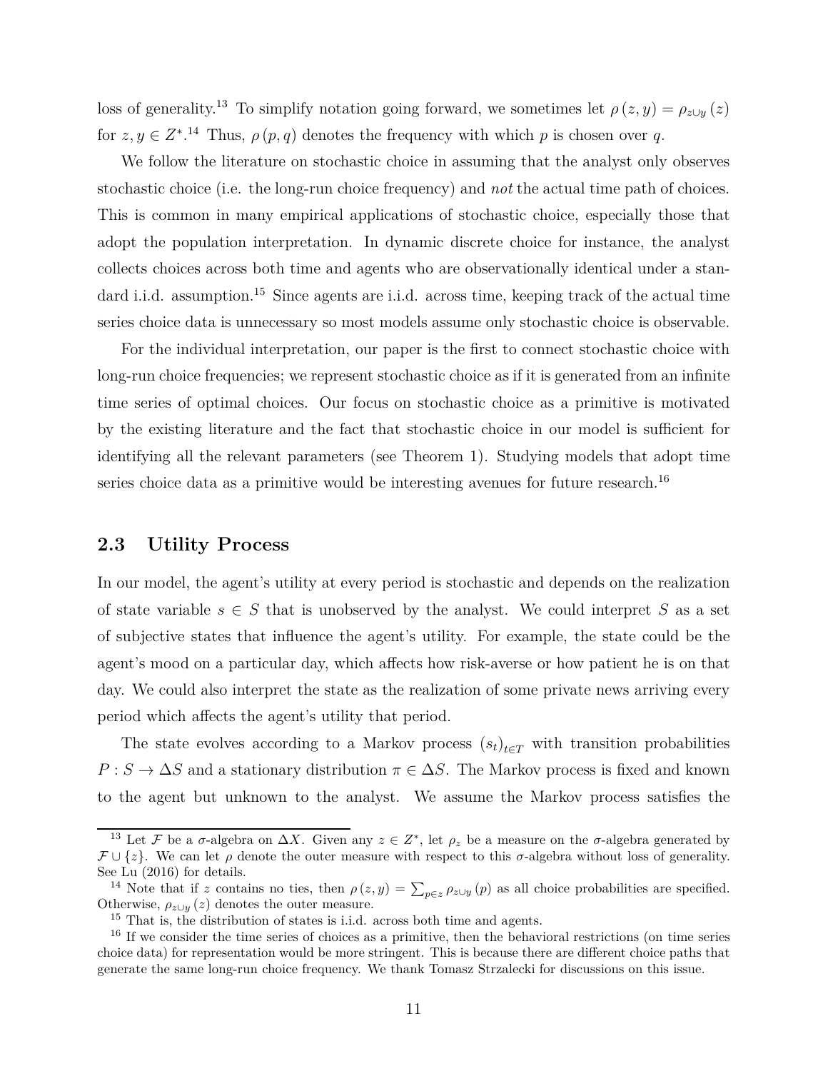loss of generality.[13] To simplify notation going forward, we sometimes let $\rho(z, y) = \rho_{z \cup y}(z)$ for $z, y \in Z^*$.[14] Thus, $\rho(p, q)$ denotes the frequency with which $p$ is chosen over $q$.

We follow the literature on stochastic choice in assuming that the analyst only observes stochastic choice (i.e. the long-run choice frequency) and *not* the actual time path of choices. This is common in many empirical applications of stochastic choice, especially those that adopt the population interpretation. In dynamic discrete choice for instance, the analyst collects choices across both time and agents who are observationally identical under a standard i.i.d. assumption.[15] Since agents are i.i.d. across time, keeping track of the actual time series choice data is unnecessary so most models assume only stochastic choice is observable.

For the individual interpretation, our paper is the first to connect stochastic choice with long-run choice frequencies; we represent stochastic choice as if it is generated from an infinite time series of optimal choices. Our focus on stochastic choice as a primitive is motivated by the existing literature and the fact that stochastic choice in our model is sufficient for identifying all the relevant parameters (see Theorem 1). Studying models that adopt time series choice data as a primitive would be interesting avenues for future research.[16]

## 2.3 Utility Process

In our model, the agent's utility at every period is stochastic and depends on the realization of state variable $s \in S$ that is unobserved by the analyst. We could interpret $S$ as a set of subjective states that influence the agent's utility. For example, the state could be the agent's mood on a particular day, which affects how risk-averse or how patient he is on that day. We could also interpret the state as the realization of some private news arriving every period which affects the agent's utility that period.

The state evolves according to a Markov process $(s_t)_{t \in T}$ with transition probabilities $P : S \to \Delta S$ and a stationary distribution $\pi \in \Delta S$. The Markov process is fixed and known to the agent but unknown to the analyst. We assume the Markov process satisfies the

---

[13] Let $\mathcal{F}$ be a $\sigma$-algebra on $\Delta X$. Given any $z \in Z^*$, let $\rho_z$ be a measure on the $\sigma$-algebra generated by $\mathcal{F} \cup \{z\}$. We can let $\rho$ denote the outer measure with respect to this $\sigma$-algebra without loss of generality. See Lu (2016) for details.

[14] Note that if $z$ contains no ties, then $\rho(z, y) = \sum_{p \in z} \rho_{z \cup y}(p)$ as all choice probabilities are specified. Otherwise, $\rho_{z \cup y}(z)$ denotes the outer measure.

[15] That is, the distribution of states is i.i.d. across both time and agents.

[16] If we consider the time series of choices as a primitive, then the behavioral restrictions (on time series choice data) for representation would be more stringent. This is because there are different choice paths that generate the same long-run choice frequency. We thank Tomasz Strzalecki for discussions on this issue.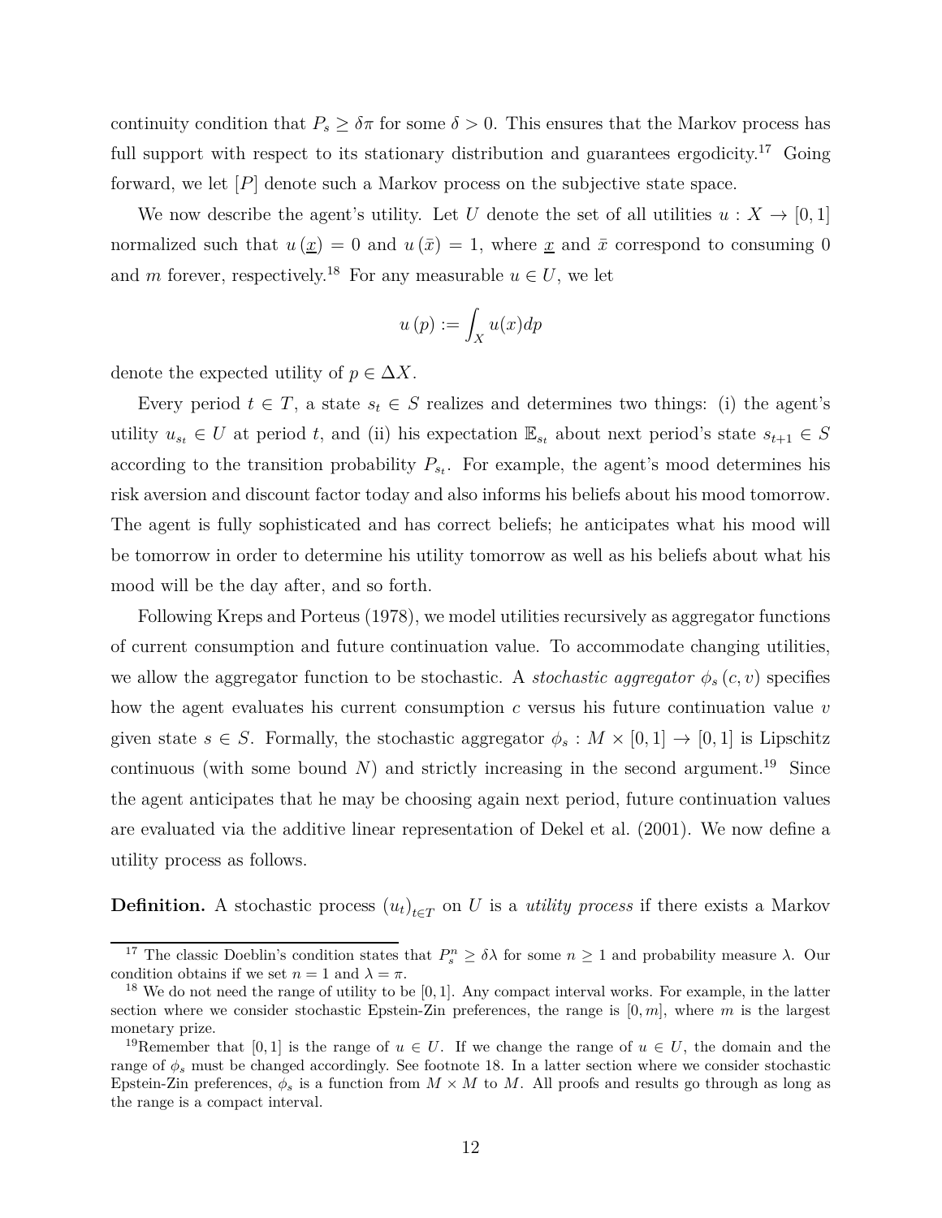continuity condition that $P_s \geq \delta\pi$ for some $\delta > 0$. This ensures that the Markov process has full support with respect to its stationary distribution and guarantees ergodicity.[17] Going forward, we let $[P]$ denote such a Markov process on the subjective state space.

We now describe the agent's utility. Let $U$ denote the set of all utilities $u : X \to [0,1]$ normalized such that $u(\underline{x}) = 0$ and $u(\bar{x}) = 1$, where $\underline{x}$ and $\bar{x}$ correspond to consuming 0 and $m$ forever, respectively.[18] For any measurable $u \in U$, we let

$$u(p) := \int_X u(x)dp$$

denote the expected utility of $p \in \Delta X$.

Every period $t \in T$, a state $s_t \in S$ realizes and determines two things: (i) the agent's utility $u_{s_t} \in U$ at period $t$, and (ii) his expectation $\mathbb{E}_{s_t}$ about next period's state $s_{t+1} \in S$ according to the transition probability $P_{s_t}$. For example, the agent's mood determines his risk aversion and discount factor today and also informs his beliefs about his mood tomorrow. The agent is fully sophisticated and has correct beliefs; he anticipates what his mood will be tomorrow in order to determine his utility tomorrow as well as his beliefs about what his mood will be the day after, and so forth.

Following Kreps and Porteus (1978), we model utilities recursively as aggregator functions of current consumption and future continuation value. To accommodate changing utilities, we allow the aggregator function to be stochastic. A *stochastic aggregator* $\phi_s(c, v)$ specifies how the agent evaluates his current consumption $c$ versus his future continuation value $v$ given state $s \in S$. Formally, the stochastic aggregator $\phi_s : M \times [0,1] \to [0,1]$ is Lipschitz continuous (with some bound $N$) and strictly increasing in the second argument.[19] Since the agent anticipates that he may be choosing again next period, future continuation values are evaluated via the additive linear representation of Dekel et al. (2001). We now define a utility process as follows.

**Definition.** A stochastic process $(u_t)_{t \in T}$ on $U$ is a *utility process* if there exists a Markov

---

[17] The classic Doeblin's condition states that $P_s^n \geq \delta\lambda$ for some $n \geq 1$ and probability measure $\lambda$. Our condition obtains if we set $n = 1$ and $\lambda = \pi$.

[18] We do not need the range of utility to be $[0,1]$. Any compact interval works. For example, in the latter section where we consider stochastic Epstein-Zin preferences, the range is $[0,m]$, where $m$ is the largest monetary prize.

[19] Remember that $[0,1]$ is the range of $u \in U$. If we change the range of $u \in U$, the domain and the range of $\phi_s$ must be changed accordingly. See footnote 18. In a latter section where we consider stochastic Epstein-Zin preferences, $\phi_s$ is a function from $M \times M$ to $M$. All proofs and results go through as long as the range is a compact interval.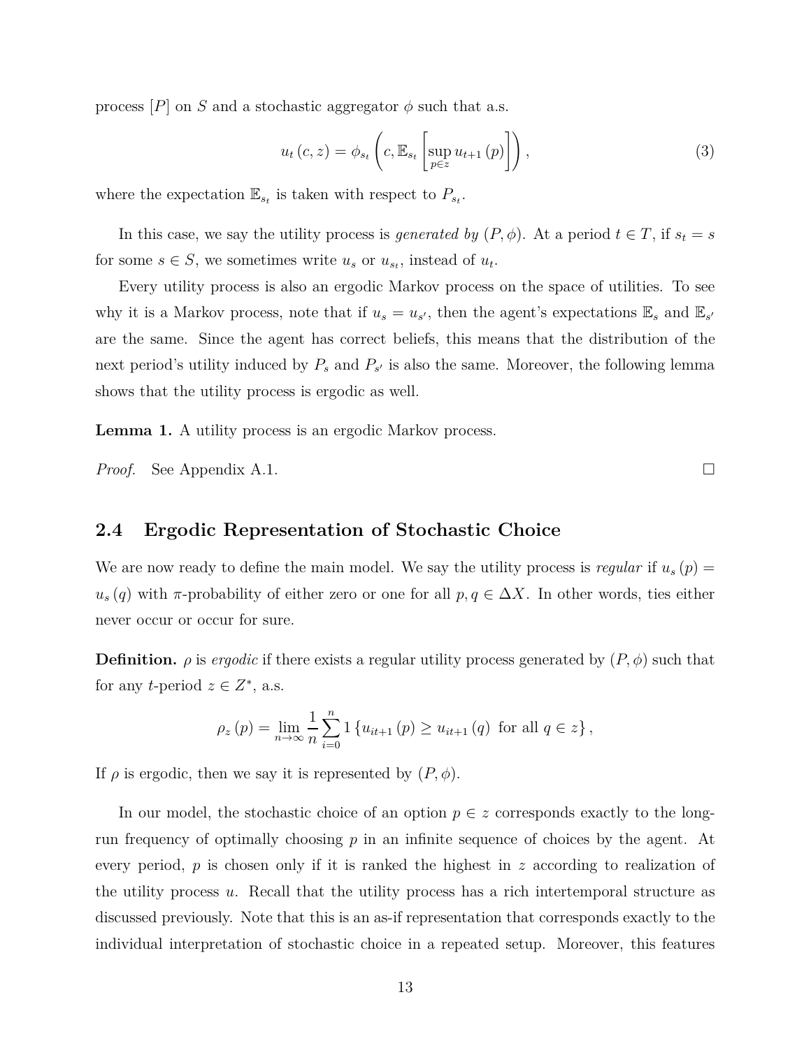process $[P]$ on $S$ and a stochastic aggregator $\phi$ such that a.s.

$$u_t(c,z) = \phi_{s_t}\left(c, \mathbb{E}_{s_t}\left[\sup_{p\in z} u_{t+1}(p)\right]\right), \tag{3}$$

where the expectation $\mathbb{E}_{s_t}$ is taken with respect to $P_{s_t}$.

In this case, we say the utility process is *generated by* $(P, \phi)$. At a period $t \in T$, if $s_t = s$ for some $s \in S$, we sometimes write $u_s$ or $u_{s_t}$, instead of $u_t$.

Every utility process is also an ergodic Markov process on the space of utilities. To see why it is a Markov process, note that if $u_s = u_{s'}$, then the agent's expectations $\mathbb{E}_s$ and $\mathbb{E}_{s'}$ are the same. Since the agent has correct beliefs, this means that the distribution of the next period's utility induced by $P_s$ and $P_{s'}$ is also the same. Moreover, the following lemma shows that the utility process is ergodic as well.

**Lemma 1.** A utility process is an ergodic Markov process.

*Proof.* See Appendix A.1. □

## 2.4 Ergodic Representation of Stochastic Choice

We are now ready to define the main model. We say the utility process is *regular* if $u_s(p) = u_s(q)$ with $\pi$-probability of either zero or one for all $p, q \in \Delta X$. In other words, ties either never occur or occur for sure.

**Definition.** $\rho$ is *ergodic* if there exists a regular utility process generated by $(P, \phi)$ such that for any $t$-period $z \in Z^*$, a.s.

$$\rho_z(p) = \lim_{n\to\infty} \frac{1}{n} \sum_{i=0}^{n} 1\left\{u_{it+1}(p) \geq u_{it+1}(q) \text{ for all } q \in z\right\},$$

If $\rho$ is ergodic, then we say it is represented by $(P, \phi)$.

In our model, the stochastic choice of an option $p \in z$ corresponds exactly to the long-run frequency of optimally choosing $p$ in an infinite sequence of choices by the agent. At every period, $p$ is chosen only if it is ranked the highest in $z$ according to realization of the utility process $u$. Recall that the utility process has a rich intertemporal structure as discussed previously. Note that this is an as-if representation that corresponds exactly to the individual interpretation of stochastic choice in a repeated setup. Moreover, this features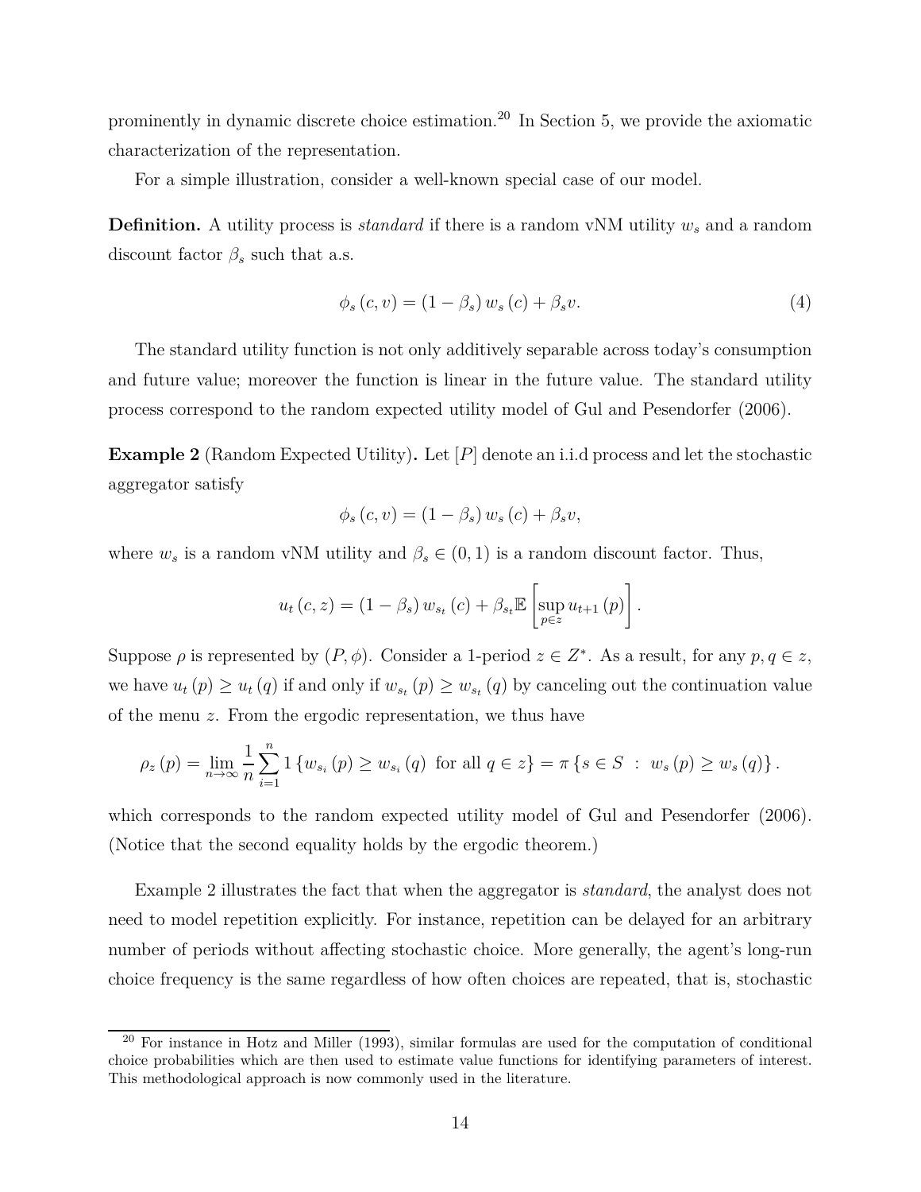prominently in dynamic discrete choice estimation.[20] In Section 5, we provide the axiomatic characterization of the representation.

For a simple illustration, consider a well-known special case of our model.

**Definition.** A utility process is *standard* if there is a random vNM utility $w_s$ and a random discount factor $\beta_s$ such that a.s.

$$\phi_s(c, v) = (1 - \beta_s) w_s(c) + \beta_s v. \tag{4}$$

The standard utility function is not only additively separable across today's consumption and future value; moreover the function is linear in the future value. The standard utility process correspond to the random expected utility model of Gul and Pesendorfer (2006).

**Example 2** (Random Expected Utility)**.** Let $[P]$ denote an i.i.d process and let the stochastic aggregator satisfy

$$\phi_s(c, v) = (1 - \beta_s) w_s(c) + \beta_s v,$$

where $w_s$ is a random vNM utility and $\beta_s \in (0, 1)$ is a random discount factor. Thus,

$$u_t(c, z) = (1 - \beta_s) w_{s_t}(c) + \beta_{s_t} \mathbb{E}\left[\sup_{p \in z} u_{t+1}(p)\right].$$

Suppose $\rho$ is represented by $(P, \phi)$. Consider a 1-period $z \in Z^*$. As a result, for any $p, q \in z$, we have $u_t(p) \geq u_t(q)$ if and only if $w_{s_t}(p) \geq w_{s_t}(q)$ by canceling out the continuation value of the menu $z$. From the ergodic representation, we thus have

$$\rho_z(p) = \lim_{n \to \infty} \frac{1}{n} \sum_{i=1}^{n} 1\{w_{s_i}(p) \geq w_{s_i}(q) \text{ for all } q \in z\} = \pi\{s \in S : w_s(p) \geq w_s(q)\}.$$

which corresponds to the random expected utility model of Gul and Pesendorfer (2006). (Notice that the second equality holds by the ergodic theorem.)

Example 2 illustrates the fact that when the aggregator is *standard*, the analyst does not need to model repetition explicitly. For instance, repetition can be delayed for an arbitrary number of periods without affecting stochastic choice. More generally, the agent's long-run choice frequency is the same regardless of how often choices are repeated, that is, stochastic

[20] For instance in Hotz and Miller (1993), similar formulas are used for the computation of conditional choice probabilities which are then used to estimate value functions for identifying parameters of interest. This methodological approach is now commonly used in the literature.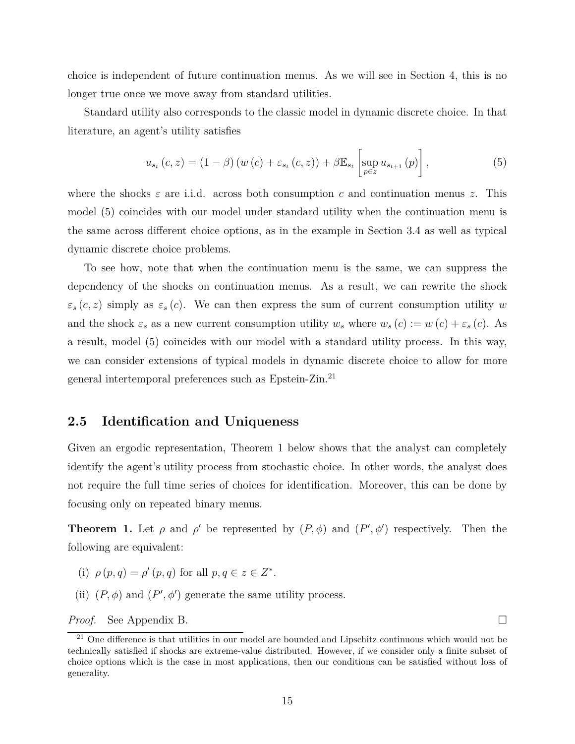choice is independent of future continuation menus. As we will see in Section 4, this is no longer true once we move away from standard utilities.

Standard utility also corresponds to the classic model in dynamic discrete choice. In that literature, an agent's utility satisfies

$$u_{s_t}(c, z) = (1 - \beta)(w(c) + \varepsilon_{s_t}(c, z)) + \beta \mathbb{E}_{s_t}\left[\sup_{p \in z} u_{s_{t+1}}(p)\right], \tag{5}$$

where the shocks $\varepsilon$ are i.i.d. across both consumption $c$ and continuation menus $z$. This model (5) coincides with our model under standard utility when the continuation menu is the same across different choice options, as in the example in Section 3.4 as well as typical dynamic discrete choice problems.

To see how, note that when the continuation menu is the same, we can suppress the dependency of the shocks on continuation menus. As a result, we can rewrite the shock $\varepsilon_s(c, z)$ simply as $\varepsilon_s(c)$. We can then express the sum of current consumption utility $w$ and the shock $\varepsilon_s$ as a new current consumption utility $w_s$ where $w_s(c) := w(c) + \varepsilon_s(c)$. As a result, model (5) coincides with our model with a standard utility process. In this way, we can consider extensions of typical models in dynamic discrete choice to allow for more general intertemporal preferences such as Epstein-Zin.[21]

## 2.5 Identification and Uniqueness

Given an ergodic representation, Theorem 1 below shows that the analyst can completely identify the agent's utility process from stochastic choice. In other words, the analyst does not require the full time series of choices for identification. Moreover, this can be done by focusing only on repeated binary menus.

**Theorem 1.** Let $\rho$ and $\rho'$ be represented by $(P, \phi)$ and $(P', \phi')$ respectively. Then the following are equivalent:

(i) $\rho(p, q) = \rho'(p, q)$ for all $p, q \in z \in Z^*$.

(ii) $(P, \phi)$ and $(P', \phi')$ generate the same utility process.

*Proof.* See Appendix B. □

[21] One difference is that utilities in our model are bounded and Lipschitz continuous which would not be technically satisfied if shocks are extreme-value distributed. However, if we consider only a finite subset of choice options which is the case in most applications, then our conditions can be satisfied without loss of generality.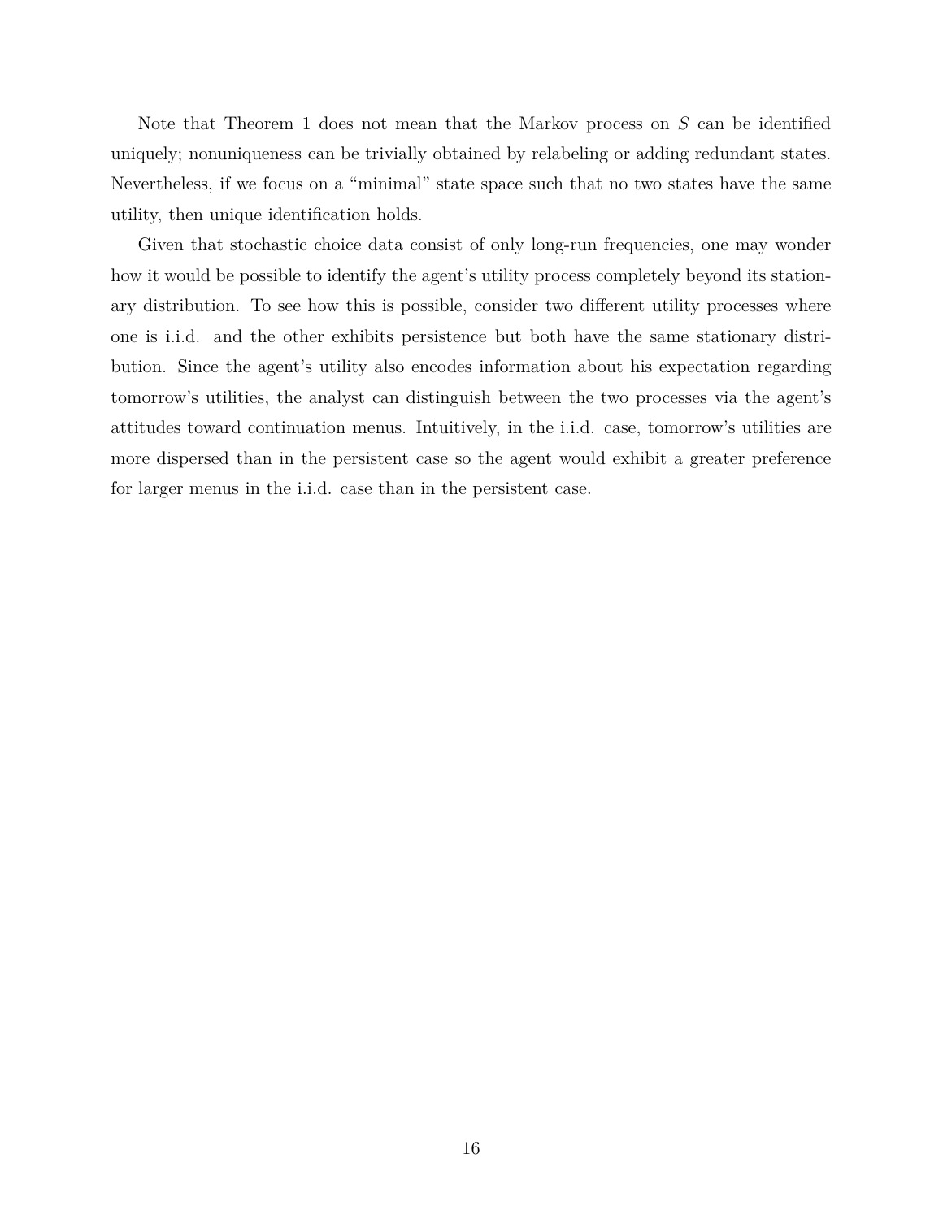Note that Theorem 1 does not mean that the Markov process on $S$ can be identified uniquely; nonuniqueness can be trivially obtained by relabeling or adding redundant states. Nevertheless, if we focus on a "minimal" state space such that no two states have the same utility, then unique identification holds.

Given that stochastic choice data consist of only long-run frequencies, one may wonder how it would be possible to identify the agent's utility process completely beyond its stationary distribution. To see how this is possible, consider two different utility processes where one is i.i.d. and the other exhibits persistence but both have the same stationary distribution. Since the agent's utility also encodes information about his expectation regarding tomorrow's utilities, the analyst can distinguish between the two processes via the agent's attitudes toward continuation menus. Intuitively, in the i.i.d. case, tomorrow's utilities are more dispersed than in the persistent case so the agent would exhibit a greater preference for larger menus in the i.i.d. case than in the persistent case.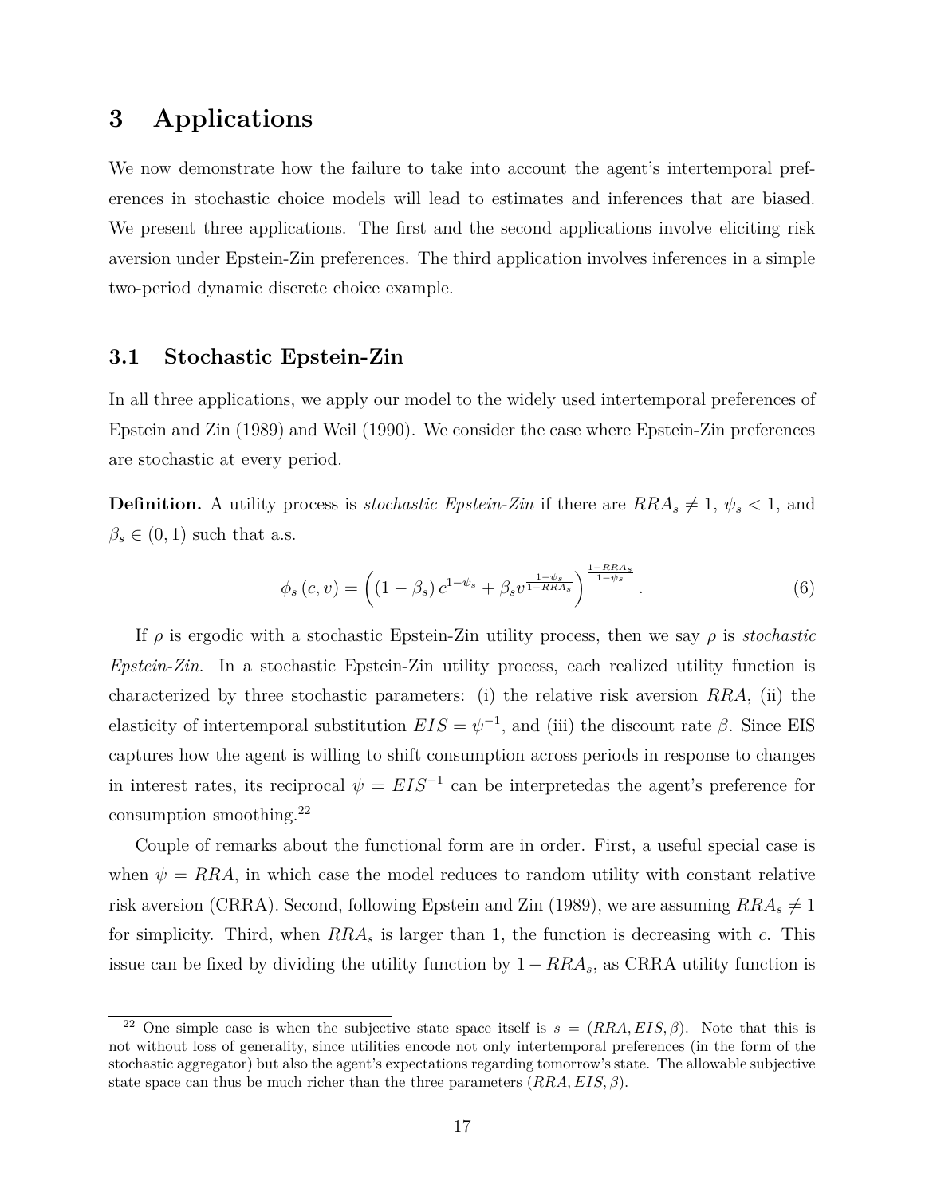# 3 Applications

We now demonstrate how the failure to take into account the agent's intertemporal preferences in stochastic choice models will lead to estimates and inferences that are biased. We present three applications. The first and the second applications involve eliciting risk aversion under Epstein-Zin preferences. The third application involves inferences in a simple two-period dynamic discrete choice example.

## 3.1 Stochastic Epstein-Zin

In all three applications, we apply our model to the widely used intertemporal preferences of Epstein and Zin (1989) and Weil (1990). We consider the case where Epstein-Zin preferences are stochastic at every period.

**Definition.** A utility process is *stochastic Epstein-Zin* if there are $RRA_s \neq 1$, $\psi_s < 1$, and $\beta_s \in (0,1)$ such that a.s.

$$\phi_s(c,v) = \left((1-\beta_s)\, c^{1-\psi_s} + \beta_s v^{\frac{1-\psi_s}{1-RRA_s}}\right)^{\frac{1-RRA_s}{1-\psi_s}}. \tag{6}$$

If $\rho$ is ergodic with a stochastic Epstein-Zin utility process, then we say $\rho$ is *stochastic Epstein-Zin*. In a stochastic Epstein-Zin utility process, each realized utility function is characterized by three stochastic parameters: (i) the relative risk aversion $RRA$, (ii) the elasticity of intertemporal substitution $EIS = \psi^{-1}$, and (iii) the discount rate $\beta$. Since EIS captures how the agent is willing to shift consumption across periods in response to changes in interest rates, its reciprocal $\psi = EIS^{-1}$ can be interpretedas the agent's preference for consumption smoothing.[22]

Couple of remarks about the functional form are in order. First, a useful special case is when $\psi = RRA$, in which case the model reduces to random utility with constant relative risk aversion (CRRA). Second, following Epstein and Zin (1989), we are assuming $RRA_s \neq 1$ for simplicity. Third, when $RRA_s$ is larger than 1, the function is decreasing with $c$. This issue can be fixed by dividing the utility function by $1 - RRA_s$, as CRRA utility function is

[22] One simple case is when the subjective state space itself is $s = (RRA, EIS, \beta)$. Note that this is not without loss of generality, since utilities encode not only intertemporal preferences (in the form of the stochastic aggregator) but also the agent's expectations regarding tomorrow's state. The allowable subjective state space can thus be much richer than the three parameters $(RRA, EIS, \beta)$.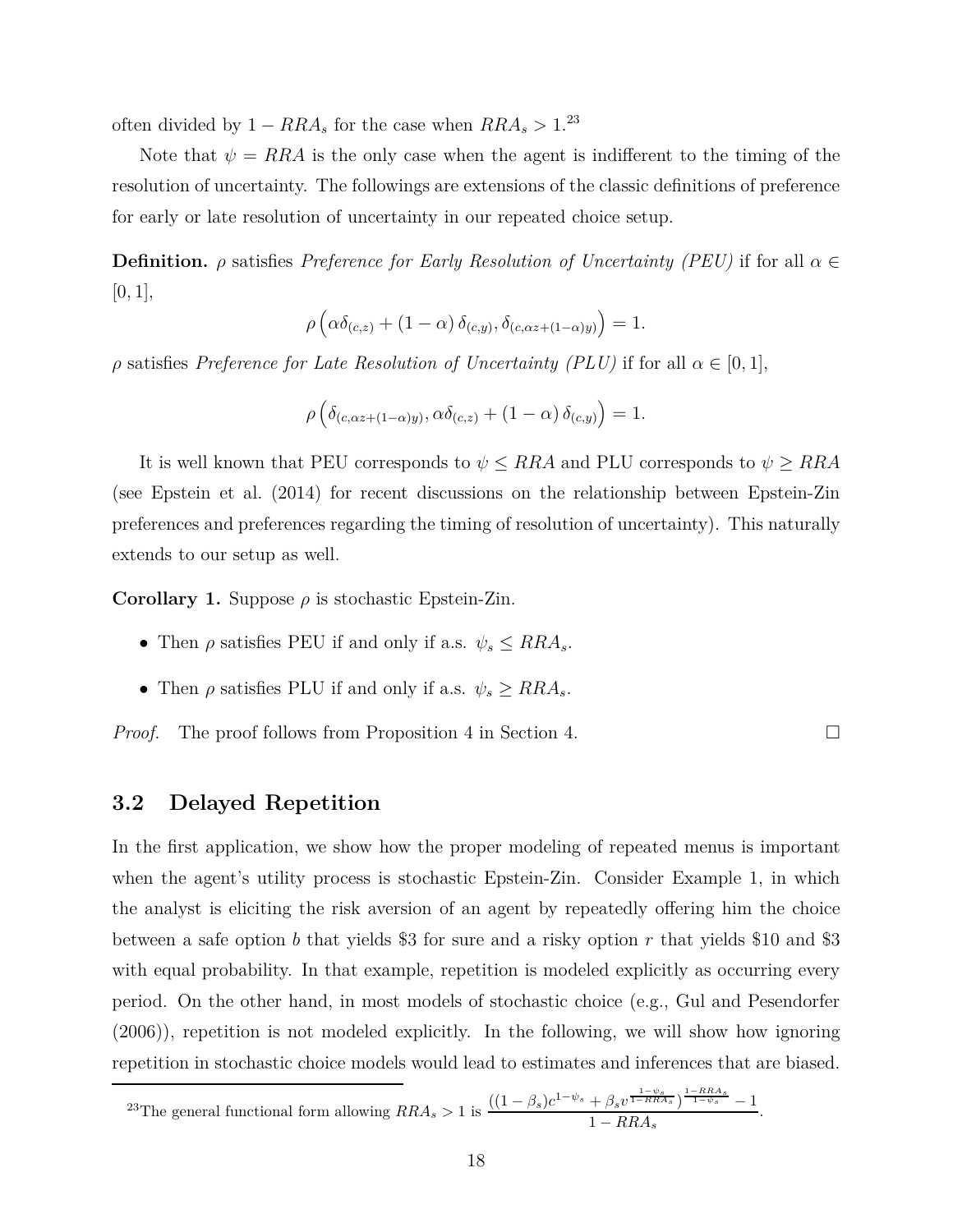often divided by $1 - RRA_s$ for the case when $RRA_s > 1$.[23]

Note that $\psi = RRA$ is the only case when the agent is indifferent to the timing of the resolution of uncertainty. The followings are extensions of the classic definitions of preference for early or late resolution of uncertainty in our repeated choice setup.

**Definition.** $\rho$ satisfies *Preference for Early Resolution of Uncertainty (PEU)* if for all $\alpha \in [0,1]$,

$$\rho\left(\alpha\delta_{(c,z)} + (1-\alpha)\,\delta_{(c,y)}, \delta_{(c,\alpha z+(1-\alpha)y)}\right) = 1.$$

$\rho$ satisfies *Preference for Late Resolution of Uncertainty (PLU)* if for all $\alpha \in [0,1]$,

$$\rho\left(\delta_{(c,\alpha z+(1-\alpha)y)}, \alpha\delta_{(c,z)} + (1-\alpha)\,\delta_{(c,y)}\right) = 1.$$

It is well known that PEU corresponds to $\psi \leq RRA$ and PLU corresponds to $\psi \geq RRA$ (see Epstein et al. (2014) for recent discussions on the relationship between Epstein-Zin preferences and preferences regarding the timing of resolution of uncertainty). This naturally extends to our setup as well.

**Corollary 1.** Suppose $\rho$ is stochastic Epstein-Zin.

- Then $\rho$ satisfies PEU if and only if a.s. $\psi_s \leq RRA_s$.
- Then $\rho$ satisfies PLU if and only if a.s. $\psi_s \geq RRA_s$.

*Proof.* The proof follows from Proposition 4 in Section 4. □

## 3.2 Delayed Repetition

In the first application, we show how the proper modeling of repeated menus is important when the agent's utility process is stochastic Epstein-Zin. Consider Example 1, in which the analyst is eliciting the risk aversion of an agent by repeatedly offering him the choice between a safe option $b$ that yields \$3 for sure and a risky option $r$ that yields \$10 and \$3 with equal probability. In that example, repetition is modeled explicitly as occurring every period. On the other hand, in most models of stochastic choice (e.g., Gul and Pesendorfer (2006)), repetition is not modeled explicitly. In the following, we will show how ignoring repetition in stochastic choice models would lead to estimates and inferences that are biased.

[23] The general functional form allowing $RRA_s > 1$ is $\dfrac{\left((1-\beta_s)c^{1-\psi_s} + \beta_s v^{\frac{1-\psi_s}{1-RRA_s}}\right)^{\frac{1-RRA_s}{1-\psi_s}} - 1}{1 - RRA_s}$.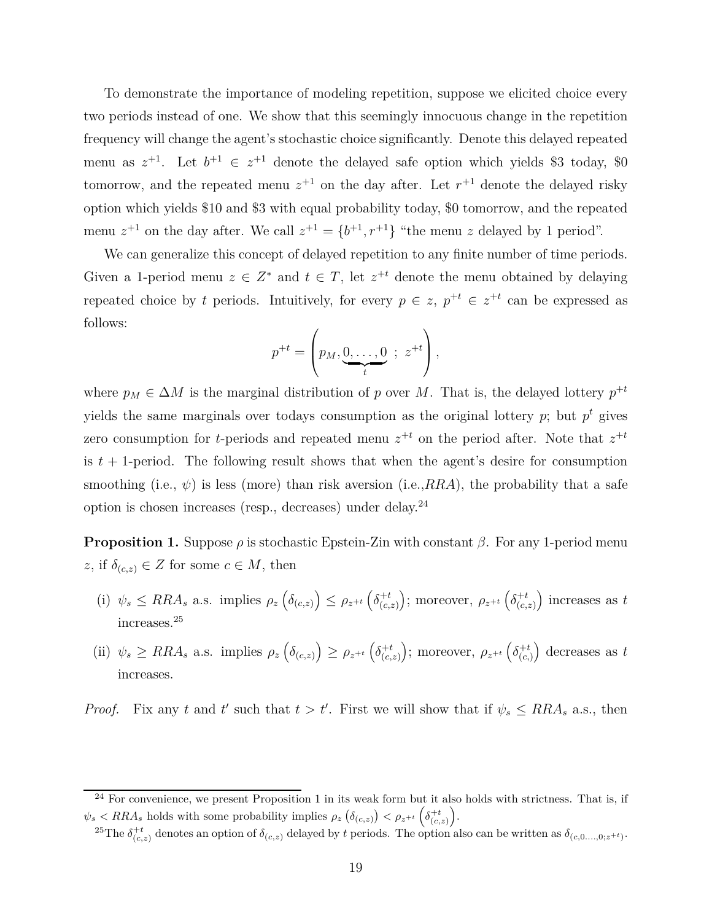To demonstrate the importance of modeling repetition, suppose we elicited choice every two periods instead of one. We show that this seemingly innocuous change in the repetition frequency will change the agent's stochastic choice significantly. Denote this delayed repeated menu as $z^{+1}$. Let $b^{+1} \in z^{+1}$ denote the delayed safe option which yields \$3 today, \$0 tomorrow, and the repeated menu $z^{+1}$ on the day after. Let $r^{+1}$ denote the delayed risky option which yields \$10 and \$3 with equal probability today, \$0 tomorrow, and the repeated menu $z^{+1}$ on the day after. We call $z^{+1} = \{b^{+1}, r^{+1}\}$ "the menu $z$ delayed by 1 period".

We can generalize this concept of delayed repetition to any finite number of time periods. Given a 1-period menu $z \in Z^*$ and $t \in T$, let $z^{+t}$ denote the menu obtained by delaying repeated choice by $t$ periods. Intuitively, for every $p \in z$, $p^{+t} \in z^{+t}$ can be expressed as follows:

$$p^{+t} = \left( p_M, \underbrace{0, \ldots, 0}_{t} \; ; \; z^{+t} \right),$$

where $p_M \in \Delta M$ is the marginal distribution of $p$ over $M$. That is, the delayed lottery $p^{+t}$ yields the same marginals over todays consumption as the original lottery $p$; but $p^t$ gives zero consumption for $t$-periods and repeated menu $z^{+t}$ on the period after. Note that $z^{+t}$ is $t+1$-period. The following result shows that when the agent's desire for consumption smoothing (i.e., $\psi$) is less (more) than risk aversion (i.e.,$RRA$), the probability that a safe option is chosen increases (resp., decreases) under delay.[24]

**Proposition 1.** Suppose $\rho$ is stochastic Epstein-Zin with constant $\beta$. For any 1-period menu $z$, if $\delta_{(c,z)} \in Z$ for some $c \in M$, then

(i) $\psi_s \leq RRA_s$ a.s. implies $\rho_z\left(\delta_{(c,z)}\right) \leq \rho_{z^{+t}}\left(\delta^{+t}_{(c,z)}\right)$; moreover, $\rho_{z^{+t}}\left(\delta^{+t}_{(c,z)}\right)$ increases as $t$ increases.[25]

(ii) $\psi_s \geq RRA_s$ a.s. implies $\rho_z\left(\delta_{(c,z)}\right) \geq \rho_{z^{+t}}\left(\delta^{+t}_{(c,z)}\right)$; moreover, $\rho_{z^{+t}}\left(\delta^{+t}_{(c,)}\right)$ decreases as $t$ increases.

*Proof.* Fix any $t$ and $t'$ such that $t > t'$. First we will show that if $\psi_s \leq RRA_s$ a.s., then

---

[24] For convenience, we present Proposition 1 in its weak form but it also holds with strictness. That is, if $\psi_s < RRA_s$ holds with some probability implies $\rho_z\left(\delta_{(c,z)}\right) < \rho_{z^{+t}}\left(\delta^{+t}_{(c,z)}\right)$.

[25] The $\delta^{+t}_{(c,z)}$ denotes an option of $\delta_{(c,z)}$ delayed by $t$ periods. The option also can be written as $\delta_{(c,0,\ldots,0;z^{+t})}$.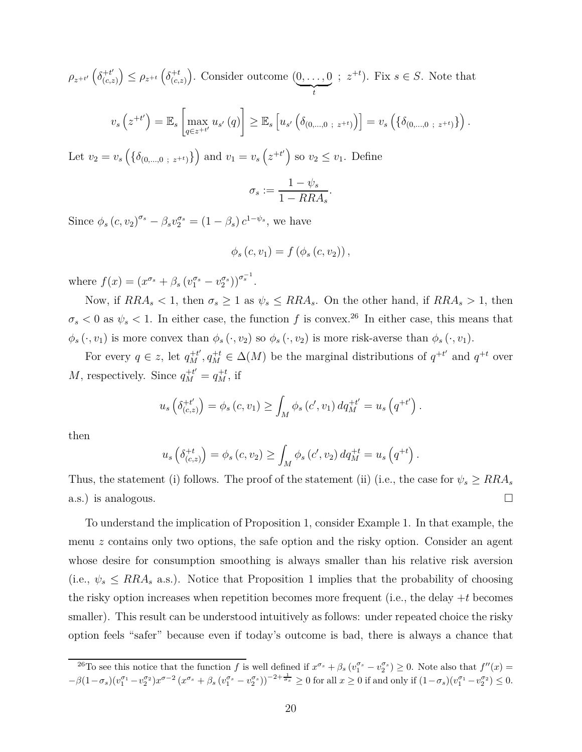$\rho_{z^{+t'}}\left(\delta^{+t'}_{(c,z)}\right) \leq \rho_{z^{+t}}\left(\delta^{+t}_{(c,z)}\right)$. Consider outcome $(\underbrace{0,\ldots,0}_{t}\ ;\ z^{+t})$. Fix $s \in S$. Note that

$$v_s\left(z^{+t'}\right) = \mathbb{E}_s\left[\max_{q \in z^{+t'}} u_{s'}(q)\right] \geq \mathbb{E}_s\left[u_{s'}\left(\delta_{(0,\ldots,0\ ;\ z^{+t})}\right)\right] = v_s\left(\left\{\delta_{(0,\ldots,0\ ;\ z^{+t})}\right\}\right).$$

Let $v_2 = v_s\left(\left\{\delta_{(0,\ldots,0\ ;\ z^{+t})}\right\}\right)$ and $v_1 = v_s\left(z^{+t'}\right)$ so $v_2 \leq v_1$. Define

$$\sigma_s := \frac{1-\psi_s}{1-RRA_s}.$$

Since $\phi_s(c, v_2)^{\sigma_s} - \beta_s v_2^{\sigma_s} = (1-\beta_s)\, c^{1-\psi_s}$, we have

$$\phi_s(c, v_1) = f\left(\phi_s(c, v_2)\right),$$

where $f(x) = \left(x^{\sigma_s} + \beta_s\left(v_1^{\sigma_s} - v_2^{\sigma_s}\right)\right)^{\sigma_s^{-1}}$.

Now, if $RRA_s < 1$, then $\sigma_s \geq 1$ as $\psi_s \leq RRA_s$. On the other hand, if $RRA_s > 1$, then $\sigma_s < 0$ as $\psi_s < 1$. In either case, the function $f$ is convex.[26] In either case, this means that $\phi_s(\cdot, v_1)$ is more convex than $\phi_s(\cdot, v_2)$ so $\phi_s(\cdot, v_2)$ is more risk-averse than $\phi_s(\cdot, v_1)$.

For every $q \in z$, let $q_M^{+t'}, q_M^{+t} \in \Delta(M)$ be the marginal distributions of $q^{+t'}$ and $q^{+t}$ over $M$, respectively. Since $q_M^{+t'} = q_M^{+t}$, if

$$u_s\left(\delta^{+t'}_{(c,z)}\right) = \phi_s(c, v_1) \geq \int_M \phi_s(c', v_1)\, dq_M^{+t'} = u_s\left(q^{+t'}\right).$$

then

$$u_s\left(\delta^{+t}_{(c,z)}\right) = \phi_s(c, v_2) \geq \int_M \phi_s(c', v_2)\, dq_M^{+t} = u_s\left(q^{+t}\right).$$

Thus, the statement (i) follows. The proof of the statement (ii) (i.e., the case for $\psi_s \geq RRA_s$ a.s.) is analogous. $\square$

To understand the implication of Proposition 1, consider Example 1. In that example, the menu $z$ contains only two options, the safe option and the risky option. Consider an agent whose desire for consumption smoothing is always smaller than his relative risk aversion (i.e., $\psi_s \leq RRA_s$ a.s.). Notice that Proposition 1 implies that the probability of choosing the risky option increases when repetition becomes more frequent (i.e., the delay $+t$ becomes smaller). This result can be understood intuitively as follows: under repeated choice the risky option feels "safer" because even if today's outcome is bad, there is always a chance that

[26] To see this notice that the function $f$ is well defined if $x^{\sigma_s} + \beta_s\left(v_1^{\sigma_s} - v_2^{\sigma_s}\right) \geq 0$. Note also that $f''(x) = -\beta(1-\sigma_s)(v_1^{\sigma_1} - v_2^{\sigma_2})x^{\sigma-2}\left(x^{\sigma_s} + \beta_s\left(v_1^{\sigma_s} - v_2^{\sigma_s}\right)\right)^{-2+\frac{1}{\sigma_s}} \geq 0$ for all $x \geq 0$ if and only if $(1-\sigma_s)(v_1^{\sigma_1} - v_2^{\sigma_2}) \leq 0$.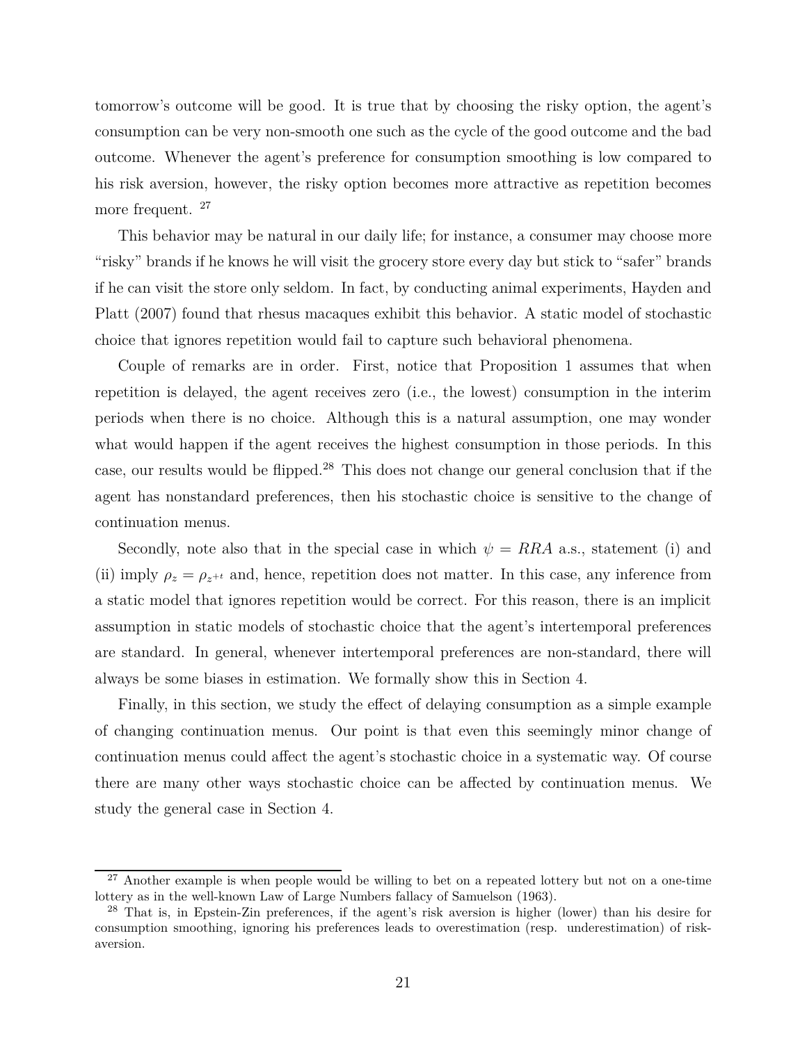tomorrow's outcome will be good. It is true that by choosing the risky option, the agent's consumption can be very non-smooth one such as the cycle of the good outcome and the bad outcome. Whenever the agent's preference for consumption smoothing is low compared to his risk aversion, however, the risky option becomes more attractive as repetition becomes more frequent. [27]

This behavior may be natural in our daily life; for instance, a consumer may choose more "risky" brands if he knows he will visit the grocery store every day but stick to "safer" brands if he can visit the store only seldom. In fact, by conducting animal experiments, Hayden and Platt (2007) found that rhesus macaques exhibit this behavior. A static model of stochastic choice that ignores repetition would fail to capture such behavioral phenomena.

Couple of remarks are in order. First, notice that Proposition 1 assumes that when repetition is delayed, the agent receives zero (i.e., the lowest) consumption in the interim periods when there is no choice. Although this is a natural assumption, one may wonder what would happen if the agent receives the highest consumption in those periods. In this case, our results would be flipped.[28] This does not change our general conclusion that if the agent has nonstandard preferences, then his stochastic choice is sensitive to the change of continuation menus.

Secondly, note also that in the special case in which $\psi = RRA$ a.s., statement (i) and (ii) imply $\rho_z = \rho_{z^{+t}}$ and, hence, repetition does not matter. In this case, any inference from a static model that ignores repetition would be correct. For this reason, there is an implicit assumption in static models of stochastic choice that the agent's intertemporal preferences are standard. In general, whenever intertemporal preferences are non-standard, there will always be some biases in estimation. We formally show this in Section 4.

Finally, in this section, we study the effect of delaying consumption as a simple example of changing continuation menus. Our point is that even this seemingly minor change of continuation menus could affect the agent's stochastic choice in a systematic way. Of course there are many other ways stochastic choice can be affected by continuation menus. We study the general case in Section 4.

---

[27] Another example is when people would be willing to bet on a repeated lottery but not on a one-time lottery as in the well-known Law of Large Numbers fallacy of Samuelson (1963).

[28] That is, in Epstein-Zin preferences, if the agent's risk aversion is higher (lower) than his desire for consumption smoothing, ignoring his preferences leads to overestimation (resp. underestimation) of risk-aversion.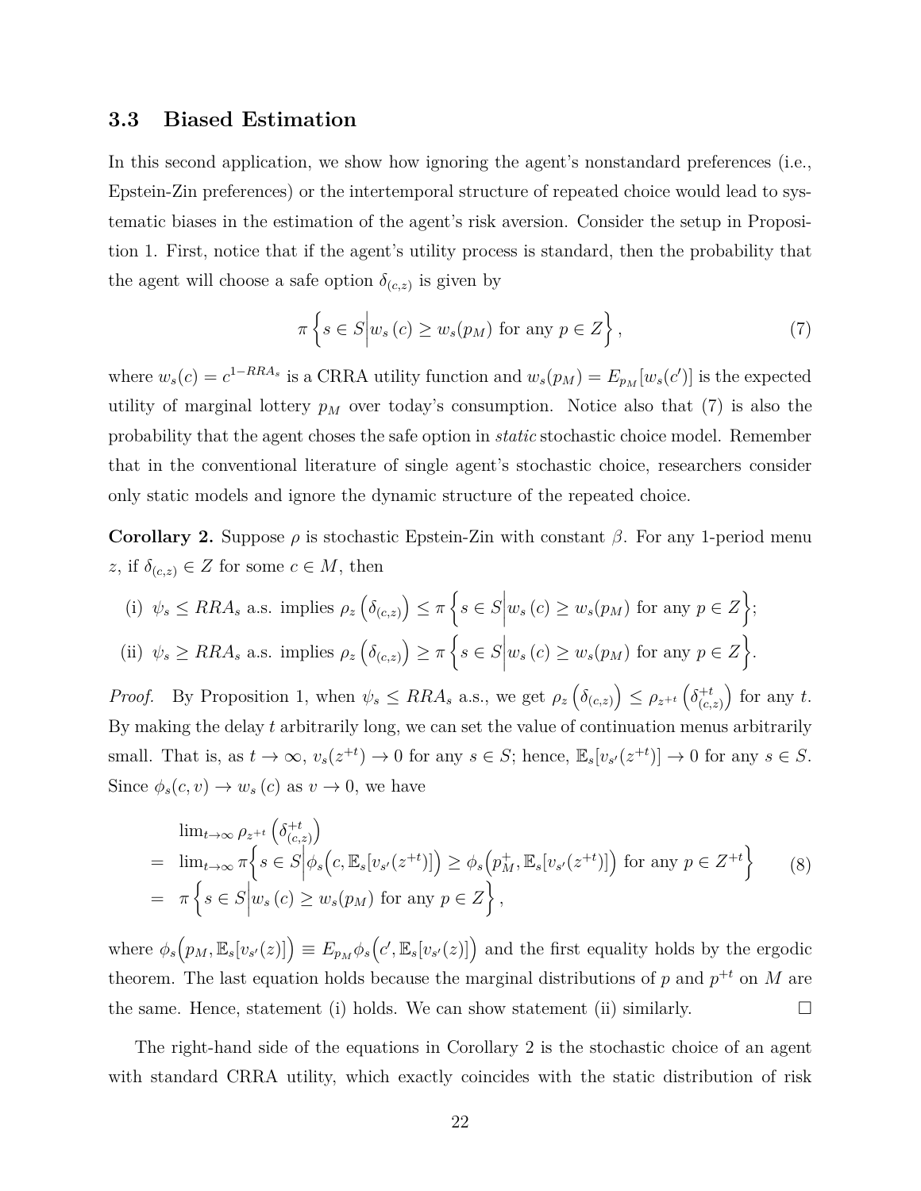### 3.3 Biased Estimation

In this second application, we show how ignoring the agent's nonstandard preferences (i.e., Epstein-Zin preferences) or the intertemporal structure of repeated choice would lead to systematic biases in the estimation of the agent's risk aversion. Consider the setup in Proposition 1. First, notice that if the agent's utility process is standard, then the probability that the agent will choose a safe option $\delta_{(c,z)}$ is given by

$$\pi \left\{ s \in S \middle| w_s(c) \geq w_s(p_M) \text{ for any } p \in Z \right\}, \tag{7}$$

where $w_s(c) = c^{1-RRA_s}$ is a CRRA utility function and $w_s(p_M) = E_{p_M}[w_s(c')]$ is the expected utility of marginal lottery $p_M$ over today's consumption. Notice also that (7) is also the probability that the agent choses the safe option in *static* stochastic choice model. Remember that in the conventional literature of single agent's stochastic choice, researchers consider only static models and ignore the dynamic structure of the repeated choice.

**Corollary 2.** Suppose $\rho$ is stochastic Epstein-Zin with constant $\beta$. For any 1-period menu $z$, if $\delta_{(c,z)} \in Z$ for some $c \in M$, then

(i) $\psi_s \leq RRA_s$ a.s. implies $\rho_z\left(\delta_{(c,z)}\right) \leq \pi \left\{ s \in S \middle| w_s(c) \geq w_s(p_M) \text{ for any } p \in Z \right\}$;

(ii) $\psi_s \geq RRA_s$ a.s. implies $\rho_z\left(\delta_{(c,z)}\right) \geq \pi \left\{ s \in S \middle| w_s(c) \geq w_s(p_M) \text{ for any } p \in Z \right\}$.

*Proof.* By Proposition 1, when $\psi_s \leq RRA_s$ a.s., we get $\rho_z\left(\delta_{(c,z)}\right) \leq \rho_{z^{+t}}\left(\delta^{+t}_{(c,z)}\right)$ for any $t$. By making the delay $t$ arbitrarily long, we can set the value of continuation menus arbitrarily small. That is, as $t \to \infty$, $v_s(z^{+t}) \to 0$ for any $s \in S$; hence, $\mathbb{E}_s[v_{s'}(z^{+t})] \to 0$ for any $s \in S$. Since $\phi_s(c, v) \to w_s(c)$ as $v \to 0$, we have

$$\begin{aligned} & \lim_{t\to\infty} \rho_{z^{+t}}\left(\delta^{+t}_{(c,z)}\right) \\ = \;& \lim_{t\to\infty} \pi \Big\{ s \in S \Big| \phi_s\Big(c, \mathbb{E}_s[v_{s'}(z^{+t})]\Big) \geq \phi_s\Big(p^{+}_M, \mathbb{E}_s[v_{s'}(z^{+t})]\Big) \text{ for any } p \in Z^{+t} \Big\} \\ = \;& \pi \left\{ s \in S \middle| w_s(c) \geq w_s(p_M) \text{ for any } p \in Z \right\}, \end{aligned} \tag{8}$$

where $\phi_s\Big(p_M, \mathbb{E}_s[v_{s'}(z)]\Big) \equiv E_{p_M}\phi_s\Big(c', \mathbb{E}_s[v_{s'}(z)]\Big)$ and the first equality holds by the ergodic theorem. The last equation holds because the marginal distributions of $p$ and $p^{+t}$ on $M$ are the same. Hence, statement (i) holds. We can show statement (ii) similarly. $\square$

The right-hand side of the equations in Corollary 2 is the stochastic choice of an agent with standard CRRA utility, which exactly coincides with the static distribution of risk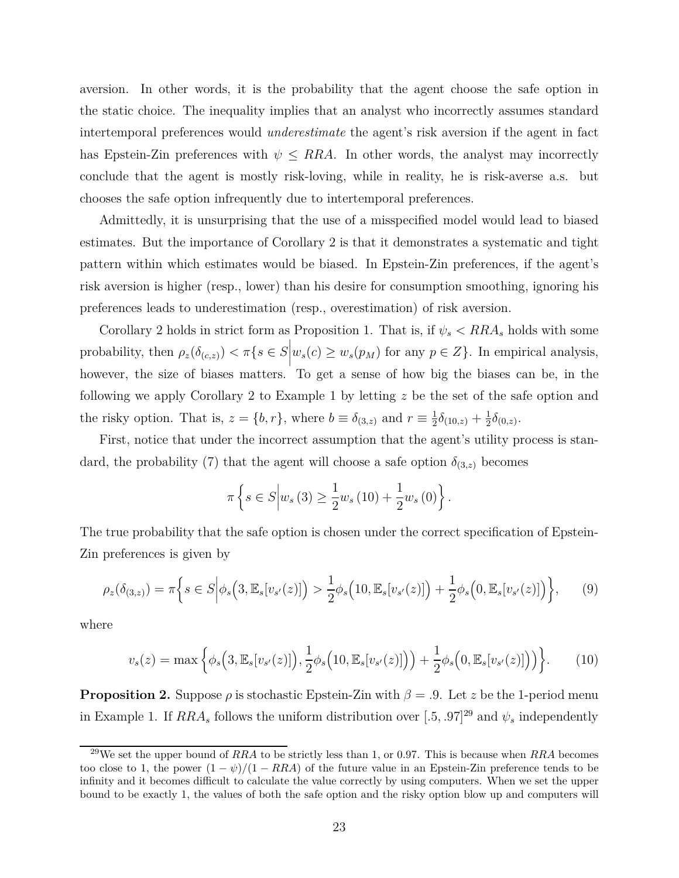aversion. In other words, it is the probability that the agent choose the safe option in the static choice. The inequality implies that an analyst who incorrectly assumes standard intertemporal preferences would *underestimate* the agent's risk aversion if the agent in fact has Epstein-Zin preferences with $\psi \leq RRA$. In other words, the analyst may incorrectly conclude that the agent is mostly risk-loving, while in reality, he is risk-averse a.s. but chooses the safe option infrequently due to intertemporal preferences.

Admittedly, it is unsurprising that the use of a misspecified model would lead to biased estimates. But the importance of Corollary 2 is that it demonstrates a systematic and tight pattern within which estimates would be biased. In Epstein-Zin preferences, if the agent's risk aversion is higher (resp., lower) than his desire for consumption smoothing, ignoring his preferences leads to underestimation (resp., overestimation) of risk aversion.

Corollary 2 holds in strict form as Proposition 1. That is, if $\psi_s < RRA_s$ holds with some probability, then $\rho_z(\delta_{(c,z)}) < \pi\{s \in S \big| w_s(c) \geq w_s(p_M) \text{ for any } p \in Z\}$. In empirical analysis, however, the size of biases matters. To get a sense of how big the biases can be, in the following we apply Corollary 2 to Example 1 by letting $z$ be the set of the safe option and the risky option. That is, $z = \{b, r\}$, where $b \equiv \delta_{(3,z)}$ and $r \equiv \frac{1}{2}\delta_{(10,z)} + \frac{1}{2}\delta_{(0,z)}$.

First, notice that under the incorrect assumption that the agent's utility process is standard, the probability (7) that the agent will choose a safe option $\delta_{(3,z)}$ becomes

$$\pi\left\{s \in S \middle| w_s(3) \geq \frac{1}{2}w_s(10) + \frac{1}{2}w_s(0)\right\}.$$

The true probability that the safe option is chosen under the correct specification of Epstein-Zin preferences is given by

$$\rho_z(\delta_{(3,z)}) = \pi\left\{s \in S \middle| \phi_s\Big(3, \mathbb{E}_s[v_{s'}(z)]\Big) > \frac{1}{2}\phi_s\Big(10, \mathbb{E}_s[v_{s'}(z)]\Big) + \frac{1}{2}\phi_s\Big(0, \mathbb{E}_s[v_{s'}(z)]\Big)\right\}, \tag{9}$$

where

$$v_s(z) = \max\left\{\phi_s\Big(3, \mathbb{E}_s[v_{s'}(z)]\Big), \frac{1}{2}\phi_s\Big(10, \mathbb{E}_s[v_{s'}(z)]\Big)\Big) + \frac{1}{2}\phi_s\Big(0, \mathbb{E}_s[v_{s'}(z)]\Big)\Big)\right\}. \tag{10}$$

**Proposition 2.** Suppose $\rho$ is stochastic Epstein-Zin with $\beta = .9$. Let $z$ be the 1-period menu in Example 1. If $RRA_s$ follows the uniform distribution over $[.5, .97]$[29] and $\psi_s$ independently

[29] We set the upper bound of $RRA$ to be strictly less than 1, or 0.97. This is because when $RRA$ becomes too close to 1, the power $(1-\psi)/(1-RRA)$ of the future value in an Epstein-Zin preference tends to be infinity and it becomes difficult to calculate the value correctly by using computers. When we set the upper bound to be exactly 1, the values of both the safe option and the risky option blow up and computers will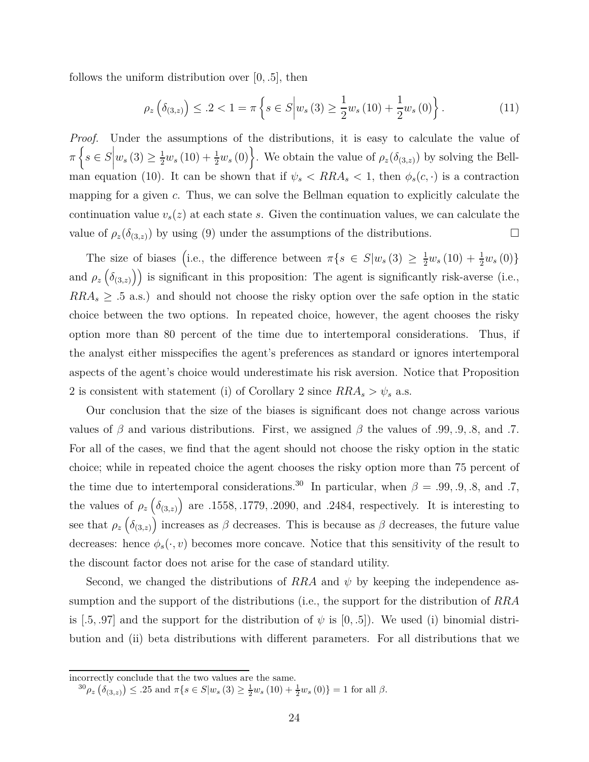follows the uniform distribution over $[0, .5]$, then

$$\rho_z\left(\delta_{(3,z)}\right) \leq .2 < 1 = \pi\left\{s \in S \middle| w_s(3) \geq \frac{1}{2}w_s(10) + \frac{1}{2}w_s(0)\right\}. \tag{11}$$

*Proof.* Under the assumptions of the distributions, it is easy to calculate the value of $\pi\left\{s \in S \middle| w_s(3) \geq \frac{1}{2}w_s(10) + \frac{1}{2}w_s(0)\right\}$. We obtain the value of $\rho_z(\delta_{(3,z)})$ by solving the Bellman equation (10). It can be shown that if $\psi_s < RRA_s < 1$, then $\phi_s(c, \cdot)$ is a contraction mapping for a given $c$. Thus, we can solve the Bellman equation to explicitly calculate the continuation value $v_s(z)$ at each state $s$. Given the continuation values, we can calculate the value of $\rho_z(\delta_{(3,z)})$ by using (9) under the assumptions of the distributions. $\square$

The size of biases $\left(\text{i.e., the difference between } \pi\{s \in S | w_s(3) \geq \frac{1}{2}w_s(10) + \frac{1}{2}w_s(0)\}\right.$ and $\left.\rho_z\left(\delta_{(3,z)}\right)\right)$ is significant in this proposition: The agent is significantly risk-averse (i.e., $RRA_s \geq .5$ a.s.) and should not choose the risky option over the safe option in the static choice between the two options. In repeated choice, however, the agent chooses the risky option more than 80 percent of the time due to intertemporal considerations. Thus, if the analyst either misspecifies the agent's preferences as standard or ignores intertemporal aspects of the agent's choice would underestimate his risk aversion. Notice that Proposition 2 is consistent with statement (i) of Corollary 2 since $RRA_s > \psi_s$ a.s.

Our conclusion that the size of the biases is significant does not change across various values of $\beta$ and various distributions. First, we assigned $\beta$ the values of .99, .9, .8, and .7. For all of the cases, we find that the agent should not choose the risky option in the static choice; while in repeated choice the agent chooses the risky option more than 75 percent of the time due to intertemporal considerations.[30] In particular, when $\beta = .99, .9, .8$, and $.7$, the values of $\rho_z\left(\delta_{(3,z)}\right)$ are .1558, .1779, .2090, and .2484, respectively. It is interesting to see that $\rho_z\left(\delta_{(3,z)}\right)$ increases as $\beta$ decreases. This is because as $\beta$ decreases, the future value decreases: hence $\phi_s(\cdot, v)$ becomes more concave. Notice that this sensitivity of the result to the discount factor does not arise for the case of standard utility.

Second, we changed the distributions of $RRA$ and $\psi$ by keeping the independence assumption and the support of the distributions (i.e., the support for the distribution of $RRA$ is $[.5, .97]$ and the support for the distribution of $\psi$ is $[0, .5]$). We used (i) binomial distribution and (ii) beta distributions with different parameters. For all distributions that we

---

incorrectly conclude that the two values are the same.

[30] $\rho_z\left(\delta_{(3,z)}\right) \leq .25$ and $\pi\{s \in S | w_s(3) \geq \frac{1}{2}w_s(10) + \frac{1}{2}w_s(0)\} = 1$ for all $\beta$.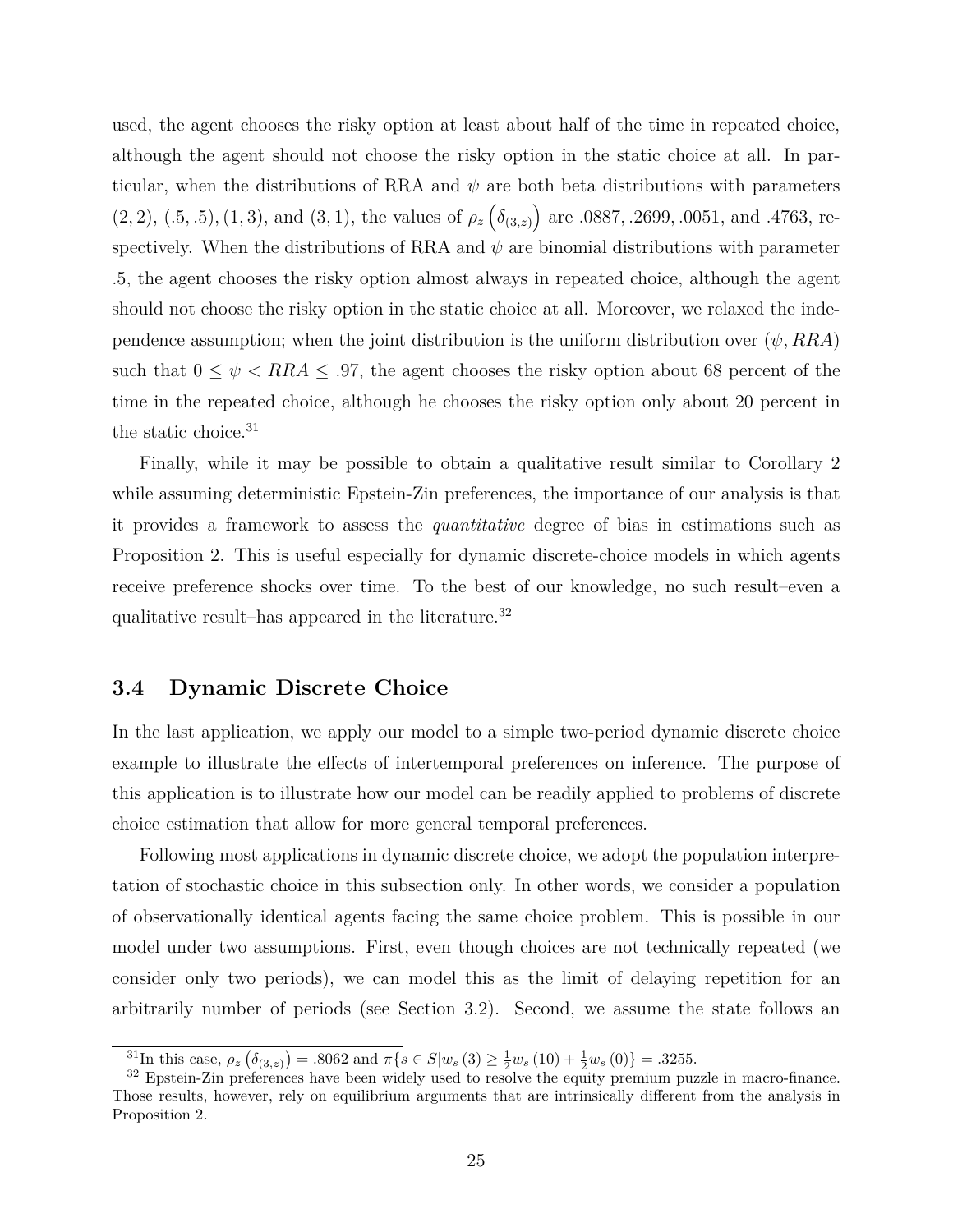used, the agent chooses the risky option at least about half of the time in repeated choice, although the agent should not choose the risky option in the static choice at all. In particular, when the distributions of RRA and $\psi$ are both beta distributions with parameters $(2,2)$, $(.5,.5)$, $(1,3)$, and $(3,1)$, the values of $\rho_z\left(\delta_{(3,z)}\right)$ are .0887, .2699, .0051, and .4763, respectively. When the distributions of RRA and $\psi$ are binomial distributions with parameter .5, the agent chooses the risky option almost always in repeated choice, although the agent should not choose the risky option in the static choice at all. Moreover, we relaxed the independence assumption; when the joint distribution is the uniform distribution over $(\psi, RRA)$ such that $0 \leq \psi < RRA \leq .97$, the agent chooses the risky option about 68 percent of the time in the repeated choice, although he chooses the risky option only about 20 percent in the static choice.[31]

Finally, while it may be possible to obtain a qualitative result similar to Corollary 2 while assuming deterministic Epstein-Zin preferences, the importance of our analysis is that it provides a framework to assess the *quantitative* degree of bias in estimations such as Proposition 2. This is useful especially for dynamic discrete-choice models in which agents receive preference shocks over time. To the best of our knowledge, no such result–even a qualitative result–has appeared in the literature.[32]

### 3.4 Dynamic Discrete Choice

In the last application, we apply our model to a simple two-period dynamic discrete choice example to illustrate the effects of intertemporal preferences on inference. The purpose of this application is to illustrate how our model can be readily applied to problems of discrete choice estimation that allow for more general temporal preferences.

Following most applications in dynamic discrete choice, we adopt the population interpretation of stochastic choice in this subsection only. In other words, we consider a population of observationally identical agents facing the same choice problem. This is possible in our model under two assumptions. First, even though choices are not technically repeated (we consider only two periods), we can model this as the limit of delaying repetition for an arbitrarily number of periods (see Section 3.2). Second, we assume the state follows an

[31] In this case, $\rho_z\left(\delta_{(3,z)}\right) = .8062$ and $\pi\{s \in S | w_s(3) \geq \frac{1}{2} w_s(10) + \frac{1}{2} w_s(0)\} = .3255$.

[32] Epstein-Zin preferences have been widely used to resolve the equity premium puzzle in macro-finance. Those results, however, rely on equilibrium arguments that are intrinsically different from the analysis in Proposition 2.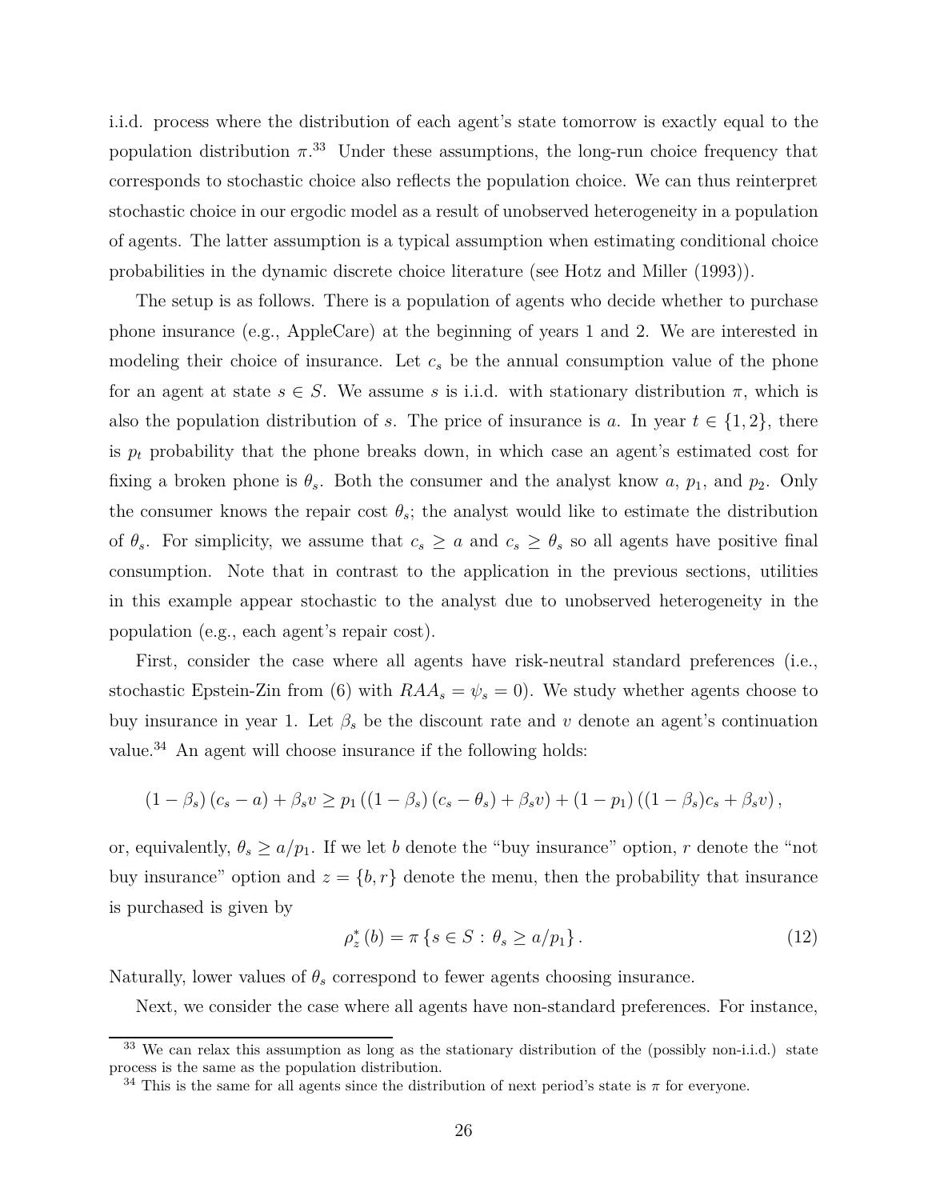i.i.d. process where the distribution of each agent's state tomorrow is exactly equal to the population distribution $\pi$.[33] Under these assumptions, the long-run choice frequency that corresponds to stochastic choice also reflects the population choice. We can thus reinterpret stochastic choice in our ergodic model as a result of unobserved heterogeneity in a population of agents. The latter assumption is a typical assumption when estimating conditional choice probabilities in the dynamic discrete choice literature (see Hotz and Miller (1993)).

The setup is as follows. There is a population of agents who decide whether to purchase phone insurance (e.g., AppleCare) at the beginning of years 1 and 2. We are interested in modeling their choice of insurance. Let $c_s$ be the annual consumption value of the phone for an agent at state $s \in S$. We assume $s$ is i.i.d. with stationary distribution $\pi$, which is also the population distribution of $s$. The price of insurance is $a$. In year $t \in \{1, 2\}$, there is $p_t$ probability that the phone breaks down, in which case an agent's estimated cost for fixing a broken phone is $\theta_s$. Both the consumer and the analyst know $a$, $p_1$, and $p_2$. Only the consumer knows the repair cost $\theta_s$; the analyst would like to estimate the distribution of $\theta_s$. For simplicity, we assume that $c_s \geq a$ and $c_s \geq \theta_s$ so all agents have positive final consumption. Note that in contrast to the application in the previous sections, utilities in this example appear stochastic to the analyst due to unobserved heterogeneity in the population (e.g., each agent's repair cost).

First, consider the case where all agents have risk-neutral standard preferences (i.e., stochastic Epstein-Zin from (6) with $RAA_s = \psi_s = 0$). We study whether agents choose to buy insurance in year 1. Let $\beta_s$ be the discount rate and $v$ denote an agent's continuation value.[34] An agent will choose insurance if the following holds:

$$(1 - \beta_s)(c_s - a) + \beta_s v \geq p_1 ((1 - \beta_s)(c_s - \theta_s) + \beta_s v) + (1 - p_1)((1 - \beta_s) c_s + \beta_s v),$$

or, equivalently, $\theta_s \geq a/p_1$. If we let $b$ denote the "buy insurance" option, $r$ denote the "not buy insurance" option and $z = \{b, r\}$ denote the menu, then the probability that insurance is purchased is given by

$$\rho^*_z(b) = \pi \{s \in S : \theta_s \geq a/p_1\}. \tag{12}$$

Naturally, lower values of $\theta_s$ correspond to fewer agents choosing insurance.

Next, we consider the case where all agents have non-standard preferences. For instance,

[33] We can relax this assumption as long as the stationary distribution of the (possibly non-i.i.d.) state process is the same as the population distribution.

[34] This is the same for all agents since the distribution of next period's state is $\pi$ for everyone.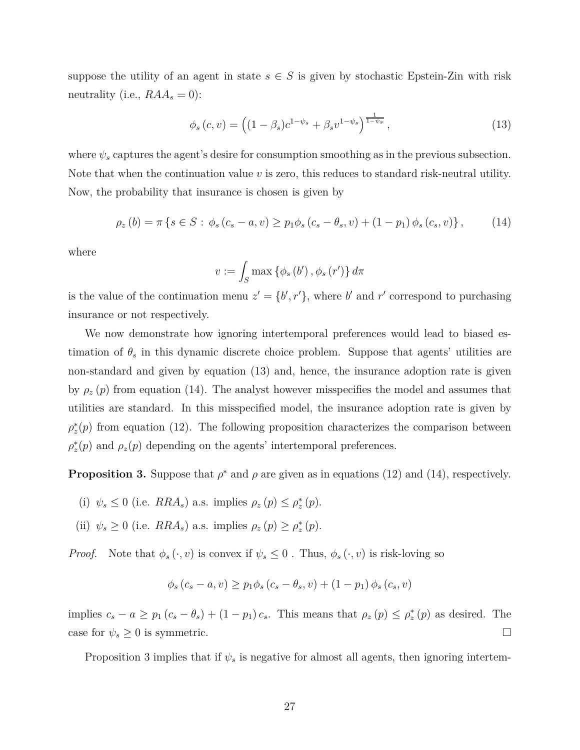suppose the utility of an agent in state $s \in S$ is given by stochastic Epstein-Zin with risk neutrality (i.e., $RAA_s = 0$):

$$\phi_s(c, v) = \left((1 - \beta_s)c^{1-\psi_s} + \beta_s v^{1-\psi_s}\right)^{\frac{1}{1-\psi_s}}, \tag{13}$$

where $\psi_s$ captures the agent's desire for consumption smoothing as in the previous subsection. Note that when the continuation value $v$ is zero, this reduces to standard risk-neutral utility. Now, the probability that insurance is chosen is given by

$$\rho_z(b) = \pi\left\{s \in S : \phi_s(c_s - a, v) \geq p_1\phi_s(c_s - \theta_s, v) + (1 - p_1)\phi_s(c_s, v)\right\}, \tag{14}$$

where

$$v := \int_S \max\left\{\phi_s(b'), \phi_s(r')\right\} d\pi$$

is the value of the continuation menu $z' = \{b', r'\}$, where $b'$ and $r'$ correspond to purchasing insurance or not respectively.

We now demonstrate how ignoring intertemporal preferences would lead to biased estimation of $\theta_s$ in this dynamic discrete choice problem. Suppose that agents' utilities are non-standard and given by equation (13) and, hence, the insurance adoption rate is given by $\rho_z(p)$ from equation (14). The analyst however misspecifies the model and assumes that utilities are standard. In this misspecified model, the insurance adoption rate is given by $\rho_z^*(p)$ from equation (12). The following proposition characterizes the comparison between $\rho_z^*(p)$ and $\rho_z(p)$ depending on the agents' intertemporal preferences.

**Proposition 3.** Suppose that $\rho^*$ and $\rho$ are given as in equations (12) and (14), respectively.

(i) $\psi_s \leq 0$ (i.e. $RRA_s$) a.s. implies $\rho_z(p) \leq \rho_z^*(p)$.

(ii) $\psi_s \geq 0$ (i.e. $RRA_s$) a.s. implies $\rho_z(p) \geq \rho_z^*(p)$.

*Proof.* Note that $\phi_s(\cdot, v)$ is convex if $\psi_s \leq 0$ . Thus, $\phi_s(\cdot, v)$ is risk-loving so

$$\phi_s(c_s - a, v) \geq p_1\phi_s(c_s - \theta_s, v) + (1 - p_1)\phi_s(c_s, v)$$

implies $c_s - a \geq p_1(c_s - \theta_s) + (1 - p_1)c_s$. This means that $\rho_z(p) \leq \rho_z^*(p)$ as desired. The case for $\psi_s \geq 0$ is symmetric. □

Proposition 3 implies that if $\psi_s$ is negative for almost all agents, then ignoring intertem-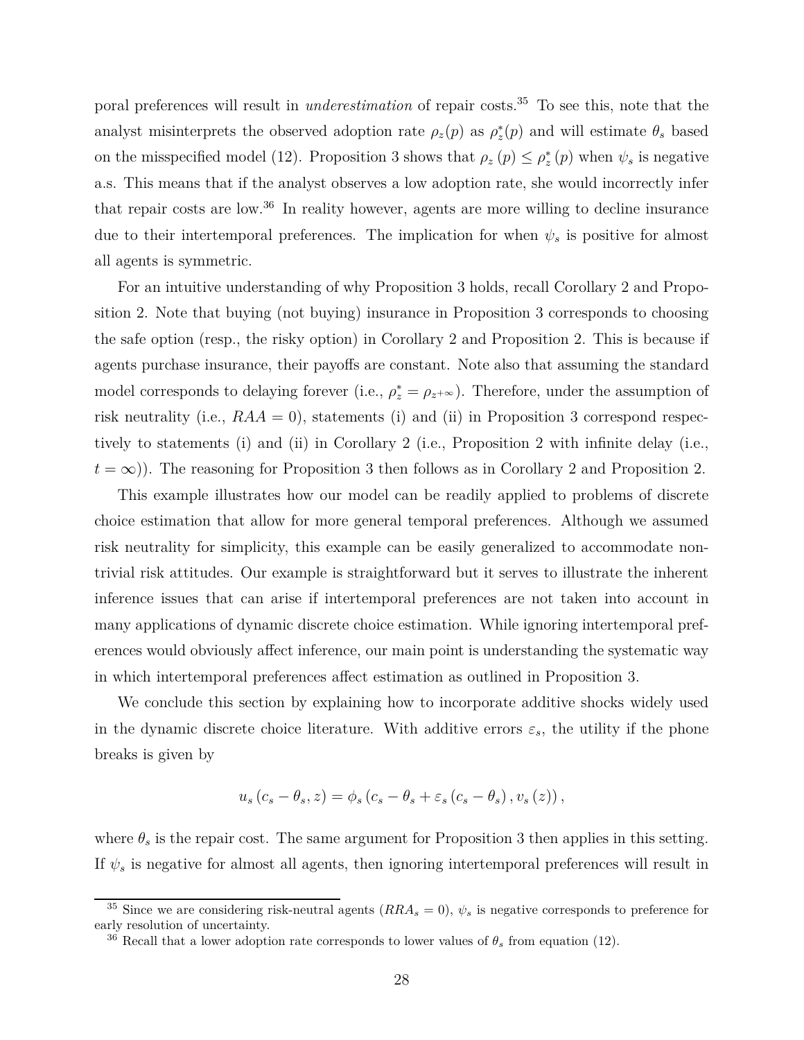poral preferences will result in *underestimation* of repair costs.[35] To see this, note that the analyst misinterprets the observed adoption rate $\rho_z(p)$ as $\rho_z^*(p)$ and will estimate $\theta_s$ based on the misspecified model (12). Proposition 3 shows that $\rho_z(p) \leq \rho_z^*(p)$ when $\psi_s$ is negative a.s. This means that if the analyst observes a low adoption rate, she would incorrectly infer that repair costs are low.[36] In reality however, agents are more willing to decline insurance due to their intertemporal preferences. The implication for when $\psi_s$ is positive for almost all agents is symmetric.

For an intuitive understanding of why Proposition 3 holds, recall Corollary 2 and Proposition 2. Note that buying (not buying) insurance in Proposition 3 corresponds to choosing the safe option (resp., the risky option) in Corollary 2 and Proposition 2. This is because if agents purchase insurance, their payoffs are constant. Note also that assuming the standard model corresponds to delaying forever (i.e., $\rho_z^* = \rho_{z+\infty}$). Therefore, under the assumption of risk neutrality (i.e., $RAA = 0$), statements (i) and (ii) in Proposition 3 correspond respectively to statements (i) and (ii) in Corollary 2 (i.e., Proposition 2 with infinite delay (i.e., $t = \infty$)). The reasoning for Proposition 3 then follows as in Corollary 2 and Proposition 2.

This example illustrates how our model can be readily applied to problems of discrete choice estimation that allow for more general temporal preferences. Although we assumed risk neutrality for simplicity, this example can be easily generalized to accommodate nontrivial risk attitudes. Our example is straightforward but it serves to illustrate the inherent inference issues that can arise if intertemporal preferences are not taken into account in many applications of dynamic discrete choice estimation. While ignoring intertemporal preferences would obviously affect inference, our main point is understanding the systematic way in which intertemporal preferences affect estimation as outlined in Proposition 3.

We conclude this section by explaining how to incorporate additive shocks widely used in the dynamic discrete choice literature. With additive errors $\varepsilon_s$, the utility if the phone breaks is given by

$$u_s(c_s - \theta_s, z) = \phi_s(c_s - \theta_s + \varepsilon_s(c_s - \theta_s), v_s(z)),$$

where $\theta_s$ is the repair cost. The same argument for Proposition 3 then applies in this setting. If $\psi_s$ is negative for almost all agents, then ignoring intertemporal preferences will result in

[35] Since we are considering risk-neutral agents ($RRA_s = 0$), $\psi_s$ is negative corresponds to preference for early resolution of uncertainty.

[36] Recall that a lower adoption rate corresponds to lower values of $\theta_s$ from equation (12).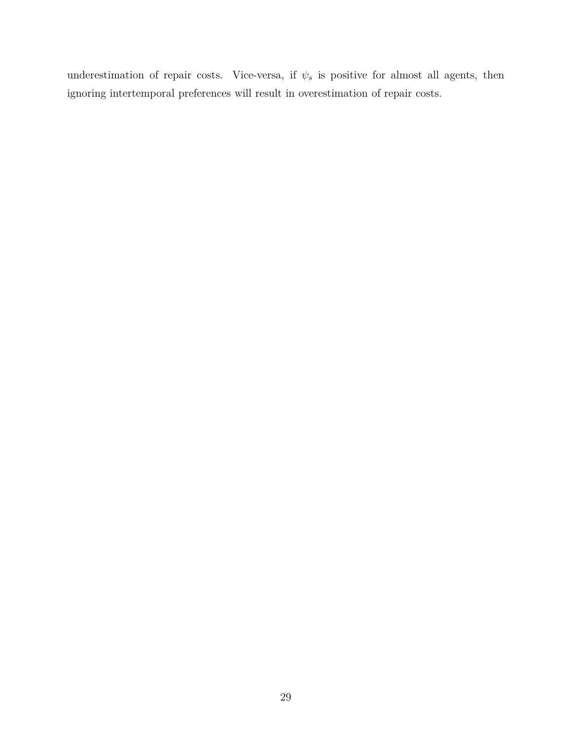underestimation of repair costs. Vice-versa, if $\psi_s$ is positive for almost all agents, then ignoring intertemporal preferences will result in overestimation of repair costs.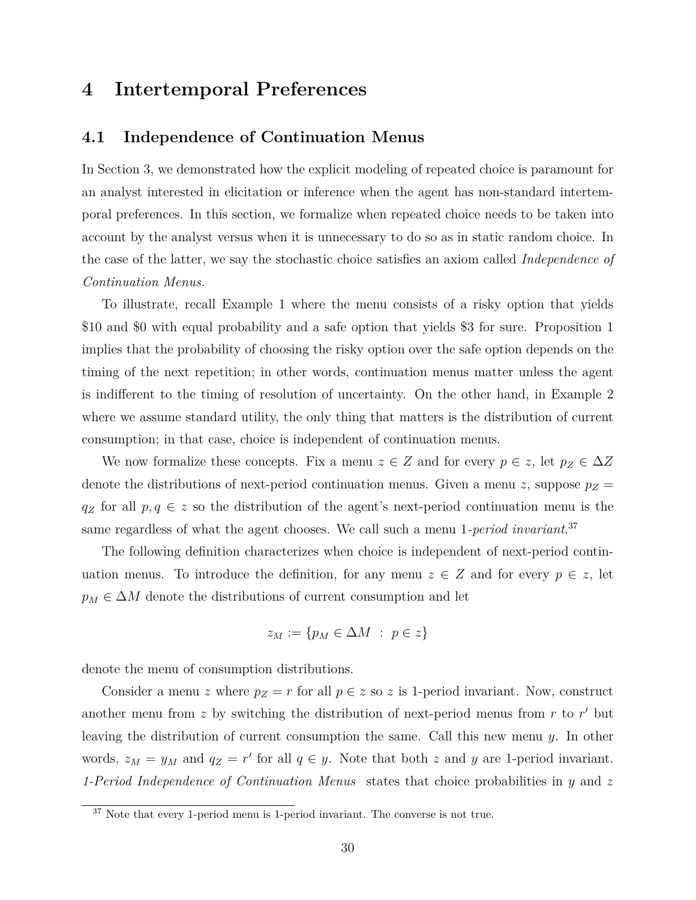# 4 Intertemporal Preferences

## 4.1 Independence of Continuation Menus

In Section 3, we demonstrated how the explicit modeling of repeated choice is paramount for an analyst interested in elicitation or inference when the agent has non-standard intertemporal preferences. In this section, we formalize when repeated choice needs to be taken into account by the analyst versus when it is unnecessary to do so as in static random choice. In the case of the latter, we say the stochastic choice satisfies an axiom called *Independence of Continuation Menus*.

To illustrate, recall Example 1 where the menu consists of a risky option that yields \$10 and \$0 with equal probability and a safe option that yields \$3 for sure. Proposition 1 implies that the probability of choosing the risky option over the safe option depends on the timing of the next repetition; in other words, continuation menus matter unless the agent is indifferent to the timing of resolution of uncertainty. On the other hand, in Example 2 where we assume standard utility, the only thing that matters is the distribution of current consumption; in that case, choice is independent of continuation menus.

We now formalize these concepts. Fix a menu $z \in Z$ and for every $p \in z$, let $p_Z \in \Delta Z$ denote the distributions of next-period continuation menus. Given a menu $z$, suppose $p_Z = q_Z$ for all $p, q \in z$ so the distribution of the agent's next-period continuation menu is the same regardless of what the agent chooses. We call such a menu *1-period invariant*.[37]

The following definition characterizes when choice is independent of next-period continuation menus. To introduce the definition, for any menu $z \in Z$ and for every $p \in z$, let $p_M \in \Delta M$ denote the distributions of current consumption and let

$$z_M := \{p_M \in \Delta M \ : \ p \in z\}$$

denote the menu of consumption distributions.

Consider a menu $z$ where $p_Z = r$ for all $p \in z$ so $z$ is 1-period invariant. Now, construct another menu from $z$ by switching the distribution of next-period menus from $r$ to $r'$ but leaving the distribution of current consumption the same. Call this new menu $y$. In other words, $z_M = y_M$ and $q_Z = r'$ for all $q \in y$. Note that both $z$ and $y$ are 1-period invariant. *1-Period Independence of Continuation Menus* states that choice probabilities in $y$ and $z$

[37] Note that every 1-period menu is 1-period invariant. The converse is not true.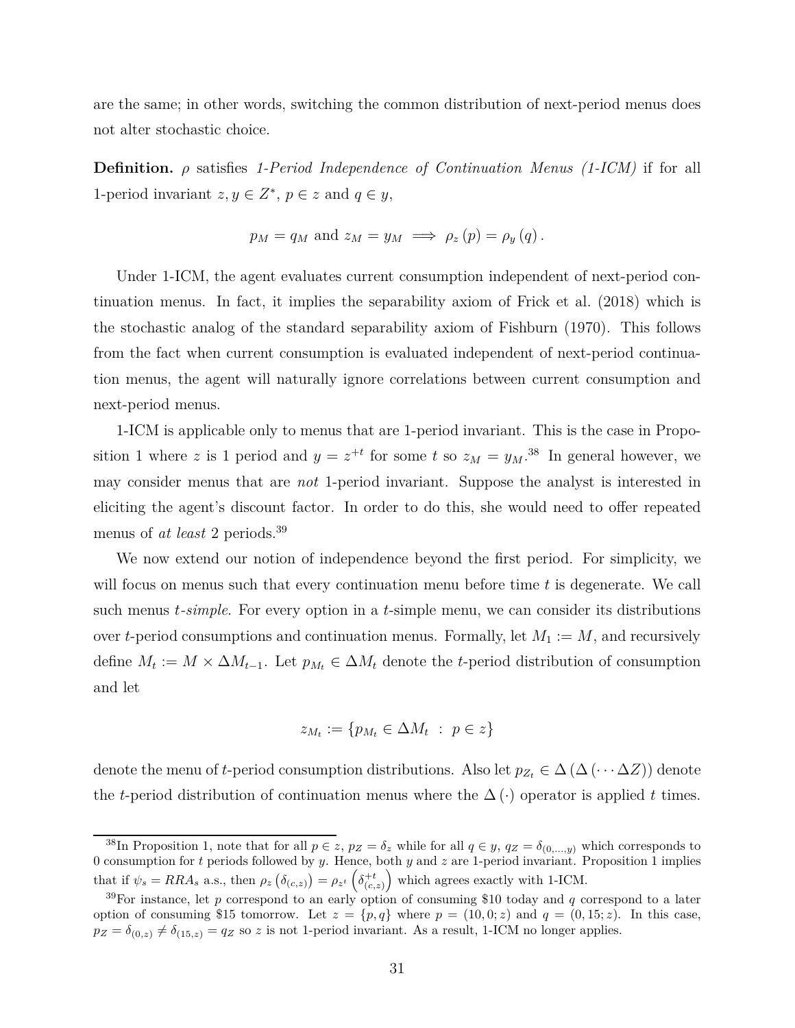are the same; in other words, switching the common distribution of next-period menus does not alter stochastic choice.

**Definition.** $\rho$ satisfies *1-Period Independence of Continuation Menus (1-ICM)* if for all 1-period invariant $z, y \in Z^*$, $p \in z$ and $q \in y$,

$$p_M = q_M \text{ and } z_M = y_M \implies \rho_z(p) = \rho_y(q).$$

Under 1-ICM, the agent evaluates current consumption independent of next-period continuation menus. In fact, it implies the separability axiom of Frick et al. (2018) which is the stochastic analog of the standard separability axiom of Fishburn (1970). This follows from the fact when current consumption is evaluated independent of next-period continuation menus, the agent will naturally ignore correlations between current consumption and next-period menus.

1-ICM is applicable only to menus that are 1-period invariant. This is the case in Proposition 1 where $z$ is 1 period and $y = z^{+t}$ for some $t$ so $z_M = y_M$.[38] In general however, we may consider menus that are *not* 1-period invariant. Suppose the analyst is interested in eliciting the agent's discount factor. In order to do this, she would need to offer repeated menus of *at least* 2 periods.[39]

We now extend our notion of independence beyond the first period. For simplicity, we will focus on menus such that every continuation menu before time $t$ is degenerate. We call such menus *t-simple*. For every option in a $t$-simple menu, we can consider its distributions over $t$-period consumptions and continuation menus. Formally, let $M_1 := M$, and recursively define $M_t := M \times \Delta M_{t-1}$. Let $p_{M_t} \in \Delta M_t$ denote the $t$-period distribution of consumption and let

$$z_{M_t} := \{p_{M_t} \in \Delta M_t \; : \; p \in z\}$$

denote the menu of $t$-period consumption distributions. Also let $p_{Z_t} \in \Delta(\Delta(\cdots \Delta Z))$ denote the $t$-period distribution of continuation menus where the $\Delta(\cdot)$ operator is applied $t$ times.

[38] In Proposition 1, note that for all $p \in z$, $p_Z = \delta_z$ while for all $q \in y$, $q_Z = \delta_{(0,\ldots,y)}$ which corresponds to 0 consumption for $t$ periods followed by $y$. Hence, both $y$ and $z$ are 1-period invariant. Proposition 1 implies that if $\psi_s = RRA_s$ a.s., then $\rho_z(\delta_{(c,z)}) = \rho_{z^t}\left(\delta^{+t}_{(c,z)}\right)$ which agrees exactly with 1-ICM.

[39] For instance, let $p$ correspond to an early option of consuming \$10 today and $q$ correspond to a later option of consuming \$15 tomorrow. Let $z = \{p, q\}$ where $p = (10, 0; z)$ and $q = (0, 15; z)$. In this case, $p_Z = \delta_{(0,z)} \neq \delta_{(15,z)} = q_Z$ so $z$ is not 1-period invariant. As a result, 1-ICM no longer applies.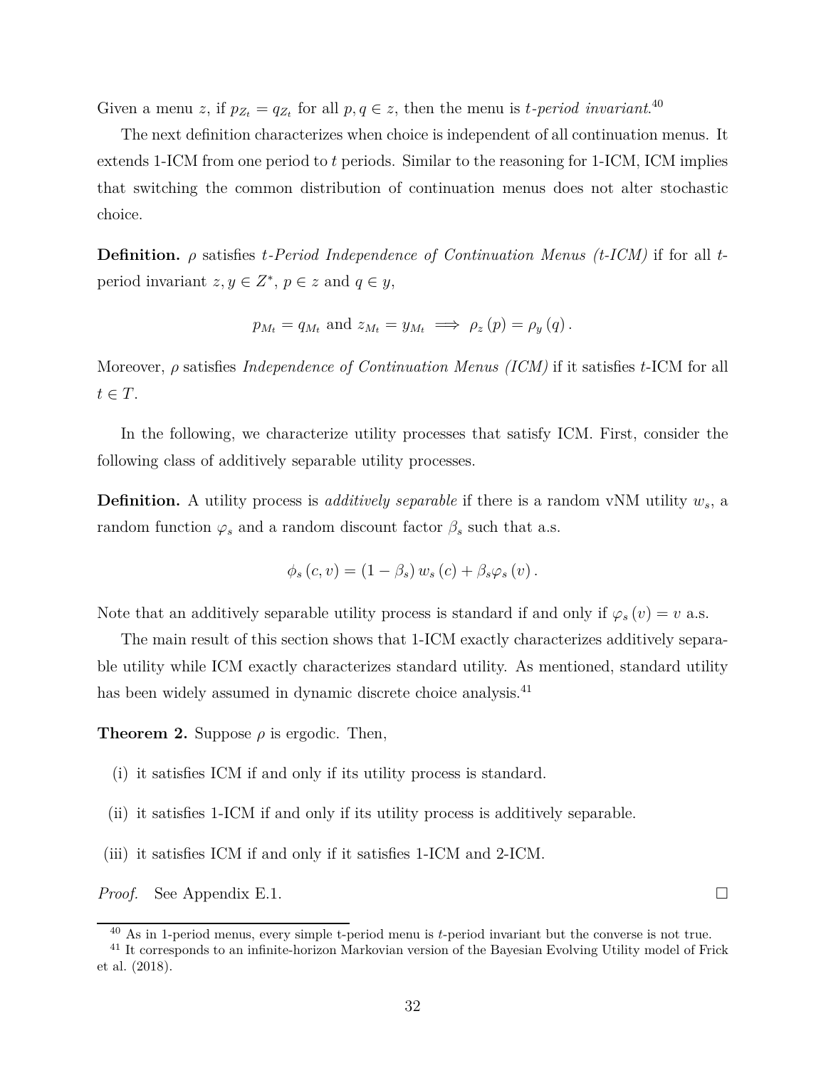Given a menu $z$, if $p_{Z_t} = q_{Z_t}$ for all $p, q \in z$, then the menu is *t-period invariant*.[40]

The next definition characterizes when choice is independent of all continuation menus. It extends 1-ICM from one period to $t$ periods. Similar to the reasoning for 1-ICM, ICM implies that switching the common distribution of continuation menus does not alter stochastic choice.

**Definition.** $\rho$ satisfies *t-Period Independence of Continuation Menus (t-ICM)* if for all $t$-period invariant $z, y \in Z^*$, $p \in z$ and $q \in y$,

$$p_{M_t} = q_{M_t} \text{ and } z_{M_t} = y_{M_t} \implies \rho_z(p) = \rho_y(q).$$

Moreover, $\rho$ satisfies *Independence of Continuation Menus (ICM)* if it satisfies $t$-ICM for all $t \in T$.

In the following, we characterize utility processes that satisfy ICM. First, consider the following class of additively separable utility processes.

**Definition.** A utility process is *additively separable* if there is a random vNM utility $w_s$, a random function $\varphi_s$ and a random discount factor $\beta_s$ such that a.s.

$$\phi_s(c, v) = (1 - \beta_s) w_s(c) + \beta_s \varphi_s(v).$$

Note that an additively separable utility process is standard if and only if $\varphi_s(v) = v$ a.s.

The main result of this section shows that 1-ICM exactly characterizes additively separable utility while ICM exactly characterizes standard utility. As mentioned, standard utility has been widely assumed in dynamic discrete choice analysis.[41]

**Theorem 2.** Suppose $\rho$ is ergodic. Then,

(i) it satisfies ICM if and only if its utility process is standard.

(ii) it satisfies 1-ICM if and only if its utility process is additively separable.

(iii) it satisfies ICM if and only if it satisfies 1-ICM and 2-ICM.

*Proof.* See Appendix E.1. □

[40] As in 1-period menus, every simple t-period menu is $t$-period invariant but the converse is not true.

[41] It corresponds to an infinite-horizon Markovian version of the Bayesian Evolving Utility model of Frick et al. (2018).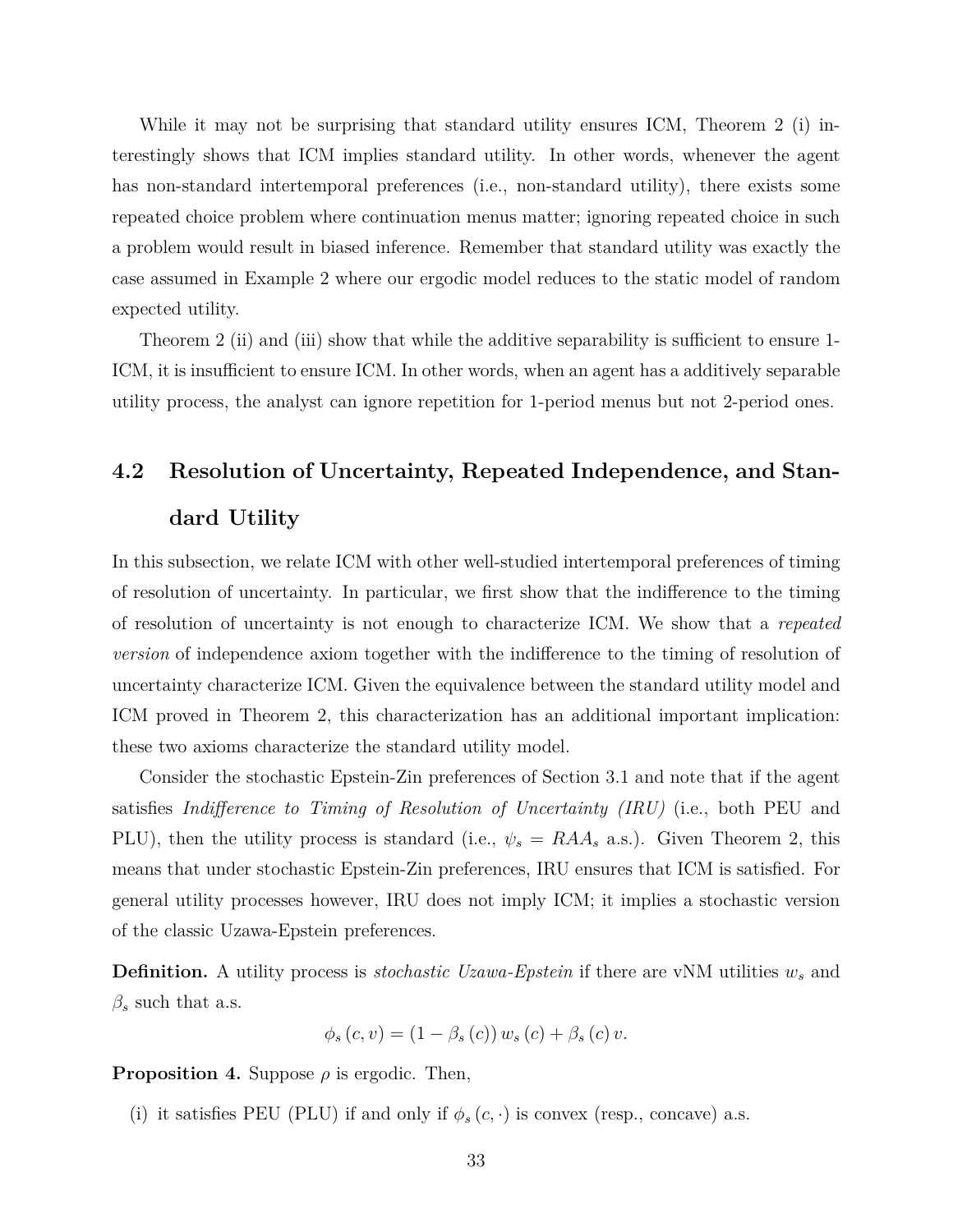While it may not be surprising that standard utility ensures ICM, Theorem 2 (i) interestingly shows that ICM implies standard utility. In other words, whenever the agent has non-standard intertemporal preferences (i.e., non-standard utility), there exists some repeated choice problem where continuation menus matter; ignoring repeated choice in such a problem would result in biased inference. Remember that standard utility was exactly the case assumed in Example 2 where our ergodic model reduces to the static model of random expected utility.

Theorem 2 (ii) and (iii) show that while the additive separability is sufficient to ensure 1-ICM, it is insufficient to ensure ICM. In other words, when an agent has a additively separable utility process, the analyst can ignore repetition for 1-period menus but not 2-period ones.

## 4.2 Resolution of Uncertainty, Repeated Independence, and Standard Utility

In this subsection, we relate ICM with other well-studied intertemporal preferences of timing of resolution of uncertainty. In particular, we first show that the indifference to the timing of resolution of uncertainty is not enough to characterize ICM. We show that a *repeated version* of independence axiom together with the indifference to the timing of resolution of uncertainty characterize ICM. Given the equivalence between the standard utility model and ICM proved in Theorem 2, this characterization has an additional important implication: these two axioms characterize the standard utility model.

Consider the stochastic Epstein-Zin preferences of Section 3.1 and note that if the agent satisfies *Indifference to Timing of Resolution of Uncertainty (IRU)* (i.e., both PEU and PLU), then the utility process is standard (i.e., $\psi_s = RAA_s$ a.s.). Given Theorem 2, this means that under stochastic Epstein-Zin preferences, IRU ensures that ICM is satisfied. For general utility processes however, IRU does not imply ICM; it implies a stochastic version of the classic Uzawa-Epstein preferences.

**Definition.** A utility process is *stochastic Uzawa-Epstein* if there are vNM utilities $w_s$ and $\beta_s$ such that a.s.

$$\phi_s(c, v) = (1 - \beta_s(c)) w_s(c) + \beta_s(c) v.$$

**Proposition 4.** Suppose $\rho$ is ergodic. Then,

(i) it satisfies PEU (PLU) if and only if $\phi_s(c, \cdot)$ is convex (resp., concave) a.s.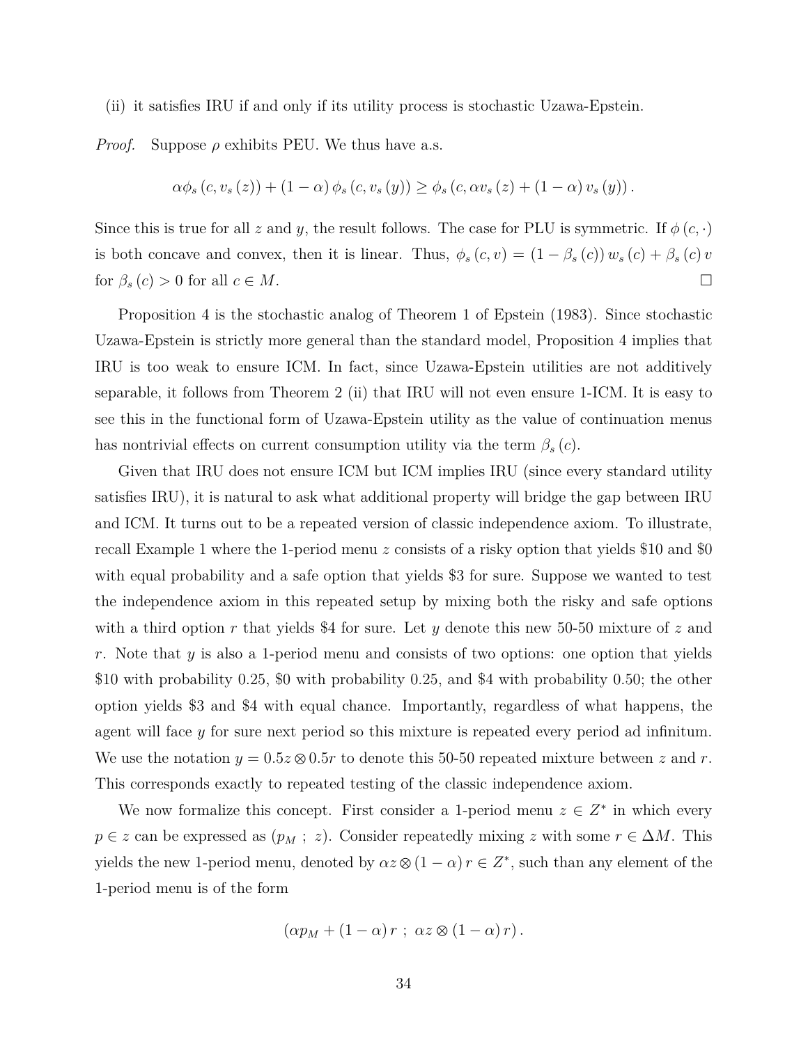(ii) it satisfies IRU if and only if its utility process is stochastic Uzawa-Epstein.

*Proof.* Suppose $\rho$ exhibits PEU. We thus have a.s.

$$\alpha \phi_s(c, v_s(z)) + (1-\alpha)\phi_s(c, v_s(y)) \geq \phi_s(c, \alpha v_s(z) + (1-\alpha) v_s(y)).$$

Since this is true for all $z$ and $y$, the result follows. The case for PLU is symmetric. If $\phi(c, \cdot)$ is both concave and convex, then it is linear. Thus, $\phi_s(c, v) = (1 - \beta_s(c)) w_s(c) + \beta_s(c) v$ for $\beta_s(c) > 0$ for all $c \in M$. $\square$

Proposition 4 is the stochastic analog of Theorem 1 of Epstein (1983). Since stochastic Uzawa-Epstein is strictly more general than the standard model, Proposition 4 implies that IRU is too weak to ensure ICM. In fact, since Uzawa-Epstein utilities are not additively separable, it follows from Theorem 2 (ii) that IRU will not even ensure 1-ICM. It is easy to see this in the functional form of Uzawa-Epstein utility as the value of continuation menus has nontrivial effects on current consumption utility via the term $\beta_s(c)$.

Given that IRU does not ensure ICM but ICM implies IRU (since every standard utility satisfies IRU), it is natural to ask what additional property will bridge the gap between IRU and ICM. It turns out to be a repeated version of classic independence axiom. To illustrate, recall Example 1 where the 1-period menu $z$ consists of a risky option that yields \$10 and \$0 with equal probability and a safe option that yields \$3 for sure. Suppose we wanted to test the independence axiom in this repeated setup by mixing both the risky and safe options with a third option $r$ that yields \$4 for sure. Let $y$ denote this new 50-50 mixture of $z$ and $r$. Note that $y$ is also a 1-period menu and consists of two options: one option that yields \$10 with probability 0.25, \$0 with probability 0.25, and \$4 with probability 0.50; the other option yields \$3 and \$4 with equal chance. Importantly, regardless of what happens, the agent will face $y$ for sure next period so this mixture is repeated every period ad infinitum. We use the notation $y = 0.5z \otimes 0.5r$ to denote this 50-50 repeated mixture between $z$ and $r$. This corresponds exactly to repeated testing of the classic independence axiom.

We now formalize this concept. First consider a 1-period menu $z \in Z^*$ in which every $p \in z$ can be expressed as $(p_M \, ; \, z)$. Consider repeatedly mixing $z$ with some $r \in \Delta M$. This yields the new 1-period menu, denoted by $\alpha z \otimes (1-\alpha) r \in Z^*$, such than any element of the 1-period menu is of the form

$$(\alpha p_M + (1-\alpha) r \, ; \, \alpha z \otimes (1-\alpha) r).$$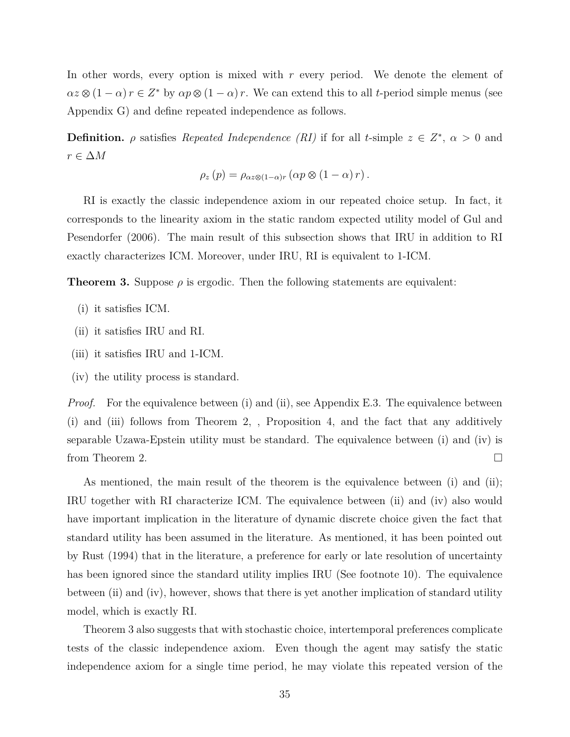In other words, every option is mixed with $r$ every period. We denote the element of $\alpha z \otimes (1-\alpha) r \in Z^*$ by $\alpha p \otimes (1-\alpha) r$. We can extend this to all $t$-period simple menus (see Appendix G) and define repeated independence as follows.

**Definition.** $\rho$ satisfies *Repeated Independence (RI)* if for all $t$-simple $z \in Z^*$, $\alpha > 0$ and $r \in \Delta M$

$$\rho_z(p) = \rho_{\alpha z \otimes (1-\alpha) r} (\alpha p \otimes (1-\alpha) r).$$

RI is exactly the classic independence axiom in our repeated choice setup. In fact, it corresponds to the linearity axiom in the static random expected utility model of Gul and Pesendorfer (2006). The main result of this subsection shows that IRU in addition to RI exactly characterizes ICM. Moreover, under IRU, RI is equivalent to 1-ICM.

**Theorem 3.** Suppose $\rho$ is ergodic. Then the following statements are equivalent:

(i) it satisfies ICM.

(ii) it satisfies IRU and RI.

(iii) it satisfies IRU and 1-ICM.

(iv) the utility process is standard.

*Proof.* For the equivalence between (i) and (ii), see Appendix E.3. The equivalence between (i) and (iii) follows from Theorem 2, , Proposition 4, and the fact that any additively separable Uzawa-Epstein utility must be standard. The equivalence between (i) and (iv) is from Theorem 2. □

As mentioned, the main result of the theorem is the equivalence between (i) and (ii); IRU together with RI characterize ICM. The equivalence between (ii) and (iv) also would have important implication in the literature of dynamic discrete choice given the fact that standard utility has been assumed in the literature. As mentioned, it has been pointed out by Rust (1994) that in the literature, a preference for early or late resolution of uncertainty has been ignored since the standard utility implies IRU (See footnote 10). The equivalence between (ii) and (iv), however, shows that there is yet another implication of standard utility model, which is exactly RI.

Theorem 3 also suggests that with stochastic choice, intertemporal preferences complicate tests of the classic independence axiom. Even though the agent may satisfy the static independence axiom for a single time period, he may violate this repeated version of the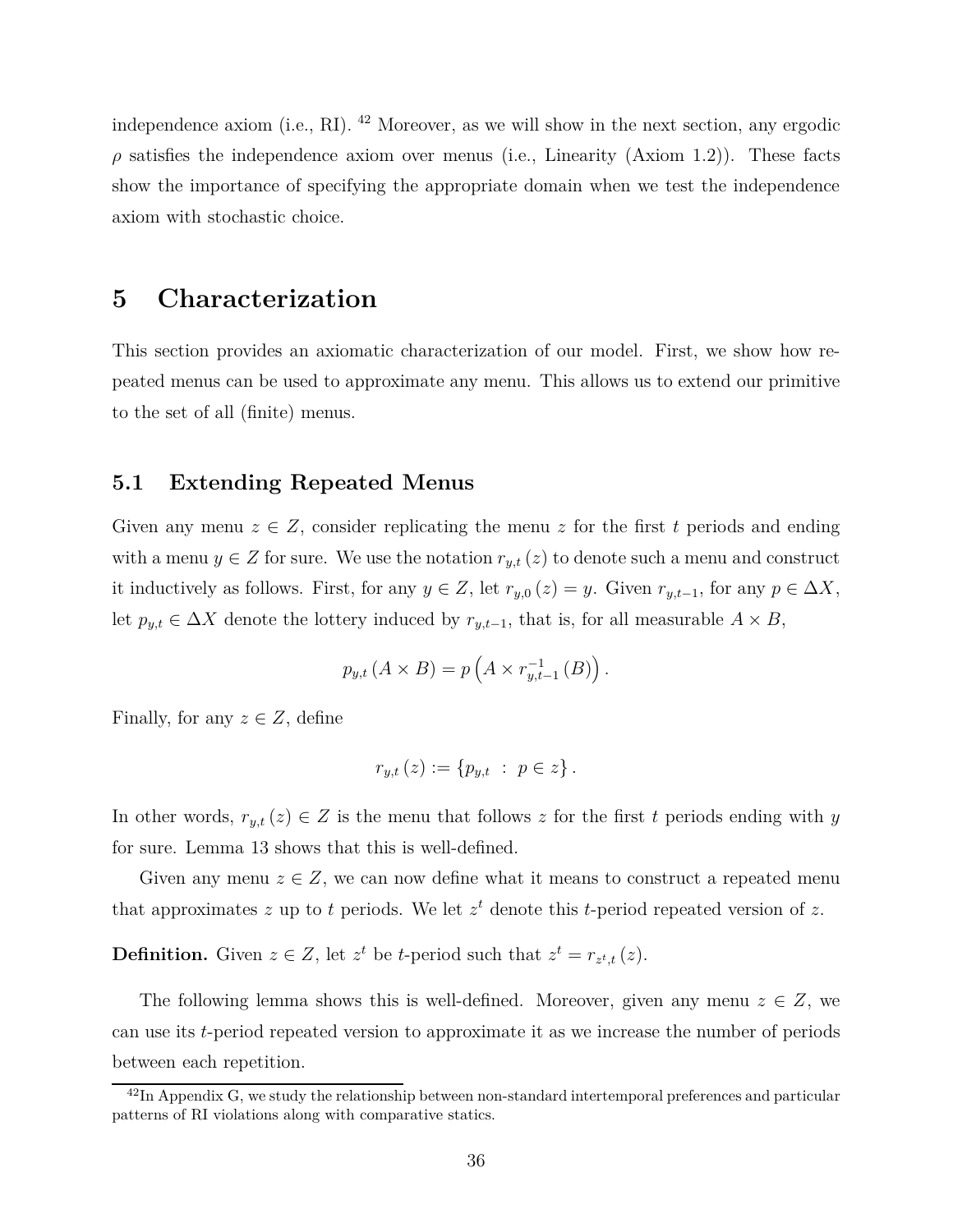independence axiom (i.e., RI). [42] Moreover, as we will show in the next section, any ergodic $\rho$ satisfies the independence axiom over menus (i.e., Linearity (Axiom 1.2)). These facts show the importance of specifying the appropriate domain when we test the independence axiom with stochastic choice.

# 5 Characterization

This section provides an axiomatic characterization of our model. First, we show how repeated menus can be used to approximate any menu. This allows us to extend our primitive to the set of all (finite) menus.

## 5.1 Extending Repeated Menus

Given any menu $z \in Z$, consider replicating the menu $z$ for the first $t$ periods and ending with a menu $y \in Z$ for sure. We use the notation $r_{y,t}(z)$ to denote such a menu and construct it inductively as follows. First, for any $y \in Z$, let $r_{y,0}(z) = y$. Given $r_{y,t-1}$, for any $p \in \Delta X$, let $p_{y,t} \in \Delta X$ denote the lottery induced by $r_{y,t-1}$, that is, for all measurable $A \times B$,

$$p_{y,t}(A \times B) = p\left(A \times r_{y,t-1}^{-1}(B)\right).$$

Finally, for any $z \in Z$, define

$$r_{y,t}(z) := \{p_{y,t} \;:\; p \in z\}.$$

In other words, $r_{y,t}(z) \in Z$ is the menu that follows $z$ for the first $t$ periods ending with $y$ for sure. Lemma 13 shows that this is well-defined.

Given any menu $z \in Z$, we can now define what it means to construct a repeated menu that approximates $z$ up to $t$ periods. We let $z^t$ denote this $t$-period repeated version of $z$.

**Definition.** Given $z \in Z$, let $z^t$ be $t$-period such that $z^t = r_{z^t,t}(z)$.

The following lemma shows this is well-defined. Moreover, given any menu $z \in Z$, we can use its $t$-period repeated version to approximate it as we increase the number of periods between each repetition.

[42] In Appendix G, we study the relationship between non-standard intertemporal preferences and particular patterns of RI violations along with comparative statics.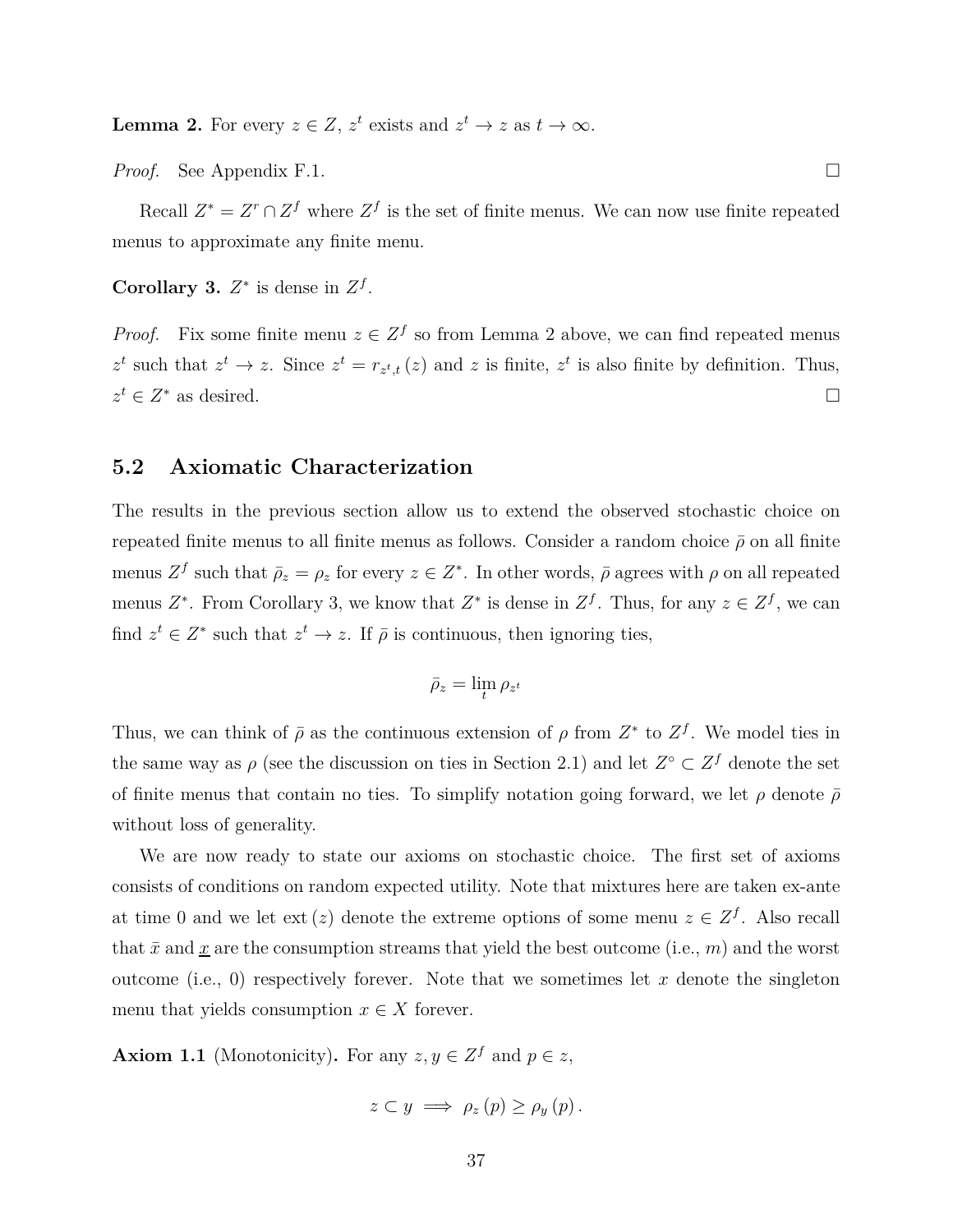**Lemma 2.** For every $z \in Z$, $z^t$ exists and $z^t \to z$ as $t \to \infty$.

*Proof.* See Appendix F.1. $\square$

Recall $Z^* = Z^r \cap Z^f$ where $Z^f$ is the set of finite menus. We can now use finite repeated menus to approximate any finite menu.

**Corollary 3.** $Z^*$ is dense in $Z^f$.

*Proof.* Fix some finite menu $z \in Z^f$ so from Lemma 2 above, we can find repeated menus $z^t$ such that $z^t \to z$. Since $z^t = r_{z^t,t}(z)$ and $z$ is finite, $z^t$ is also finite by definition. Thus, $z^t \in Z^*$ as desired. $\square$

## 5.2 Axiomatic Characterization

The results in the previous section allow us to extend the observed stochastic choice on repeated finite menus to all finite menus as follows. Consider a random choice $\bar{\rho}$ on all finite menus $Z^f$ such that $\bar{\rho}_z = \rho_z$ for every $z \in Z^*$. In other words, $\bar{\rho}$ agrees with $\rho$ on all repeated menus $Z^*$. From Corollary 3, we know that $Z^*$ is dense in $Z^f$. Thus, for any $z \in Z^f$, we can find $z^t \in Z^*$ such that $z^t \to z$. If $\bar{\rho}$ is continuous, then ignoring ties,

$$\bar{\rho}_z = \lim_t \rho_{z^t}$$

Thus, we can think of $\bar{\rho}$ as the continuous extension of $\rho$ from $Z^*$ to $Z^f$. We model ties in the same way as $\rho$ (see the discussion on ties in Section 2.1) and let $Z^\circ \subset Z^f$ denote the set of finite menus that contain no ties. To simplify notation going forward, we let $\rho$ denote $\bar{\rho}$ without loss of generality.

We are now ready to state our axioms on stochastic choice. The first set of axioms consists of conditions on random expected utility. Note that mixtures here are taken ex-ante at time 0 and we let $\text{ext}(z)$ denote the extreme options of some menu $z \in Z^f$. Also recall that $\bar{x}$ and $\underline{x}$ are the consumption streams that yield the best outcome (i.e., $m$) and the worst outcome (i.e., 0) respectively forever. Note that we sometimes let $x$ denote the singleton menu that yields consumption $x \in X$ forever.

**Axiom 1.1** (Monotonicity)**.** For any $z, y \in Z^f$ and $p \in z$,

$$z \subset y \implies \rho_z(p) \geq \rho_y(p).$$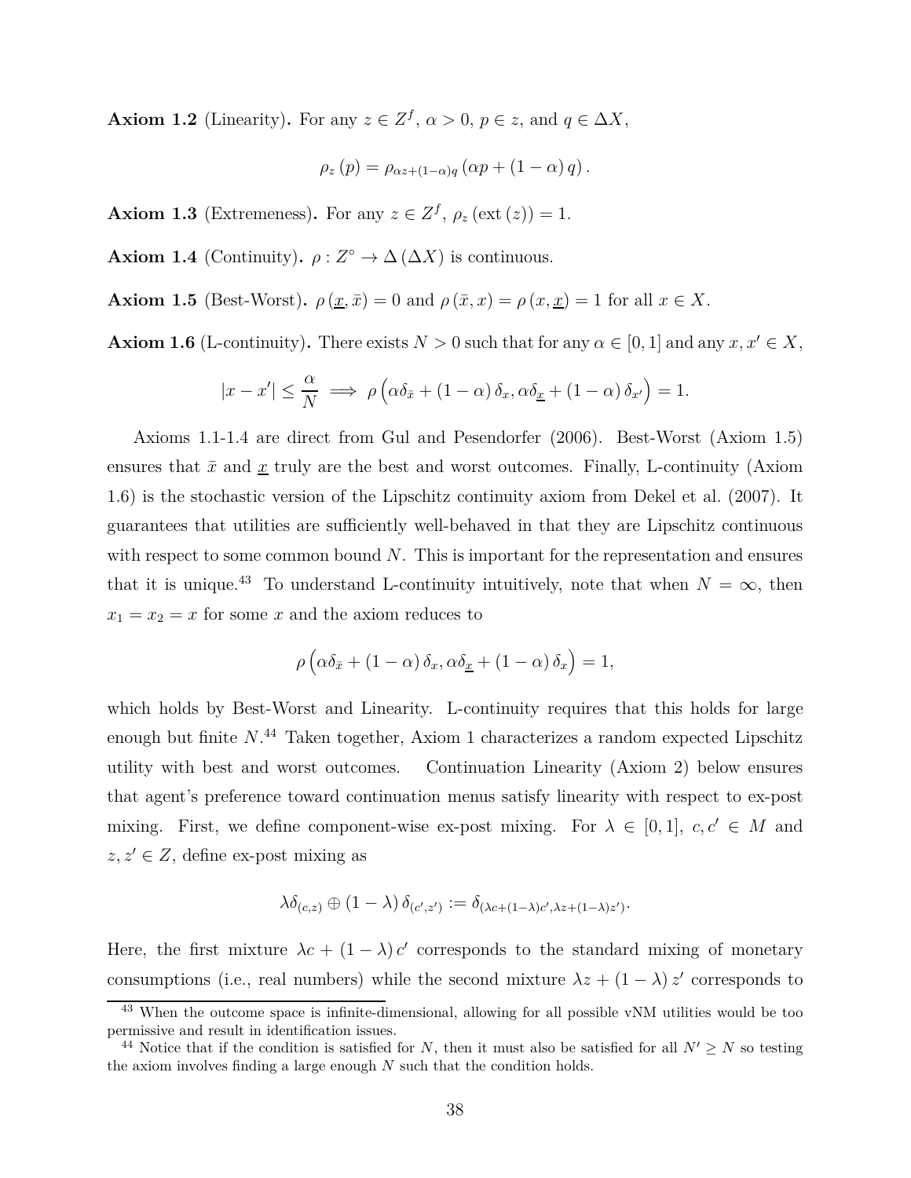**Axiom 1.2** (Linearity)**.** For any $z \in Z^f$, $\alpha > 0$, $p \in z$, and $q \in \Delta X$,

$$\rho_z(p) = \rho_{\alpha z + (1-\alpha) q}(\alpha p + (1-\alpha) q).$$

**Axiom 1.3** (Extremeness)**.** For any $z \in Z^f$, $\rho_z(\text{ext}(z)) = 1$.

**Axiom 1.4** (Continuity)**.** $\rho : Z^\circ \to \Delta(\Delta X)$ is continuous.

**Axiom 1.5** (Best-Worst)**.** $\rho(\underline{x}, \bar{x}) = 0$ and $\rho(\bar{x}, x) = \rho(x, \underline{x}) = 1$ for all $x \in X$.

**Axiom 1.6** (L-continuity)**.** There exists $N > 0$ such that for any $\alpha \in [0, 1]$ and any $x, x' \in X$,

$$|x - x'| \leq \frac{\alpha}{N} \implies \rho\left(\alpha \delta_{\bar{x}} + (1-\alpha) \delta_x, \alpha \delta_{\underline{x}} + (1-\alpha) \delta_{x'}\right) = 1.$$

Axioms 1.1-1.4 are direct from Gul and Pesendorfer (2006). Best-Worst (Axiom 1.5) ensures that $\bar{x}$ and $\underline{x}$ truly are the best and worst outcomes. Finally, L-continuity (Axiom 1.6) is the stochastic version of the Lipschitz continuity axiom from Dekel et al. (2007). It guarantees that utilities are sufficiently well-behaved in that they are Lipschitz continuous with respect to some common bound $N$. This is important for the representation and ensures that it is unique.[43] To understand L-continuity intuitively, note that when $N = \infty$, then $x_1 = x_2 = x$ for some $x$ and the axiom reduces to

$$\rho\left(\alpha \delta_{\bar{x}} + (1-\alpha) \delta_x, \alpha \delta_{\underline{x}} + (1-\alpha) \delta_x\right) = 1,$$

which holds by Best-Worst and Linearity. L-continuity requires that this holds for large enough but finite $N$.[44] Taken together, Axiom 1 characterizes a random expected Lipschitz utility with best and worst outcomes. Continuation Linearity (Axiom 2) below ensures that agent's preference toward continuation menus satisfy linearity with respect to ex-post mixing. First, we define component-wise ex-post mixing. For $\lambda \in [0, 1]$, $c, c' \in M$ and $z, z' \in Z$, define ex-post mixing as

$$\lambda \delta_{(c,z)} \oplus (1-\lambda) \delta_{(c',z')} := \delta_{(\lambda c + (1-\lambda) c', \lambda z + (1-\lambda) z')}.$$

Here, the first mixture $\lambda c + (1-\lambda) c'$ corresponds to the standard mixing of monetary consumptions (i.e., real numbers) while the second mixture $\lambda z + (1-\lambda) z'$ corresponds to

[43] When the outcome space is infinite-dimensional, allowing for all possible vNM utilities would be too permissive and result in identification issues.

[44] Notice that if the condition is satisfied for $N$, then it must also be satisfied for all $N' \geq N$ so testing the axiom involves finding a large enough $N$ such that the condition holds.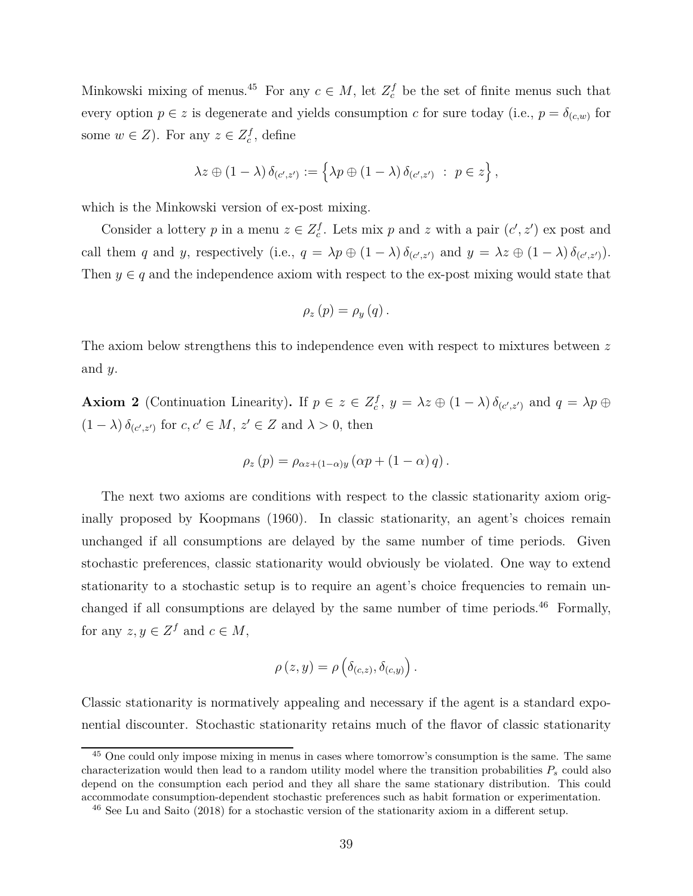Minkowski mixing of menus.[45] For any $c \in M$, let $Z^f_c$ be the set of finite menus such that every option $p \in z$ is degenerate and yields consumption $c$ for sure today (i.e., $p = \delta_{(c,w)}$ for some $w \in Z$). For any $z \in Z^f_c$, define

$$\lambda z \oplus (1-\lambda)\,\delta_{(c',z')} := \left\{ \lambda p \oplus (1-\lambda)\,\delta_{(c',z')} \;:\; p \in z \right\},$$

which is the Minkowski version of ex-post mixing.

Consider a lottery $p$ in a menu $z \in Z^f_c$. Lets mix $p$ and $z$ with a pair $(c', z')$ ex post and call them $q$ and $y$, respectively (i.e., $q = \lambda p \oplus (1-\lambda)\,\delta_{(c',z')}$ and $y = \lambda z \oplus (1-\lambda)\,\delta_{(c',z')}$). Then $y \in q$ and the independence axiom with respect to the ex-post mixing would state that

$$\rho_z(p) = \rho_y(q).$$

The axiom below strengthens this to independence even with respect to mixtures between $z$ and $y$.

**Axiom 2** (Continuation Linearity)**.** If $p \in z \in Z^f_c$, $y = \lambda z \oplus (1-\lambda)\,\delta_{(c',z')}$ and $q = \lambda p \oplus (1-\lambda)\,\delta_{(c',z')}$ for $c, c' \in M$, $z' \in Z$ and $\lambda > 0$, then

$$\rho_z(p) = \rho_{\alpha z + (1-\alpha) y}\left(\alpha p + (1-\alpha)\, q\right).$$

The next two axioms are conditions with respect to the classic stationarity axiom originally proposed by Koopmans (1960). In classic stationarity, an agent's choices remain unchanged if all consumptions are delayed by the same number of time periods. Given stochastic preferences, classic stationarity would obviously be violated. One way to extend stationarity to a stochastic setup is to require an agent's choice frequencies to remain unchanged if all consumptions are delayed by the same number of time periods.[46] Formally, for any $z, y \in Z^f$ and $c \in M$,

$$\rho(z, y) = \rho\left(\delta_{(c,z)}, \delta_{(c,y)}\right).$$

Classic stationarity is normatively appealing and necessary if the agent is a standard exponential discounter. Stochastic stationarity retains much of the flavor of classic stationarity

---

[45] One could only impose mixing in menus in cases where tomorrow's consumption is the same. The same characterization would then lead to a random utility model where the transition probabilities $P_s$ could also depend on the consumption each period and they all share the same stationary distribution. This could accommodate consumption-dependent stochastic preferences such as habit formation or experimentation.

[46] See Lu and Saito (2018) for a stochastic version of the stationarity axiom in a different setup.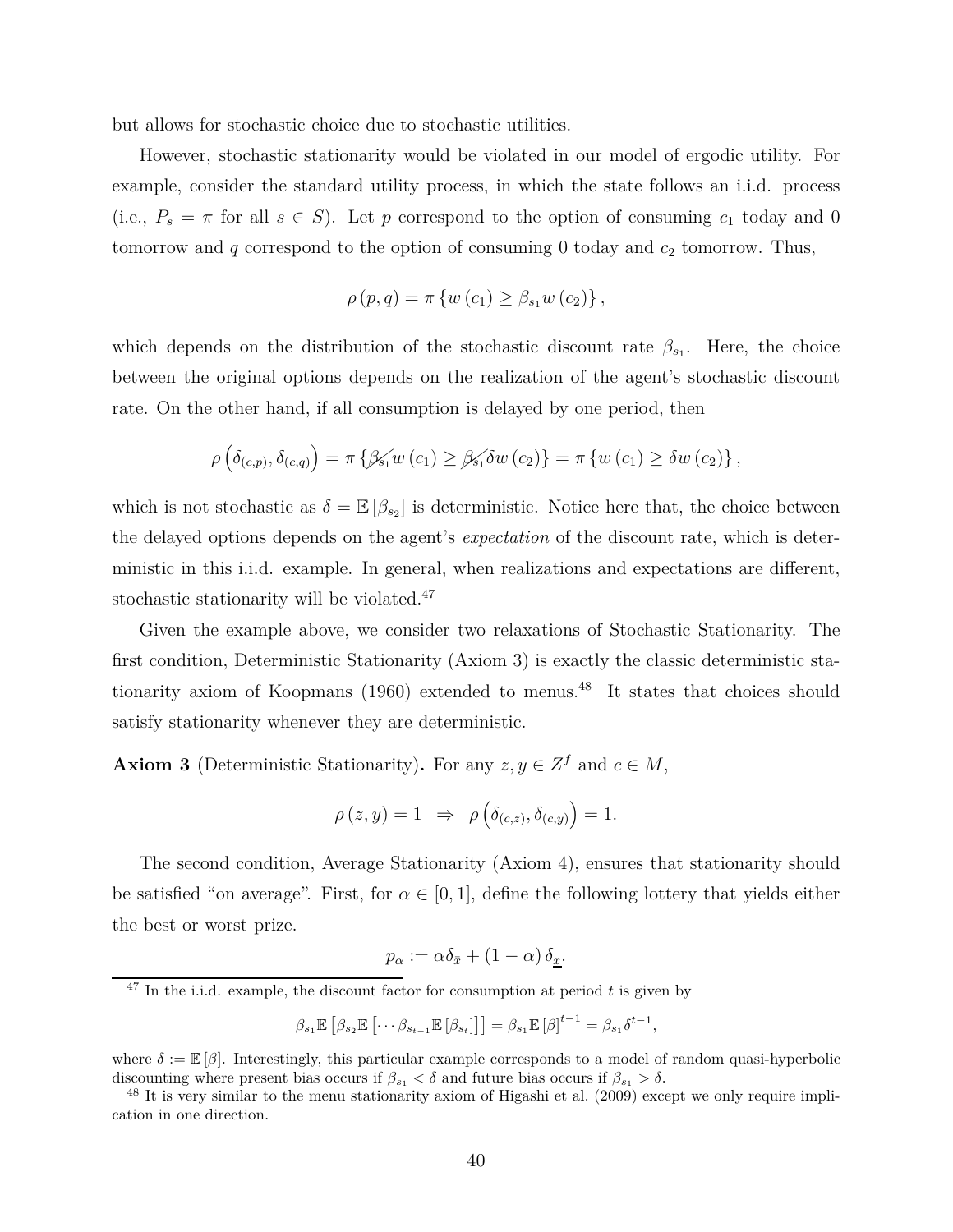but allows for stochastic choice due to stochastic utilities.

However, stochastic stationarity would be violated in our model of ergodic utility. For example, consider the standard utility process, in which the state follows an i.i.d. process (i.e., $P_s = \pi$ for all $s \in S$). Let $p$ correspond to the option of consuming $c_1$ today and 0 tomorrow and $q$ correspond to the option of consuming 0 today and $c_2$ tomorrow. Thus,

$$\rho(p, q) = \pi \{ w(c_1) \geq \beta_{s_1} w(c_2) \},$$

which depends on the distribution of the stochastic discount rate $\beta_{s_1}$. Here, the choice between the original options depends on the realization of the agent's stochastic discount rate. On the other hand, if all consumption is delayed by one period, then

$$\rho\left(\delta_{(c,p)}, \delta_{(c,q)}\right) = \pi \{ \cancel{\beta_{s_1}} w(c_1) \geq \cancel{\beta_{s_1}} \delta w(c_2) \} = \pi \{ w(c_1) \geq \delta w(c_2) \},$$

which is not stochastic as $\delta = \mathbb{E}[\beta_{s_2}]$ is deterministic. Notice here that, the choice between the delayed options depends on the agent's *expectation* of the discount rate, which is deterministic in this i.i.d. example. In general, when realizations and expectations are different, stochastic stationarity will be violated.[47]

Given the example above, we consider two relaxations of Stochastic Stationarity. The first condition, Deterministic Stationarity (Axiom 3) is exactly the classic deterministic stationarity axiom of Koopmans (1960) extended to menus.[48] It states that choices should satisfy stationarity whenever they are deterministic.

**Axiom 3** (Deterministic Stationarity)**.** For any $z, y \in Z^f$ and $c \in M$,

$$\rho(z, y) = 1 \;\Rightarrow\; \rho\left(\delta_{(c,z)}, \delta_{(c,y)}\right) = 1.$$

The second condition, Average Stationarity (Axiom 4), ensures that stationarity should be satisfied "on average". First, for $\alpha \in [0, 1]$, define the following lottery that yields either the best or worst prize.

$$p_\alpha := \alpha \delta_{\bar{x}} + (1 - \alpha) \delta_{\underline{x}}.$$

---

[47] In the i.i.d. example, the discount factor for consumption at period $t$ is given by

$$\beta_{s_1} \mathbb{E}\left[\beta_{s_2} \mathbb{E}\left[\cdots \beta_{s_{t-1}} \mathbb{E}\left[\beta_{s_t}\right]\right]\right] = \beta_{s_1} \mathbb{E}[\beta]^{t-1} = \beta_{s_1} \delta^{t-1},$$

where $\delta := \mathbb{E}[\beta]$. Interestingly, this particular example corresponds to a model of random quasi-hyperbolic discounting where present bias occurs if $\beta_{s_1} < \delta$ and future bias occurs if $\beta_{s_1} > \delta$.

[48] It is very similar to the menu stationarity axiom of Higashi et al. (2009) except we only require implication in one direction.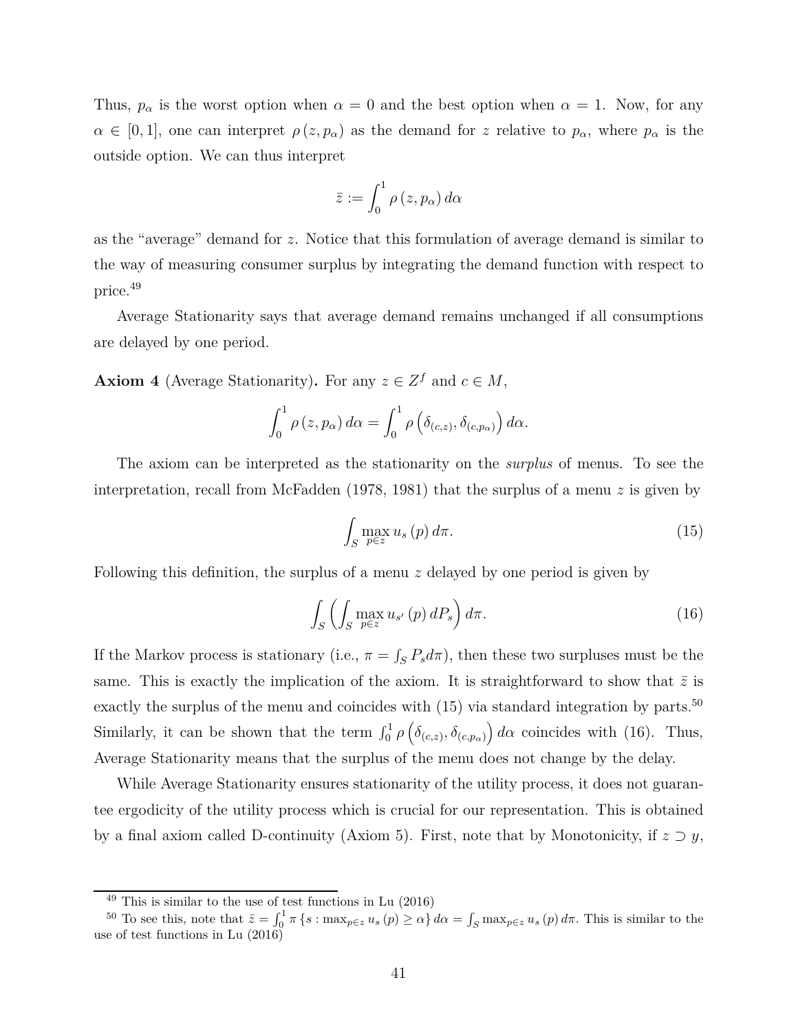Thus, $p_\alpha$ is the worst option when $\alpha = 0$ and the best option when $\alpha = 1$. Now, for any $\alpha \in [0,1]$, one can interpret $\rho(z, p_\alpha)$ as the demand for $z$ relative to $p_\alpha$, where $p_\alpha$ is the outside option. We can thus interpret

$$\bar{z} := \int_0^1 \rho(z, p_\alpha)\, d\alpha$$

as the "average" demand for $z$. Notice that this formulation of average demand is similar to the way of measuring consumer surplus by integrating the demand function with respect to price.[49]

Average Stationarity says that average demand remains unchanged if all consumptions are delayed by one period.

**Axiom 4** (Average Stationarity)**.** For any $z \in Z^f$ and $c \in M$,

$$\int_0^1 \rho(z, p_\alpha)\, d\alpha = \int_0^1 \rho\left(\delta_{(c,z)}, \delta_{(c,p_\alpha)}\right) d\alpha.$$

The axiom can be interpreted as the stationarity on the *surplus* of menus. To see the interpretation, recall from McFadden (1978, 1981) that the surplus of a menu $z$ is given by

$$\int_S \max_{p \in z} u_s(p)\, d\pi. \tag{15}$$

Following this definition, the surplus of a menu $z$ delayed by one period is given by

$$\int_S \left( \int_S \max_{p \in z} u_{s'}(p)\, dP_s \right) d\pi. \tag{16}$$

If the Markov process is stationary (i.e., $\pi = \int_S P_s d\pi$), then these two surpluses must be the same. This is exactly the implication of the axiom. It is straightforward to show that $\bar{z}$ is exactly the surplus of the menu and coincides with (15) via standard integration by parts.[50] Similarly, it can be shown that the term $\int_0^1 \rho\left(\delta_{(c,z)}, \delta_{(c,p_\alpha)}\right) d\alpha$ coincides with (16). Thus, Average Stationarity means that the surplus of the menu does not change by the delay.

While Average Stationarity ensures stationarity of the utility process, it does not guarantee ergodicity of the utility process which is crucial for our representation. This is obtained by a final axiom called D-continuity (Axiom 5). First, note that by Monotonicity, if $z \supset y$,

---

[49] This is similar to the use of test functions in Lu (2016)

[50] To see this, note that $\bar{z} = \int_0^1 \pi\{s : \max_{p \in z} u_s(p) \geq \alpha\}\, d\alpha = \int_S \max_{p \in z} u_s(p)\, d\pi$. This is similar to the use of test functions in Lu (2016)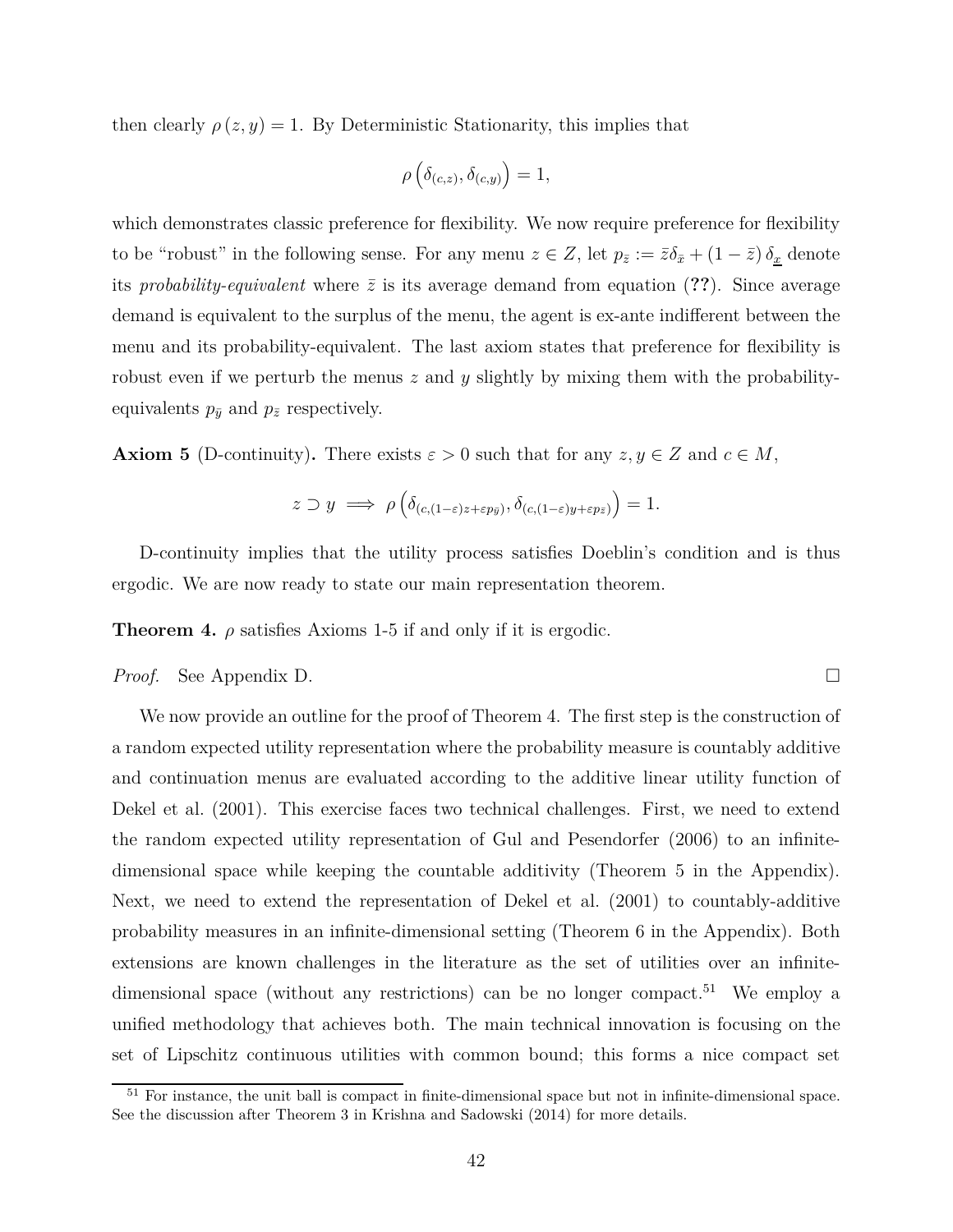then clearly $\rho(z, y) = 1$. By Deterministic Stationarity, this implies that

$$\rho\left(\delta_{(c,z)}, \delta_{(c,y)}\right) = 1,$$

which demonstrates classic preference for flexibility. We now require preference for flexibility to be "robust" in the following sense. For any menu $z \in Z$, let $p_{\bar{z}} := \bar{z}\delta_{\bar{x}} + (1 - \bar{z})\,\delta_{\underline{x}}$ denote its *probability-equivalent* where $\bar{z}$ is its average demand from equation (**??**). Since average demand is equivalent to the surplus of the menu, the agent is ex-ante indifferent between the menu and its probability-equivalent. The last axiom states that preference for flexibility is robust even if we perturb the menus $z$ and $y$ slightly by mixing them with the probability-equivalents $p_{\bar{y}}$ and $p_{\bar{z}}$ respectively.

**Axiom 5** (D-continuity)**.** There exists $\varepsilon > 0$ such that for any $z, y \in Z$ and $c \in M$,

$$z \supset y \implies \rho\left(\delta_{(c,(1-\varepsilon)z+\varepsilon p_{\bar{y}})}, \delta_{(c,(1-\varepsilon)y+\varepsilon p_{\bar{z}})}\right) = 1.$$

D-continuity implies that the utility process satisfies Doeblin's condition and is thus ergodic. We are now ready to state our main representation theorem.

**Theorem 4.** $\rho$ satisfies Axioms 1-5 if and only if it is ergodic.

*Proof.* See Appendix D. □

We now provide an outline for the proof of Theorem 4. The first step is the construction of a random expected utility representation where the probability measure is countably additive and continuation menus are evaluated according to the additive linear utility function of Dekel et al. (2001). This exercise faces two technical challenges. First, we need to extend the random expected utility representation of Gul and Pesendorfer (2006) to an infinite-dimensional space while keeping the countable additivity (Theorem 5 in the Appendix). Next, we need to extend the representation of Dekel et al. (2001) to countably-additive probability measures in an infinite-dimensional setting (Theorem 6 in the Appendix). Both extensions are known challenges in the literature as the set of utilities over an infinite-dimensional space (without any restrictions) can be no longer compact.[51] We employ a unified methodology that achieves both. The main technical innovation is focusing on the set of Lipschitz continuous utilities with common bound; this forms a nice compact set

[51] For instance, the unit ball is compact in finite-dimensional space but not in infinite-dimensional space. See the discussion after Theorem 3 in Krishna and Sadowski (2014) for more details.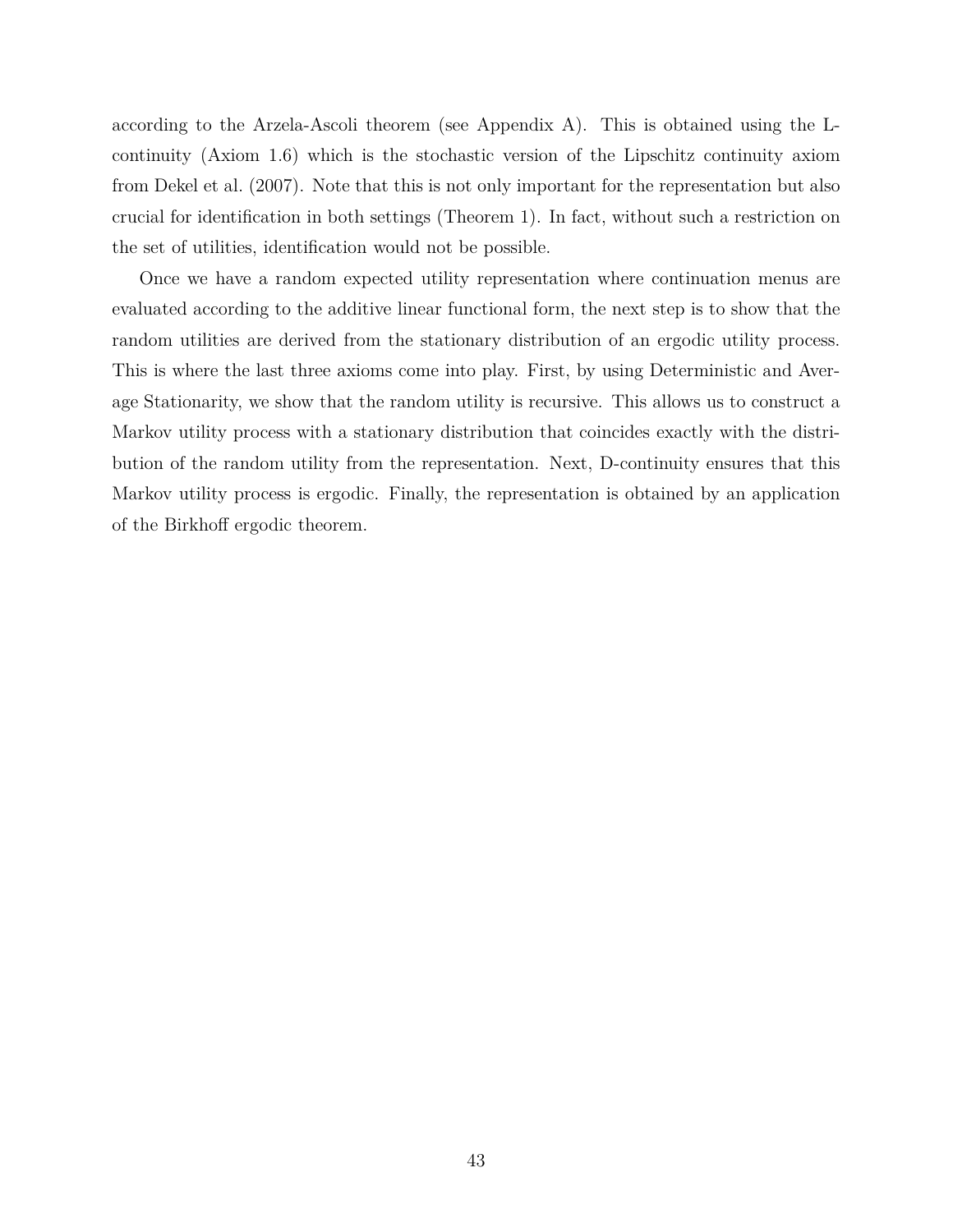according to the Arzela-Ascoli theorem (see Appendix A). This is obtained using the L-continuity (Axiom 1.6) which is the stochastic version of the Lipschitz continuity axiom from Dekel et al. (2007). Note that this is not only important for the representation but also crucial for identification in both settings (Theorem 1). In fact, without such a restriction on the set of utilities, identification would not be possible.

Once we have a random expected utility representation where continuation menus are evaluated according to the additive linear functional form, the next step is to show that the random utilities are derived from the stationary distribution of an ergodic utility process. This is where the last three axioms come into play. First, by using Deterministic and Average Stationarity, we show that the random utility is recursive. This allows us to construct a Markov utility process with a stationary distribution that coincides exactly with the distribution of the random utility from the representation. Next, D-continuity ensures that this Markov utility process is ergodic. Finally, the representation is obtained by an application of the Birkhoff ergodic theorem.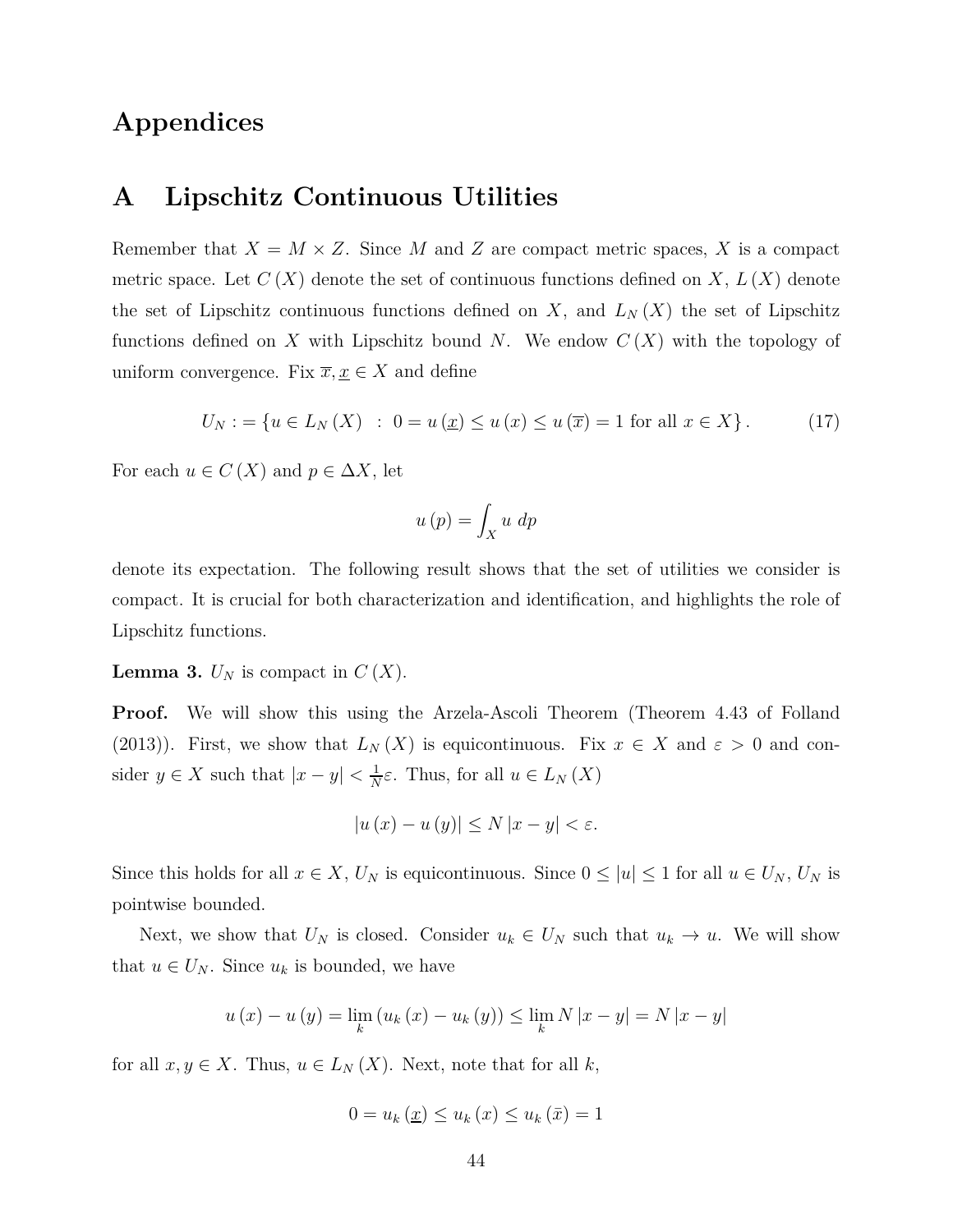# Appendices

## A Lipschitz Continuous Utilities

Remember that $X = M \times Z$. Since $M$ and $Z$ are compact metric spaces, $X$ is a compact metric space. Let $C(X)$ denote the set of continuous functions defined on $X$, $L(X)$ denote the set of Lipschitz continuous functions defined on $X$, and $L_N(X)$ the set of Lipschitz functions defined on $X$ with Lipschitz bound $N$. We endow $C(X)$ with the topology of uniform convergence. Fix $\overline{x}, \underline{x} \in X$ and define

$$U_N := \{u \in L_N(X) \ : \ 0 = u(\underline{x}) \leq u(x) \leq u(\overline{x}) = 1 \text{ for all } x \in X\}. \tag{17}$$

For each $u \in C(X)$ and $p \in \Delta X$, let

$$u(p) = \int_X u \ dp$$

denote its expectation. The following result shows that the set of utilities we consider is compact. It is crucial for both characterization and identification, and highlights the role of Lipschitz functions.

**Lemma 3.** $U_N$ is compact in $C(X)$.

**Proof.** We will show this using the Arzela-Ascoli Theorem (Theorem 4.43 of Folland (2013)). First, we show that $L_N(X)$ is equicontinuous. Fix $x \in X$ and $\varepsilon > 0$ and consider $y \in X$ such that $|x - y| < \frac{1}{N}\varepsilon$. Thus, for all $u \in L_N(X)$

$$|u(x) - u(y)| \leq N|x - y| < \varepsilon.$$

Since this holds for all $x \in X$, $U_N$ is equicontinuous. Since $0 \leq |u| \leq 1$ for all $u \in U_N$, $U_N$ is pointwise bounded.

Next, we show that $U_N$ is closed. Consider $u_k \in U_N$ such that $u_k \to u$. We will show that $u \in U_N$. Since $u_k$ is bounded, we have

$$u(x) - u(y) = \lim_k (u_k(x) - u_k(y)) \leq \lim_k N|x - y| = N|x - y|$$

for all $x, y \in X$. Thus, $u \in L_N(X)$. Next, note that for all $k$,

$$0 = u_k(\underline{x}) \leq u_k(x) \leq u_k(\bar{x}) = 1$$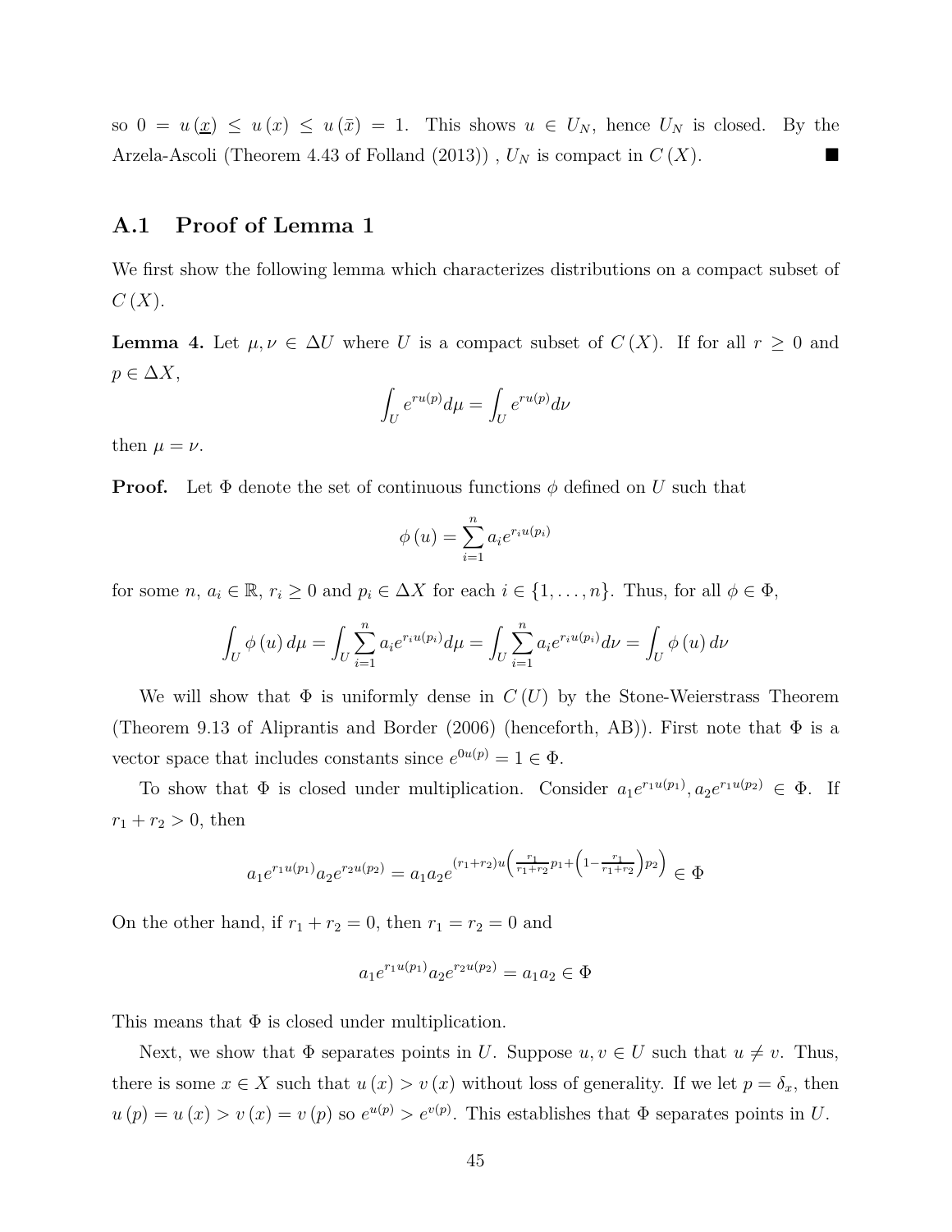so $0 = u(\underline{x}) \leq u(x) \leq u(\bar{x}) = 1$. This shows $u \in U_N$, hence $U_N$ is closed. By the Arzela-Ascoli (Theorem 4.43 of Folland (2013)) , $U_N$ is compact in $C(X)$. ■

## A.1 Proof of Lemma 1

We first show the following lemma which characterizes distributions on a compact subset of $C(X)$.

**Lemma 4.** Let $\mu, \nu \in \Delta U$ where $U$ is a compact subset of $C(X)$. If for all $r \geq 0$ and $p \in \Delta X$,

$$\int_U e^{ru(p)} d\mu = \int_U e^{ru(p)} d\nu$$

then $\mu = \nu$.

**Proof.** Let $\Phi$ denote the set of continuous functions $\phi$ defined on $U$ such that

$$\phi(u) = \sum_{i=1}^{n} a_i e^{r_i u(p_i)}$$

for some $n$, $a_i \in \mathbb{R}$, $r_i \geq 0$ and $p_i \in \Delta X$ for each $i \in \{1, \ldots, n\}$. Thus, for all $\phi \in \Phi$,

$$\int_U \phi(u) \, d\mu = \int_U \sum_{i=1}^{n} a_i e^{r_i u(p_i)} d\mu = \int_U \sum_{i=1}^{n} a_i e^{r_i u(p_i)} d\nu = \int_U \phi(u) \, d\nu$$

We will show that $\Phi$ is uniformly dense in $C(U)$ by the Stone-Weierstrass Theorem (Theorem 9.13 of Aliprantis and Border (2006) (henceforth, AB)). First note that $\Phi$ is a vector space that includes constants since $e^{0u(p)} = 1 \in \Phi$.

To show that $\Phi$ is closed under multiplication. Consider $a_1 e^{r_1 u(p_1)}, a_2 e^{r_1 u(p_2)} \in \Phi$. If $r_1 + r_2 > 0$, then

$$a_1 e^{r_1 u(p_1)} a_2 e^{r_2 u(p_2)} = a_1 a_2 e^{(r_1+r_2) u\left(\frac{r_1}{r_1+r_2} p_1 + \left(1 - \frac{r_1}{r_1+r_2}\right) p_2\right)} \in \Phi$$

On the other hand, if $r_1 + r_2 = 0$, then $r_1 = r_2 = 0$ and

$$a_1 e^{r_1 u(p_1)} a_2 e^{r_2 u(p_2)} = a_1 a_2 \in \Phi$$

This means that $\Phi$ is closed under multiplication.

Next, we show that $\Phi$ separates points in $U$. Suppose $u, v \in U$ such that $u \neq v$. Thus, there is some $x \in X$ such that $u(x) > v(x)$ without loss of generality. If we let $p = \delta_x$, then $u(p) = u(x) > v(x) = v(p)$ so $e^{u(p)} > e^{v(p)}$. This establishes that $\Phi$ separates points in $U$.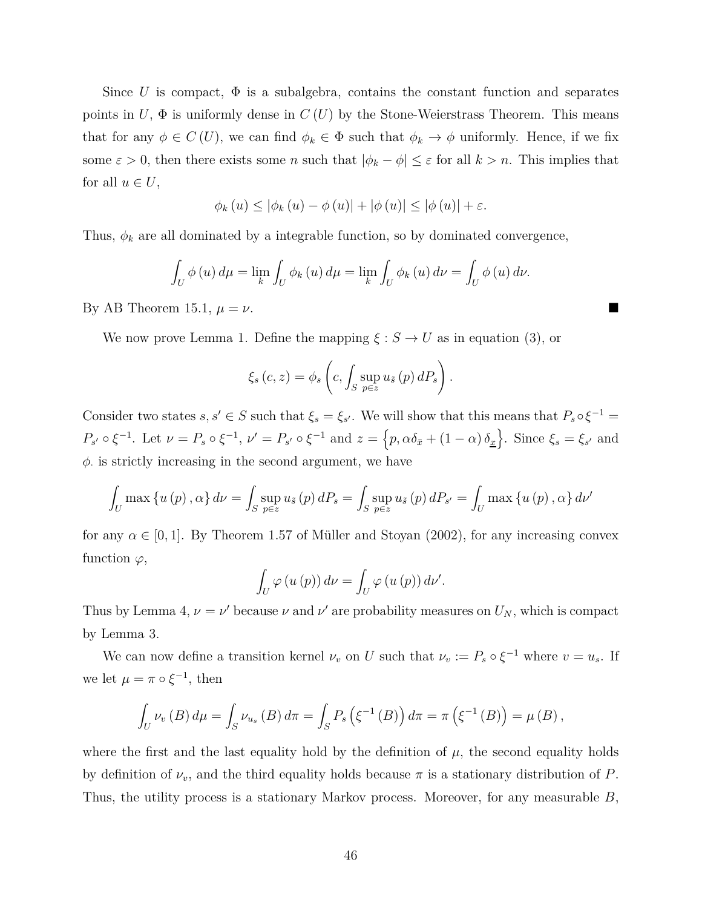Since $U$ is compact, $\Phi$ is a subalgebra, contains the constant function and separates points in $U$, $\Phi$ is uniformly dense in $C(U)$ by the Stone-Weierstrass Theorem. This means that for any $\phi \in C(U)$, we can find $\phi_k \in \Phi$ such that $\phi_k \to \phi$ uniformly. Hence, if we fix some $\varepsilon > 0$, then there exists some $n$ such that $|\phi_k - \phi| \leq \varepsilon$ for all $k > n$. This implies that for all $u \in U$,

$$\phi_k(u) \leq |\phi_k(u) - \phi(u)| + |\phi(u)| \leq |\phi(u)| + \varepsilon.$$

Thus, $\phi_k$ are all dominated by a integrable function, so by dominated convergence,

$$\int_U \phi(u)\, d\mu = \lim_k \int_U \phi_k(u)\, d\mu = \lim_k \int_U \phi_k(u)\, d\nu = \int_U \phi(u)\, d\nu.$$

By AB Theorem 15.1, $\mu = \nu$. ■

We now prove Lemma 1. Define the mapping $\xi : S \to U$ as in equation (3), or

$$\xi_s(c, z) = \phi_s\left(c, \int_S \sup_{p \in z} u_{\tilde{s}}(p)\, dP_s\right).$$

Consider two states $s, s' \in S$ such that $\xi_s = \xi_{s'}$. We will show that this means that $P_s \circ \xi^{-1} = P_{s'} \circ \xi^{-1}$. Let $\nu = P_s \circ \xi^{-1}$, $\nu' = P_{s'} \circ \xi^{-1}$ and $z = \left\{p, \alpha\delta_{\bar{x}} + (1-\alpha)\,\delta_{\underline{x}}\right\}$. Since $\xi_s = \xi_{s'}$ and $\phi_.$ is strictly increasing in the second argument, we have

$$\int_U \max\{u(p), \alpha\}\, d\nu = \int_S \sup_{p \in z} u_{\tilde{s}}(p)\, dP_s = \int_S \sup_{p \in z} u_{\tilde{s}}(p)\, dP_{s'} = \int_U \max\{u(p), \alpha\}\, d\nu'$$

for any $\alpha \in [0, 1]$. By Theorem 1.57 of Müller and Stoyan (2002), for any increasing convex function $\varphi$,

$$\int_U \varphi(u(p))\, d\nu = \int_U \varphi(u(p))\, d\nu'.$$

Thus by Lemma 4, $\nu = \nu'$ because $\nu$ and $\nu'$ are probability measures on $U_N$, which is compact by Lemma 3.

We can now define a transition kernel $\nu_v$ on $U$ such that $\nu_v := P_s \circ \xi^{-1}$ where $v = u_s$. If we let $\mu = \pi \circ \xi^{-1}$, then

$$\int_U \nu_v(B)\, d\mu = \int_S \nu_{u_s}(B)\, d\pi = \int_S P_s\left(\xi^{-1}(B)\right) d\pi = \pi\left(\xi^{-1}(B)\right) = \mu(B),$$

where the first and the last equality hold by the definition of $\mu$, the second equality holds by definition of $\nu_v$, and the third equality holds because $\pi$ is a stationary distribution of $P$. Thus, the utility process is a stationary Markov process. Moreover, for any measurable $B$,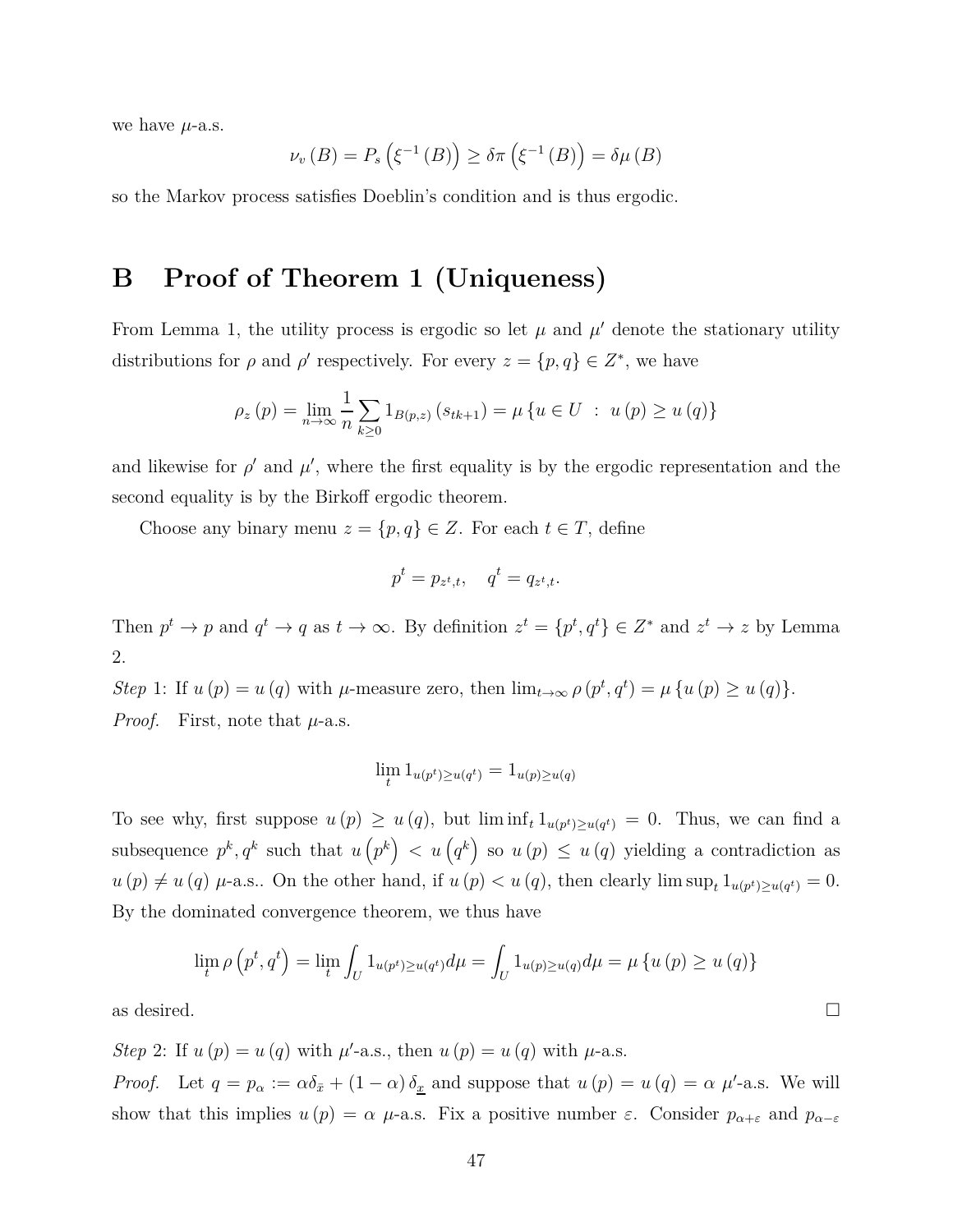we have $\mu$-a.s.

$$\nu_v(B) = P_s\left(\xi^{-1}(B)\right) \geq \delta\pi\left(\xi^{-1}(B)\right) = \delta\mu(B)$$

so the Markov process satisfies Doeblin's condition and is thus ergodic.

# B Proof of Theorem 1 (Uniqueness)

From Lemma 1, the utility process is ergodic so let $\mu$ and $\mu'$ denote the stationary utility distributions for $\rho$ and $\rho'$ respectively. For every $z = \{p, q\} \in Z^*$, we have

$$\rho_z(p) = \lim_{n\to\infty} \frac{1}{n} \sum_{k\geq 0} 1_{B(p,z)}(s_{tk+1}) = \mu\{u \in U \ : \ u(p) \geq u(q)\}$$

and likewise for $\rho'$ and $\mu'$, where the first equality is by the ergodic representation and the second equality is by the Birkoff ergodic theorem.

Choose any binary menu $z = \{p, q\} \in Z$. For each $t \in T$, define

$$p^t = p_{z^t,t}, \quad q^t = q_{z^t,t}.$$

Then $p^t \to p$ and $q^t \to q$ as $t \to \infty$. By definition $z^t = \{p^t, q^t\} \in Z^*$ and $z^t \to z$ by Lemma 2.

*Step* 1: If $u(p) = u(q)$ with $\mu$-measure zero, then $\lim_{t\to\infty} \rho(p^t, q^t) = \mu\{u(p) \geq u(q)\}$.

*Proof.* First, note that $\mu$-a.s.

$$\lim_t 1_{u(p^t)\geq u(q^t)} = 1_{u(p)\geq u(q)}$$

To see why, first suppose $u(p) \geq u(q)$, but $\liminf_t 1_{u(p^t)\geq u(q^t)} = 0$. Thus, we can find a subsequence $p^k, q^k$ such that $u\left(p^k\right) < u\left(q^k\right)$ so $u(p) \leq u(q)$ yielding a contradiction as $u(p) \neq u(q)$ $\mu$-a.s.. On the other hand, if $u(p) < u(q)$, then clearly $\limsup_t 1_{u(p^t)\geq u(q^t)} = 0$. By the dominated convergence theorem, we thus have

$$\lim_t \rho\left(p^t, q^t\right) = \lim_t \int_U 1_{u(p^t)\geq u(q^t)} d\mu = \int_U 1_{u(p)\geq u(q)} d\mu = \mu\{u(p) \geq u(q)\}$$

as desired. □

*Step* 2: If $u(p) = u(q)$ with $\mu'$-a.s., then $u(p) = u(q)$ with $\mu$-a.s.

*Proof.* Let $q = p_\alpha := \alpha\delta_{\bar{x}} + (1-\alpha)\delta_{\underline{x}}$ and suppose that $u(p) = u(q) = \alpha$ $\mu'$-a.s. We will show that this implies $u(p) = \alpha$ $\mu$-a.s. Fix a positive number $\varepsilon$. Consider $p_{\alpha+\varepsilon}$ and $p_{\alpha-\varepsilon}$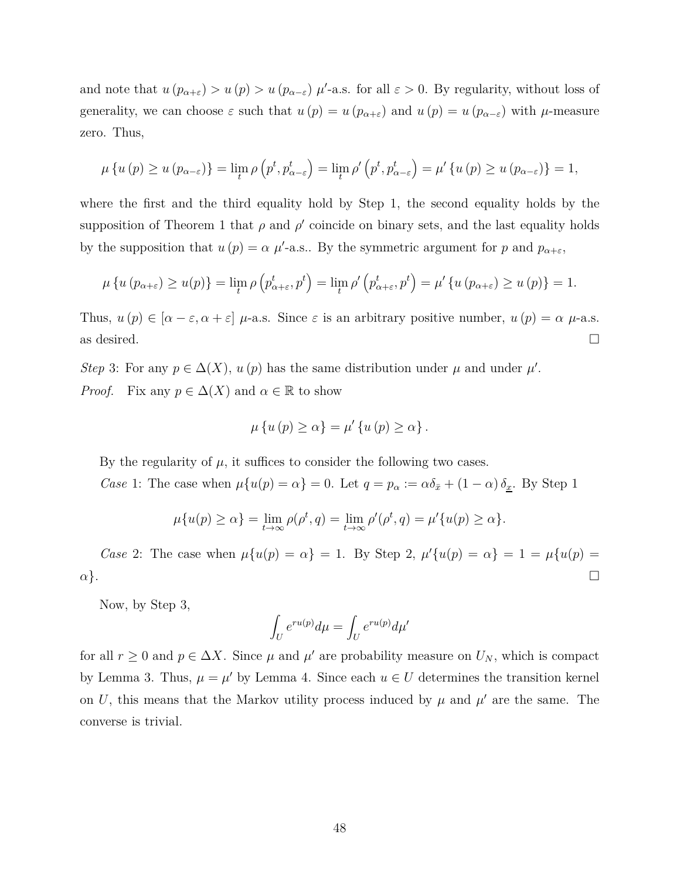and note that $u(p_{\alpha+\varepsilon}) > u(p) > u(p_{\alpha-\varepsilon})$ $\mu'$-a.s. for all $\varepsilon > 0$. By regularity, without loss of generality, we can choose $\varepsilon$ such that $u(p) = u(p_{\alpha+\varepsilon})$ and $u(p) = u(p_{\alpha-\varepsilon})$ with $\mu$-measure zero. Thus,

$$\mu\left\{u(p) \geq u(p_{\alpha-\varepsilon})\right\} = \lim_t \rho\left(p^t, p^t_{\alpha-\varepsilon}\right) = \lim_t \rho'\left(p^t, p^t_{\alpha-\varepsilon}\right) = \mu'\left\{u(p) \geq u(p_{\alpha-\varepsilon})\right\} = 1,$$

where the first and the third equality hold by Step 1, the second equality holds by the supposition of Theorem 1 that $\rho$ and $\rho'$ coincide on binary sets, and the last equality holds by the supposition that $u(p) = \alpha$ $\mu'$-a.s.. By the symmetric argument for $p$ and $p_{\alpha+\varepsilon}$,

$$\mu\left\{u(p_{\alpha+\varepsilon}) \geq u(p)\right\} = \lim_t \rho\left(p^t_{\alpha+\varepsilon}, p^t\right) = \lim_t \rho'\left(p^t_{\alpha+\varepsilon}, p^t\right) = \mu'\left\{u(p_{\alpha+\varepsilon}) \geq u(p)\right\} = 1.$$

Thus, $u(p) \in [\alpha - \varepsilon, \alpha + \varepsilon]$ $\mu$-a.s. Since $\varepsilon$ is an arbitrary positive number, $u(p) = \alpha$ $\mu$-a.s. as desired. $\square$

*Step* 3: For any $p \in \Delta(X)$, $u(p)$ has the same distribution under $\mu$ and under $\mu'$.

*Proof.* Fix any $p \in \Delta(X)$ and $\alpha \in \mathbb{R}$ to show

$$\mu\left\{u(p) \geq \alpha\right\} = \mu'\left\{u(p) \geq \alpha\right\}.$$

By the regularity of $\mu$, it suffices to consider the following two cases.

*Case* 1: The case when $\mu\{u(p) = \alpha\} = 0$. Let $q = p_\alpha := \alpha\delta_{\bar{x}} + (1-\alpha)\delta_{\underline{x}}$. By Step 1

$$\mu\{u(p) \geq \alpha\} = \lim_{t\to\infty} \rho(\rho^t, q) = \lim_{t\to\infty} \rho'(\rho^t, q) = \mu'\{u(p) \geq \alpha\}.$$

*Case* 2: The case when $\mu\{u(p) = \alpha\} = 1$. By Step 2, $\mu'\{u(p) = \alpha\} = 1 = \mu\{u(p) = \alpha\}$. $\square$

Now, by Step 3,

$$\int_U e^{ru(p)} d\mu = \int_U e^{ru(p)} d\mu'$$

for all $r \geq 0$ and $p \in \Delta X$. Since $\mu$ and $\mu'$ are probability measure on $U_N$, which is compact by Lemma 3. Thus, $\mu = \mu'$ by Lemma 4. Since each $u \in U$ determines the transition kernel on $U$, this means that the Markov utility process induced by $\mu$ and $\mu'$ are the same. The converse is trivial.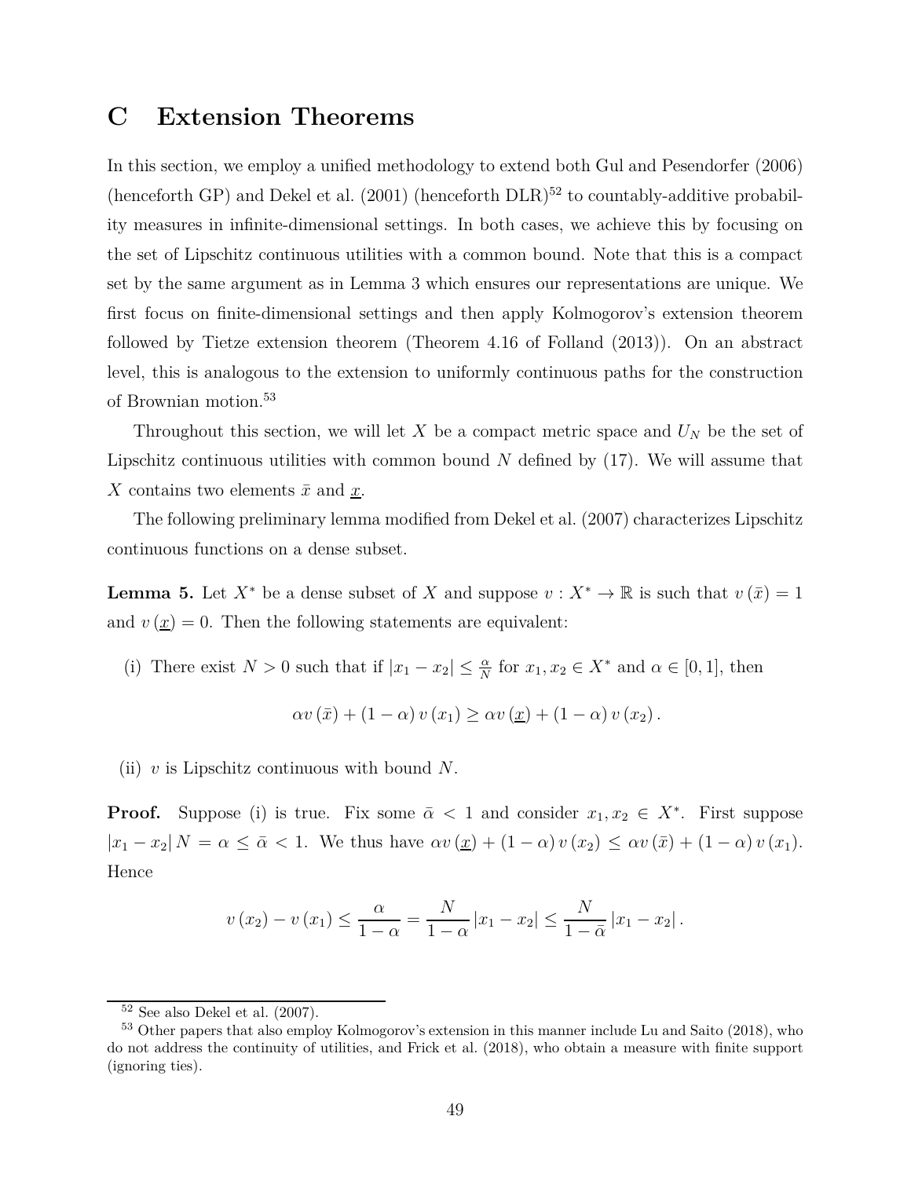# C Extension Theorems

In this section, we employ a unified methodology to extend both Gul and Pesendorfer (2006) (henceforth GP) and Dekel et al. (2001) (henceforth DLR)[52] to countably-additive probability measures in infinite-dimensional settings. In both cases, we achieve this by focusing on the set of Lipschitz continuous utilities with a common bound. Note that this is a compact set by the same argument as in Lemma 3 which ensures our representations are unique. We first focus on finite-dimensional settings and then apply Kolmogorov's extension theorem followed by Tietze extension theorem (Theorem 4.16 of Folland (2013)). On an abstract level, this is analogous to the extension to uniformly continuous paths for the construction of Brownian motion.[53]

Throughout this section, we will let $X$ be a compact metric space and $U_N$ be the set of Lipschitz continuous utilities with common bound $N$ defined by (17). We will assume that $X$ contains two elements $\bar{x}$ and $\underline{x}$.

The following preliminary lemma modified from Dekel et al. (2007) characterizes Lipschitz continuous functions on a dense subset.

**Lemma 5.** Let $X^*$ be a dense subset of $X$ and suppose $v : X^* \to \mathbb{R}$ is such that $v(\bar{x}) = 1$ and $v(\underline{x}) = 0$. Then the following statements are equivalent:

(i) There exist $N > 0$ such that if $|x_1 - x_2| \leq \frac{\alpha}{N}$ for $x_1, x_2 \in X^*$ and $\alpha \in [0,1]$, then

$$\alpha v(\bar{x}) + (1-\alpha) v(x_1) \geq \alpha v(\underline{x}) + (1-\alpha) v(x_2).$$

(ii) $v$ is Lipschitz continuous with bound $N$.

**Proof.** Suppose (i) is true. Fix some $\bar{\alpha} < 1$ and consider $x_1, x_2 \in X^*$. First suppose $|x_1 - x_2| N = \alpha \leq \bar{\alpha} < 1$. We thus have $\alpha v(\underline{x}) + (1-\alpha) v(x_2) \leq \alpha v(\bar{x}) + (1-\alpha) v(x_1)$. Hence

$$v(x_2) - v(x_1) \leq \frac{\alpha}{1-\alpha} = \frac{N}{1-\alpha} |x_1 - x_2| \leq \frac{N}{1-\bar{\alpha}} |x_1 - x_2|.$$

---

[52] See also Dekel et al. (2007).

[53] Other papers that also employ Kolmogorov's extension in this manner include Lu and Saito (2018), who do not address the continuity of utilities, and Frick et al. (2018), who obtain a measure with finite support (ignoring ties).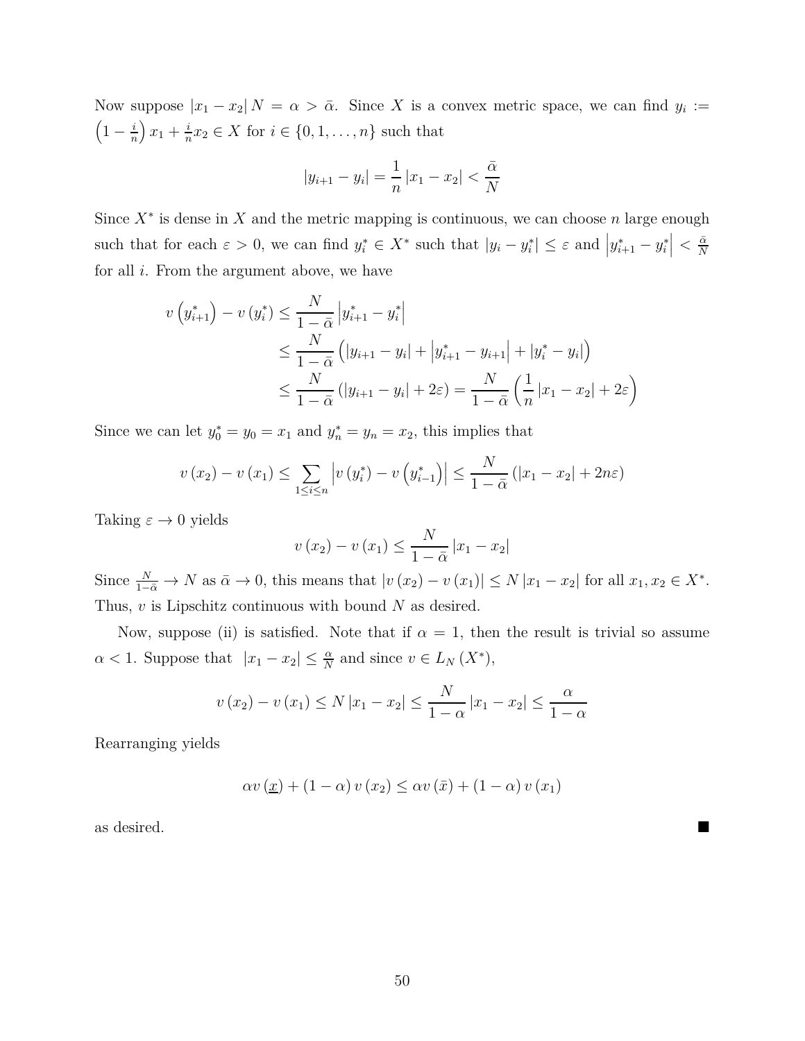Now suppose $|x_1 - x_2| N = \alpha > \bar{\alpha}$. Since $X$ is a convex metric space, we can find $y_i := \left(1 - \frac{i}{n}\right) x_1 + \frac{i}{n} x_2 \in X$ for $i \in \{0, 1, \ldots, n\}$ such that

$$|y_{i+1} - y_i| = \frac{1}{n} |x_1 - x_2| < \frac{\bar{\alpha}}{N}$$

Since $X^*$ is dense in $X$ and the metric mapping is continuous, we can choose $n$ large enough such that for each $\varepsilon > 0$, we can find $y_i^* \in X^*$ such that $|y_i - y_i^*| \leq \varepsilon$ and $\left|y_{i+1}^* - y_i^*\right| < \frac{\bar{\alpha}}{N}$ for all $i$. From the argument above, we have

$$\begin{aligned}
v\left(y_{i+1}^*\right) - v\left(y_i^*\right) &\leq \frac{N}{1 - \bar{\alpha}} \left|y_{i+1}^* - y_i^*\right| \\
&\leq \frac{N}{1 - \bar{\alpha}} \left(|y_{i+1} - y_i| + \left|y_{i+1}^* - y_{i+1}\right| + |y_i^* - y_i|\right) \\
&\leq \frac{N}{1 - \bar{\alpha}} \left(|y_{i+1} - y_i| + 2\varepsilon\right) = \frac{N}{1 - \bar{\alpha}} \left(\frac{1}{n} |x_1 - x_2| + 2\varepsilon\right)
\end{aligned}$$

Since we can let $y_0^* = y_0 = x_1$ and $y_n^* = y_n = x_2$, this implies that

$$v(x_2) - v(x_1) \leq \sum_{1 \leq i \leq n} \left|v\left(y_i^*\right) - v\left(y_{i-1}^*\right)\right| \leq \frac{N}{1 - \bar{\alpha}} \left(|x_1 - x_2| + 2n\varepsilon\right)$$

Taking $\varepsilon \to 0$ yields

$$v(x_2) - v(x_1) \leq \frac{N}{1 - \bar{\alpha}} |x_1 - x_2|$$

Since $\frac{N}{1-\bar{\alpha}} \to N$ as $\bar{\alpha} \to 0$, this means that $|v(x_2) - v(x_1)| \leq N |x_1 - x_2|$ for all $x_1, x_2 \in X^*$. Thus, $v$ is Lipschitz continuous with bound $N$ as desired.

Now, suppose (ii) is satisfied. Note that if $\alpha = 1$, then the result is trivial so assume $\alpha < 1$. Suppose that $|x_1 - x_2| \leq \frac{\alpha}{N}$ and since $v \in L_N(X^*)$,

$$v(x_2) - v(x_1) \leq N |x_1 - x_2| \leq \frac{N}{1 - \alpha} |x_1 - x_2| \leq \frac{\alpha}{1 - \alpha}$$

Rearranging yields

$$\alpha v(\underline{x}) + (1 - \alpha) v(x_2) \leq \alpha v(\bar{x}) + (1 - \alpha) v(x_1)$$

as desired. ■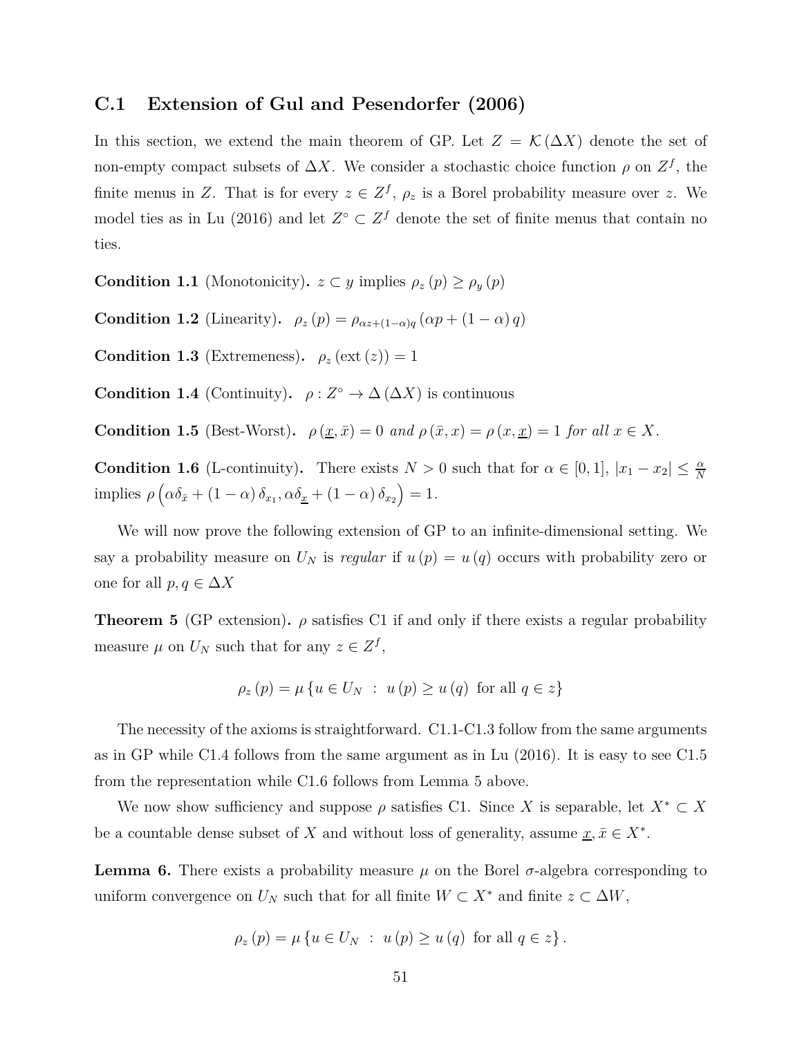### C.1 Extension of Gul and Pesendorfer (2006)

In this section, we extend the main theorem of GP. Let $Z = \mathcal{K}(\Delta X)$ denote the set of non-empty compact subsets of $\Delta X$. We consider a stochastic choice function $\rho$ on $Z^f$, the finite menus in $Z$. That is for every $z \in Z^f$, $\rho_z$ is a Borel probability measure over $z$. We model ties as in Lu (2016) and let $Z^\circ \subset Z^f$ denote the set of finite menus that contain no ties.

**Condition 1.1** (Monotonicity)**.** $z \subset y$ implies $\rho_z(p) \geq \rho_y(p)$

**Condition 1.2** (Linearity)**.** $\rho_z(p) = \rho_{\alpha z + (1-\alpha)q}(\alpha p + (1-\alpha)q)$

**Condition 1.3** (Extremeness)**.** $\rho_z(\text{ext}(z)) = 1$

**Condition 1.4** (Continuity)**.** $\rho : Z^\circ \to \Delta(\Delta X)$ is continuous

**Condition 1.5** (Best-Worst)**.** $\rho(\underline{x}, \bar{x}) = 0$ *and* $\rho(\bar{x}, x) = \rho(x, \underline{x}) = 1$ *for all* $x \in X$*.*

**Condition 1.6** (L-continuity)**.** There exists $N > 0$ such that for $\alpha \in [0,1]$, $|x_1 - x_2| \leq \frac{\alpha}{N}$ implies $\rho\left(\alpha\delta_{\bar{x}} + (1-\alpha)\delta_{x_1}, \alpha\delta_{\underline{x}} + (1-\alpha)\delta_{x_2}\right) = 1$.

We will now prove the following extension of GP to an infinite-dimensional setting. We say a probability measure on $U_N$ is *regular* if $u(p) = u(q)$ occurs with probability zero or one for all $p, q \in \Delta X$

**Theorem 5** (GP extension)**.** $\rho$ satisfies C1 if and only if there exists a regular probability measure $\mu$ on $U_N$ such that for any $z \in Z^f$,

$$\rho_z(p) = \mu\{u \in U_N \ : \ u(p) \geq u(q) \ \text{ for all } q \in z\}$$

The necessity of the axioms is straightforward. C1.1-C1.3 follow from the same arguments as in GP while C1.4 follows from the same argument as in Lu (2016). It is easy to see C1.5 from the representation while C1.6 follows from Lemma 5 above.

We now show sufficiency and suppose $\rho$ satisfies C1. Since $X$ is separable, let $X^* \subset X$ be a countable dense subset of $X$ and without loss of generality, assume $\underline{x}, \bar{x} \in X^*$.

**Lemma 6.** There exists a probability measure $\mu$ on the Borel $\sigma$-algebra corresponding to uniform convergence on $U_N$ such that for all finite $W \subset X^*$ and finite $z \subset \Delta W$,

$$\rho_z(p) = \mu\{u \in U_N \ : \ u(p) \geq u(q) \ \text{ for all } q \in z\}.$$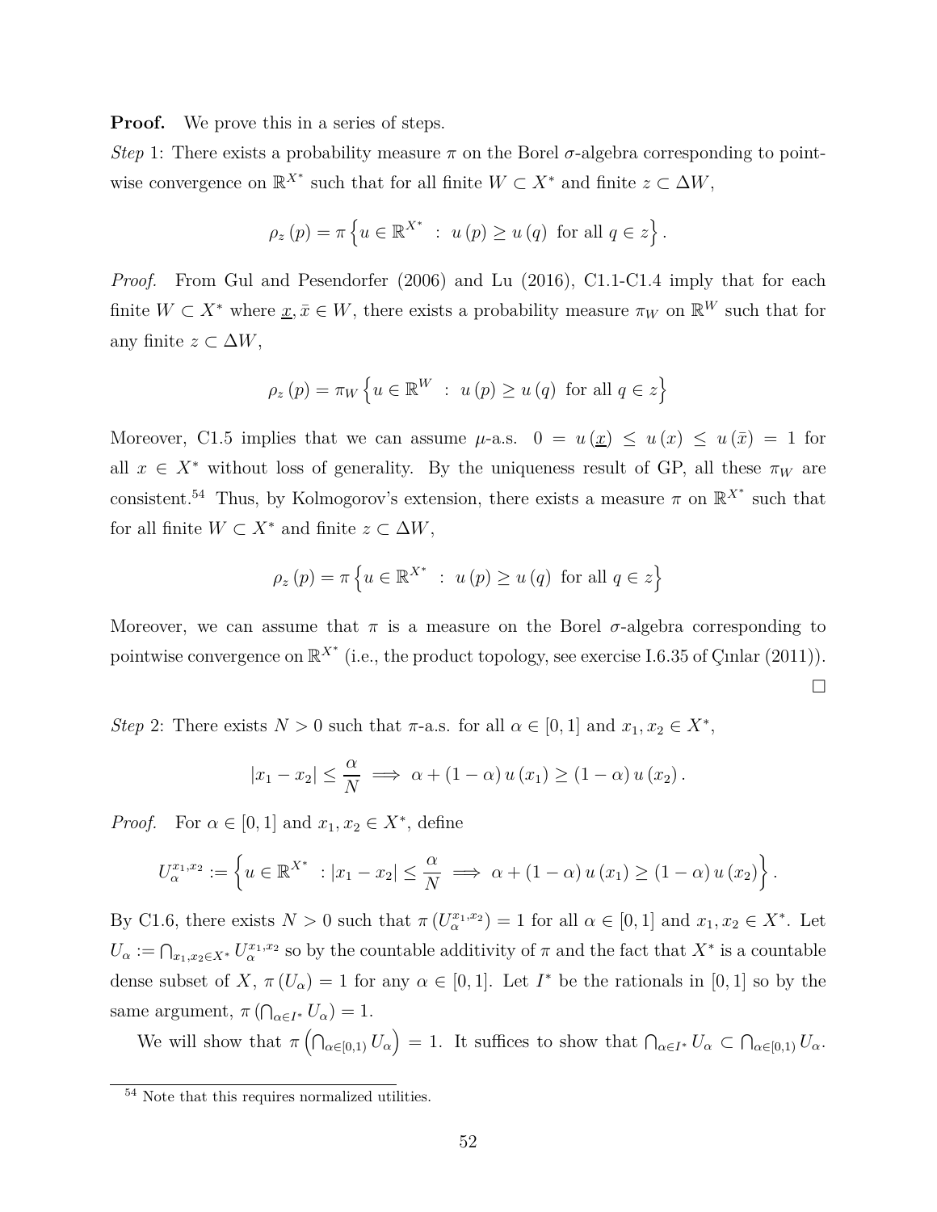**Proof.** We prove this in a series of steps.

*Step* 1: There exists a probability measure $\pi$ on the Borel $\sigma$-algebra corresponding to pointwise convergence on $\mathbb{R}^{X^*}$ such that for all finite $W \subset X^*$ and finite $z \subset \Delta W$,

$$\rho_z(p) = \pi \left\{ u \in \mathbb{R}^{X^*} \ : \ u(p) \geq u(q) \ \text{ for all } q \in z \right\}.$$

*Proof.* From Gul and Pesendorfer (2006) and Lu (2016), C1.1-C1.4 imply that for each finite $W \subset X^*$ where $\underline{x}, \bar{x} \in W$, there exists a probability measure $\pi_W$ on $\mathbb{R}^W$ such that for any finite $z \subset \Delta W$,

$$\rho_z(p) = \pi_W \left\{ u \in \mathbb{R}^W \ : \ u(p) \geq u(q) \ \text{ for all } q \in z \right\}$$

Moreover, C1.5 implies that we can assume $\mu$-a.s. $0 = u(\underline{x}) \leq u(x) \leq u(\bar{x}) = 1$ for all $x \in X^*$ without loss of generality. By the uniqueness result of GP, all these $\pi_W$ are consistent.[54] Thus, by Kolmogorov's extension, there exists a measure $\pi$ on $\mathbb{R}^{X^*}$ such that for all finite $W \subset X^*$ and finite $z \subset \Delta W$,

$$\rho_z(p) = \pi \left\{ u \in \mathbb{R}^{X^*} \ : \ u(p) \geq u(q) \ \text{ for all } q \in z \right\}$$

Moreover, we can assume that $\pi$ is a measure on the Borel $\sigma$-algebra corresponding to pointwise convergence on $\mathbb{R}^{X^*}$ (i.e., the product topology, see exercise I.6.35 of Çınlar (2011)). $\square$

*Step* 2: There exists $N > 0$ such that $\pi$-a.s. for all $\alpha \in [0,1]$ and $x_1, x_2 \in X^*$,

$$|x_1 - x_2| \leq \frac{\alpha}{N} \implies \alpha + (1-\alpha) u(x_1) \geq (1-\alpha) u(x_2).$$

*Proof.* For $\alpha \in [0,1]$ and $x_1, x_2 \in X^*$, define

$$U_\alpha^{x_1,x_2} := \left\{ u \in \mathbb{R}^{X^*} \ : |x_1 - x_2| \leq \frac{\alpha}{N} \implies \alpha + (1-\alpha) u(x_1) \geq (1-\alpha) u(x_2) \right\}.$$

By C1.6, there exists $N > 0$ such that $\pi(U_\alpha^{x_1,x_2}) = 1$ for all $\alpha \in [0,1]$ and $x_1, x_2 \in X^*$. Let $U_\alpha := \bigcap_{x_1,x_2 \in X^*} U_\alpha^{x_1,x_2}$ so by the countable additivity of $\pi$ and the fact that $X^*$ is a countable dense subset of $X$, $\pi(U_\alpha) = 1$ for any $\alpha \in [0,1]$. Let $I^*$ be the rationals in $[0,1]$ so by the same argument, $\pi\left(\bigcap_{\alpha \in I^*} U_\alpha\right) = 1$.

We will show that $\pi\left(\bigcap_{\alpha \in [0,1)} U_\alpha\right) = 1$. It suffices to show that $\bigcap_{\alpha \in I^*} U_\alpha \subset \bigcap_{\alpha \in [0,1)} U_\alpha$.

[54] Note that this requires normalized utilities.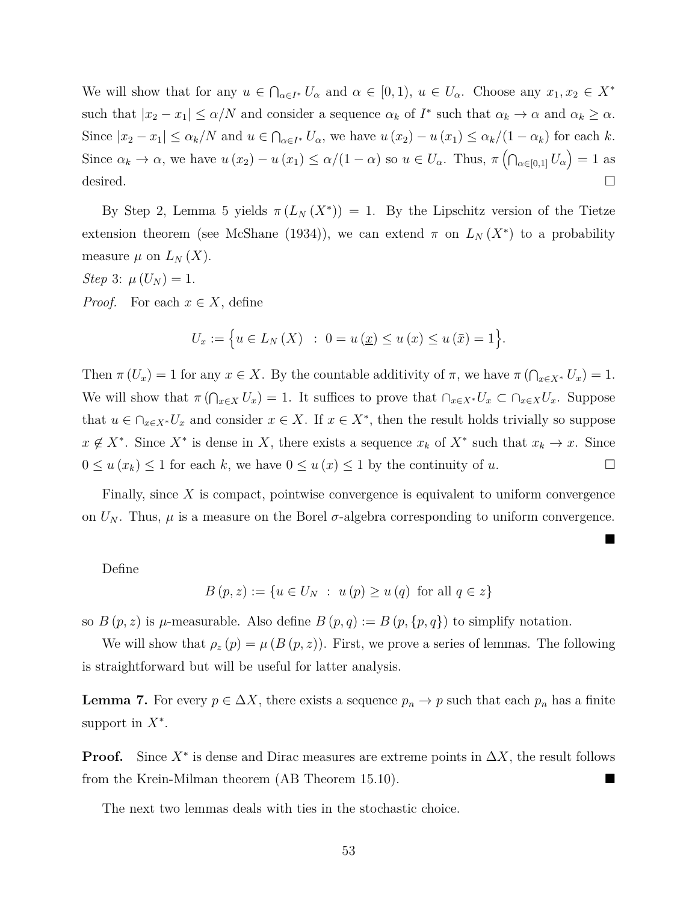We will show that for any $u \in \bigcap_{\alpha \in I^*} U_\alpha$ and $\alpha \in [0,1)$, $u \in U_\alpha$. Choose any $x_1, x_2 \in X^*$ such that $|x_2 - x_1| \leq \alpha/N$ and consider a sequence $\alpha_k$ of $I^*$ such that $\alpha_k \to \alpha$ and $\alpha_k \geq \alpha$. Since $|x_2 - x_1| \leq \alpha_k/N$ and $u \in \bigcap_{\alpha \in I^*} U_\alpha$, we have $u(x_2) - u(x_1) \leq \alpha_k/(1-\alpha_k)$ for each $k$. Since $\alpha_k \to \alpha$, we have $u(x_2) - u(x_1) \leq \alpha/(1-\alpha)$ so $u \in U_\alpha$. Thus, $\pi\left(\bigcap_{\alpha \in [0,1]} U_\alpha\right) = 1$ as desired. □

By Step 2, Lemma 5 yields $\pi(L_N(X^*)) = 1$. By the Lipschitz version of the Tietze extension theorem (see McShane (1934)), we can extend $\pi$ on $L_N(X^*)$ to a probability measure $\mu$ on $L_N(X)$.

*Step* 3: $\mu(U_N) = 1$.

*Proof.* For each $x \in X$, define

$$U_x := \left\{u \in L_N(X) \ : \ 0 = u(\underline{x}) \leq u(x) \leq u(\bar{x}) = 1\right\}.$$

Then $\pi(U_x) = 1$ for any $x \in X$. By the countable additivity of $\pi$, we have $\pi\left(\bigcap_{x \in X^*} U_x\right) = 1$. We will show that $\pi\left(\bigcap_{x \in X} U_x\right) = 1$. It suffices to prove that $\cap_{x \in X^*} U_x \subset \cap_{x \in X} U_x$. Suppose that $u \in \cap_{x \in X^*} U_x$ and consider $x \in X$. If $x \in X^*$, then the result holds trivially so suppose $x \notin X^*$. Since $X^*$ is dense in $X$, there exists a sequence $x_k$ of $X^*$ such that $x_k \to x$. Since $0 \leq u(x_k) \leq 1$ for each $k$, we have $0 \leq u(x) \leq 1$ by the continuity of $u$. □

Finally, since $X$ is compact, pointwise convergence is equivalent to uniform convergence on $U_N$. Thus, $\mu$ is a measure on the Borel $\sigma$-algebra corresponding to uniform convergence. ■

Define

$$B(p, z) := \{u \in U_N \ : \ u(p) \geq u(q) \text{ for all } q \in z\}$$

so $B(p, z)$ is $\mu$-measurable. Also define $B(p, q) := B(p, \{p, q\})$ to simplify notation.

We will show that $\rho_z(p) = \mu(B(p, z))$. First, we prove a series of lemmas. The following is straightforward but will be useful for latter analysis.

**Lemma 7.** For every $p \in \Delta X$, there exists a sequence $p_n \to p$ such that each $p_n$ has a finite support in $X^*$.

**Proof.** Since $X^*$ is dense and Dirac measures are extreme points in $\Delta X$, the result follows from the Krein-Milman theorem (AB Theorem 15.10). ■

The next two lemmas deals with ties in the stochastic choice.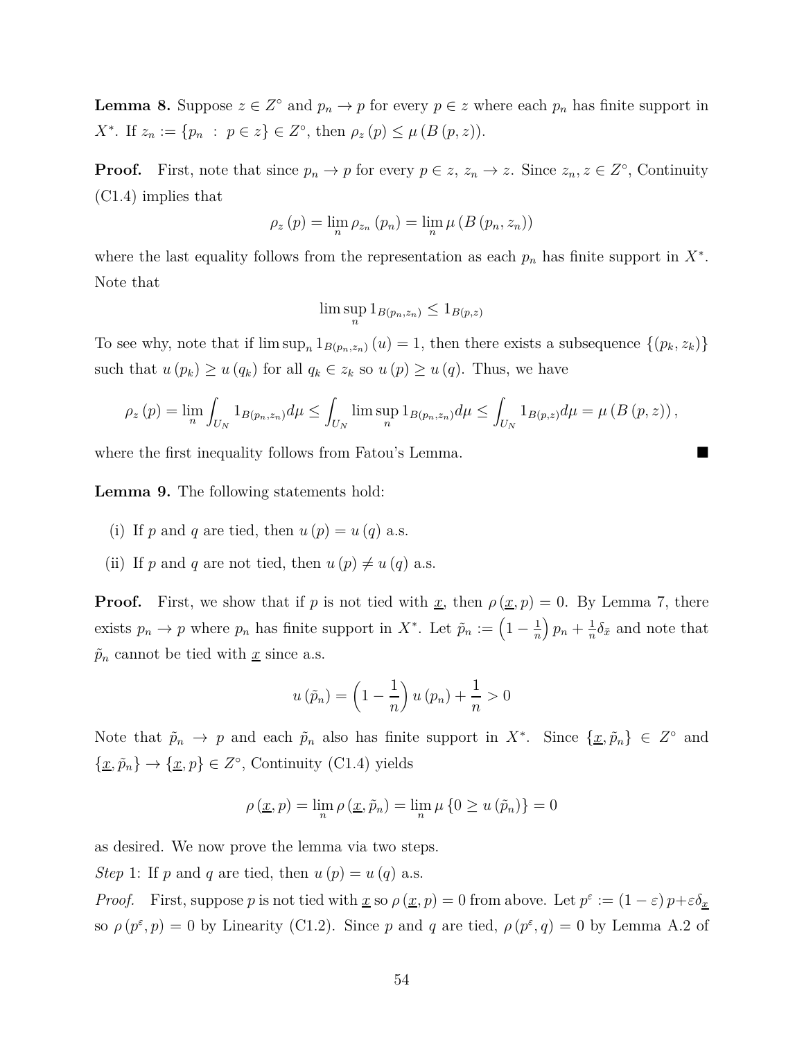**Lemma 8.** Suppose $z \in Z^{\circ}$ and $p_n \to p$ for every $p \in z$ where each $p_n$ has finite support in $X^*$. If $z_n := \{p_n \; : \; p \in z\} \in Z^{\circ}$, then $\rho_z(p) \leq \mu(B(p, z))$.

**Proof.** First, note that since $p_n \to p$ for every $p \in z$, $z_n \to z$. Since $z_n, z \in Z^{\circ}$, Continuity (C1.4) implies that

$$\rho_z(p) = \lim_n \rho_{z_n}(p_n) = \lim_n \mu(B(p_n, z_n))$$

where the last equality follows from the representation as each $p_n$ has finite support in $X^*$. Note that

$$\limsup_n 1_{B(p_n, z_n)} \leq 1_{B(p,z)}$$

To see why, note that if $\limsup_n 1_{B(p_n,z_n)}(u) = 1$, then there exists a subsequence $\{(p_k, z_k)\}$ such that $u(p_k) \geq u(q_k)$ for all $q_k \in z_k$ so $u(p) \geq u(q)$. Thus, we have

$$\rho_z(p) = \lim_n \int_{U_N} 1_{B(p_n,z_n)} d\mu \leq \int_{U_N} \limsup_n 1_{B(p_n,z_n)} d\mu \leq \int_{U_N} 1_{B(p,z)} d\mu = \mu(B(p,z)),$$

where the first inequality follows from Fatou's Lemma. ■

**Lemma 9.** The following statements hold:

(i) If $p$ and $q$ are tied, then $u(p) = u(q)$ a.s.

(ii) If $p$ and $q$ are not tied, then $u(p) \neq u(q)$ a.s.

**Proof.** First, we show that if $p$ is not tied with $\underline{x}$, then $\rho(\underline{x}, p) = 0$. By Lemma 7, there exists $p_n \to p$ where $p_n$ has finite support in $X^*$. Let $\tilde{p}_n := \left(1 - \frac{1}{n}\right) p_n + \frac{1}{n}\delta_{\bar{x}}$ and note that $\tilde{p}_n$ cannot be tied with $\underline{x}$ since a.s.

$$u(\tilde{p}_n) = \left(1 - \frac{1}{n}\right) u(p_n) + \frac{1}{n} > 0$$

Note that $\tilde{p}_n \to p$ and each $\tilde{p}_n$ also has finite support in $X^*$. Since $\{\underline{x}, \tilde{p}_n\} \in Z^{\circ}$ and $\{\underline{x}, \tilde{p}_n\} \to \{\underline{x}, p\} \in Z^{\circ}$, Continuity (C1.4) yields

$$\rho(\underline{x}, p) = \lim_n \rho(\underline{x}, \tilde{p}_n) = \lim_n \mu\{0 \geq u(\tilde{p}_n)\} = 0$$

as desired. We now prove the lemma via two steps.

*Step* 1: If $p$ and $q$ are tied, then $u(p) = u(q)$ a.s.

*Proof.* First, suppose $p$ is not tied with $\underline{x}$ so $\rho(\underline{x}, p) = 0$ from above. Let $p^{\varepsilon} := (1 - \varepsilon) p + \varepsilon \delta_{\underline{x}}$ so $\rho(p^{\varepsilon}, p) = 0$ by Linearity (C1.2). Since $p$ and $q$ are tied, $\rho(p^{\varepsilon}, q) = 0$ by Lemma A.2 of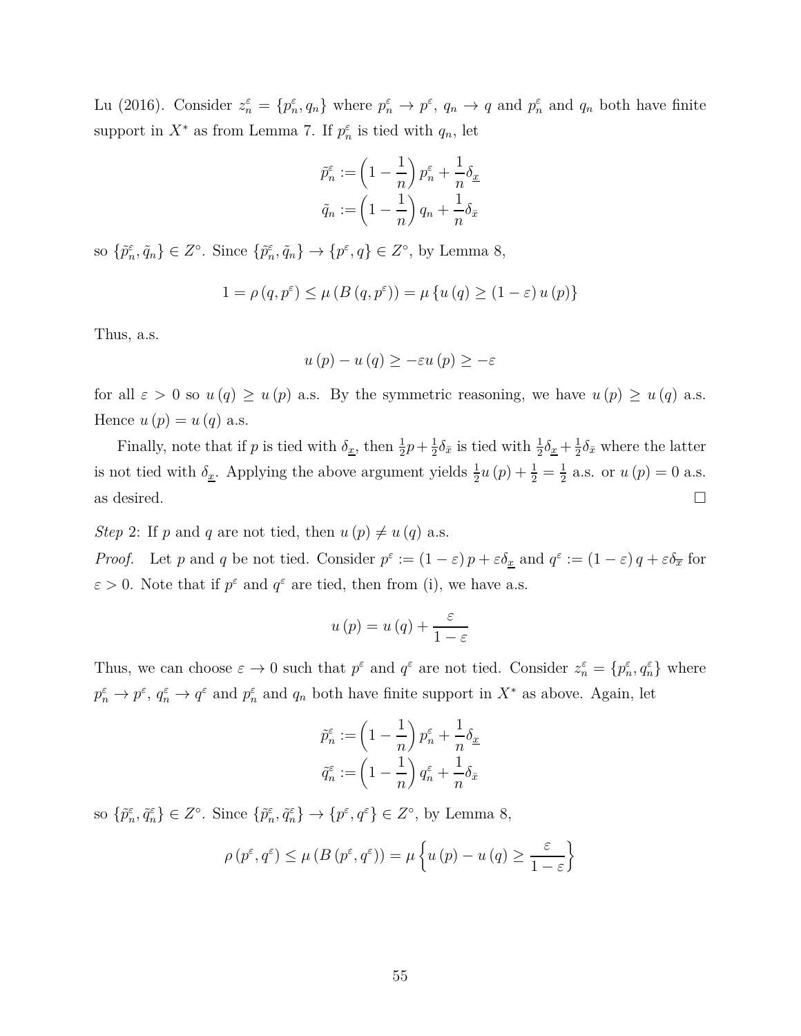Lu (2016). Consider $z_n^\varepsilon = \{p_n^\varepsilon, q_n\}$ where $p_n^\varepsilon \to p^\varepsilon$, $q_n \to q$ and $p_n^\varepsilon$ and $q_n$ both have finite support in $X^*$ as from Lemma 7. If $p_n^\varepsilon$ is tied with $q_n$, let

$$\tilde{p}_n^\varepsilon := \left(1 - \frac{1}{n}\right) p_n^\varepsilon + \frac{1}{n} \delta_{\underline{x}}$$
$$\tilde{q}_n := \left(1 - \frac{1}{n}\right) q_n + \frac{1}{n} \delta_{\bar{x}}$$

so $\{\tilde{p}_n^\varepsilon, \tilde{q}_n\} \in Z^\circ$. Since $\{\tilde{p}_n^\varepsilon, \tilde{q}_n\} \to \{p^\varepsilon, q\} \in Z^\circ$, by Lemma 8,

$$1 = \rho(q, p^\varepsilon) \leq \mu(B(q, p^\varepsilon)) = \mu\{u(q) \geq (1 - \varepsilon) u(p)\}$$

Thus, a.s.

$$u(p) - u(q) \geq -\varepsilon u(p) \geq -\varepsilon$$

for all $\varepsilon > 0$ so $u(q) \geq u(p)$ a.s. By the symmetric reasoning, we have $u(p) \geq u(q)$ a.s. Hence $u(p) = u(q)$ a.s.

Finally, note that if $p$ is tied with $\delta_{\underline{x}}$, then $\frac{1}{2}p + \frac{1}{2}\delta_{\bar{x}}$ is tied with $\frac{1}{2}\delta_{\underline{x}} + \frac{1}{2}\delta_{\bar{x}}$ where the latter is not tied with $\delta_{\underline{x}}$. Applying the above argument yields $\frac{1}{2}u(p) + \frac{1}{2} = \frac{1}{2}$ a.s. or $u(p) = 0$ a.s. as desired. □

*Step* 2: If $p$ and $q$ are not tied, then $u(p) \neq u(q)$ a.s.

*Proof.* Let $p$ and $q$ be not tied. Consider $p^\varepsilon := (1 - \varepsilon) p + \varepsilon \delta_{\underline{x}}$ and $q^\varepsilon := (1 - \varepsilon) q + \varepsilon \delta_{\overline{x}}$ for $\varepsilon > 0$. Note that if $p^\varepsilon$ and $q^\varepsilon$ are tied, then from (i), we have a.s.

$$u(p) = u(q) + \frac{\varepsilon}{1 - \varepsilon}$$

Thus, we can choose $\varepsilon \to 0$ such that $p^\varepsilon$ and $q^\varepsilon$ are not tied. Consider $z_n^\varepsilon = \{p_n^\varepsilon, q_n^\varepsilon\}$ where $p_n^\varepsilon \to p^\varepsilon$, $q_n^\varepsilon \to q^\varepsilon$ and $p_n^\varepsilon$ and $q_n$ both have finite support in $X^*$ as above. Again, let

$$\tilde{p}_n^\varepsilon := \left(1 - \frac{1}{n}\right) p_n^\varepsilon + \frac{1}{n} \delta_{\underline{x}}$$
$$\tilde{q}_n^\varepsilon := \left(1 - \frac{1}{n}\right) q_n^\varepsilon + \frac{1}{n} \delta_{\bar{x}}$$

so $\{\tilde{p}_n^\varepsilon, \tilde{q}_n^\varepsilon\} \in Z^\circ$. Since $\{\tilde{p}_n^\varepsilon, \tilde{q}_n^\varepsilon\} \to \{p^\varepsilon, q^\varepsilon\} \in Z^\circ$, by Lemma 8,

$$\rho(p^\varepsilon, q^\varepsilon) \leq \mu(B(p^\varepsilon, q^\varepsilon)) = \mu\left\{u(p) - u(q) \geq \frac{\varepsilon}{1 - \varepsilon}\right\}$$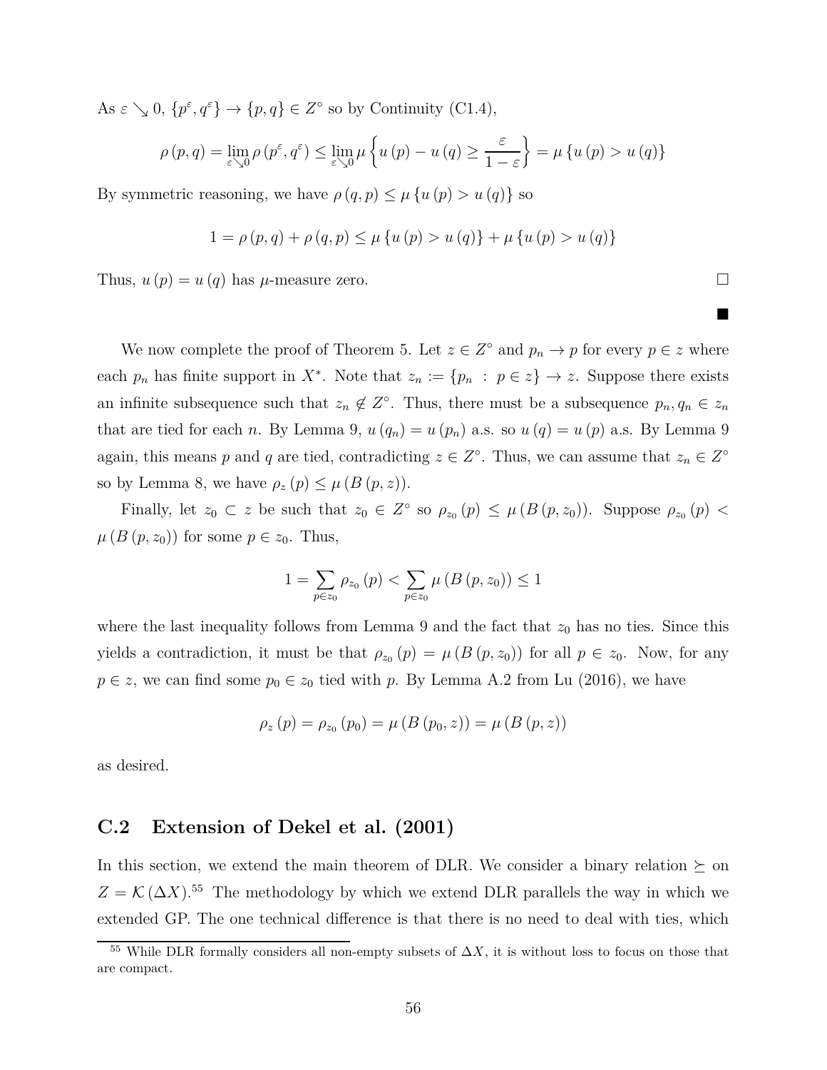As $\varepsilon \searrow 0$, $\{p^\varepsilon, q^\varepsilon\} \to \{p, q\} \in Z^\circ$ so by Continuity (C1.4),

$$\rho(p,q) = \lim_{\varepsilon \searrow 0} \rho(p^\varepsilon, q^\varepsilon) \leq \lim_{\varepsilon \searrow 0} \mu \left\{ u(p) - u(q) \geq \frac{\varepsilon}{1-\varepsilon} \right\} = \mu \{u(p) > u(q)\}$$

By symmetric reasoning, we have $\rho(q,p) \leq \mu\{u(p) > u(q)\}$ so

$$1 = \rho(p,q) + \rho(q,p) \leq \mu\{u(p) > u(q)\} + \mu\{u(p) > u(q)\}$$

Thus, $u(p) = u(q)$ has $\mu$-measure zero. □

■

We now complete the proof of Theorem 5. Let $z \in Z^\circ$ and $p_n \to p$ for every $p \in z$ where each $p_n$ has finite support in $X^*$. Note that $z_n := \{p_n \ : \ p \in z\} \to z$. Suppose there exists an infinite subsequence such that $z_n \notin Z^\circ$. Thus, there must be a subsequence $p_n, q_n \in z_n$ that are tied for each $n$. By Lemma 9, $u(q_n) = u(p_n)$ a.s. so $u(q) = u(p)$ a.s. By Lemma 9 again, this means $p$ and $q$ are tied, contradicting $z \in Z^\circ$. Thus, we can assume that $z_n \in Z^\circ$ so by Lemma 8, we have $\rho_z(p) \leq \mu(B(p,z))$.

Finally, let $z_0 \subset z$ be such that $z_0 \in Z^\circ$ so $\rho_{z_0}(p) \leq \mu(B(p,z_0))$. Suppose $\rho_{z_0}(p) < \mu(B(p,z_0))$ for some $p \in z_0$. Thus,

$$1 = \sum_{p \in z_0} \rho_{z_0}(p) < \sum_{p \in z_0} \mu(B(p,z_0)) \leq 1$$

where the last inequality follows from Lemma 9 and the fact that $z_0$ has no ties. Since this yields a contradiction, it must be that $\rho_{z_0}(p) = \mu(B(p,z_0))$ for all $p \in z_0$. Now, for any $p \in z$, we can find some $p_0 \in z_0$ tied with $p$. By Lemma A.2 from Lu (2016), we have

$$\rho_z(p) = \rho_{z_0}(p_0) = \mu(B(p_0,z)) = \mu(B(p,z))$$

as desired.

## C.2 Extension of Dekel et al. (2001)

In this section, we extend the main theorem of DLR. We consider a binary relation $\succeq$ on $Z = \mathcal{K}(\Delta X)$.[55] The methodology by which we extend DLR parallels the way in which we extended GP. The one technical difference is that there is no need to deal with ties, which

[55] While DLR formally considers all non-empty subsets of $\Delta X$, it is without loss to focus on those that are compact.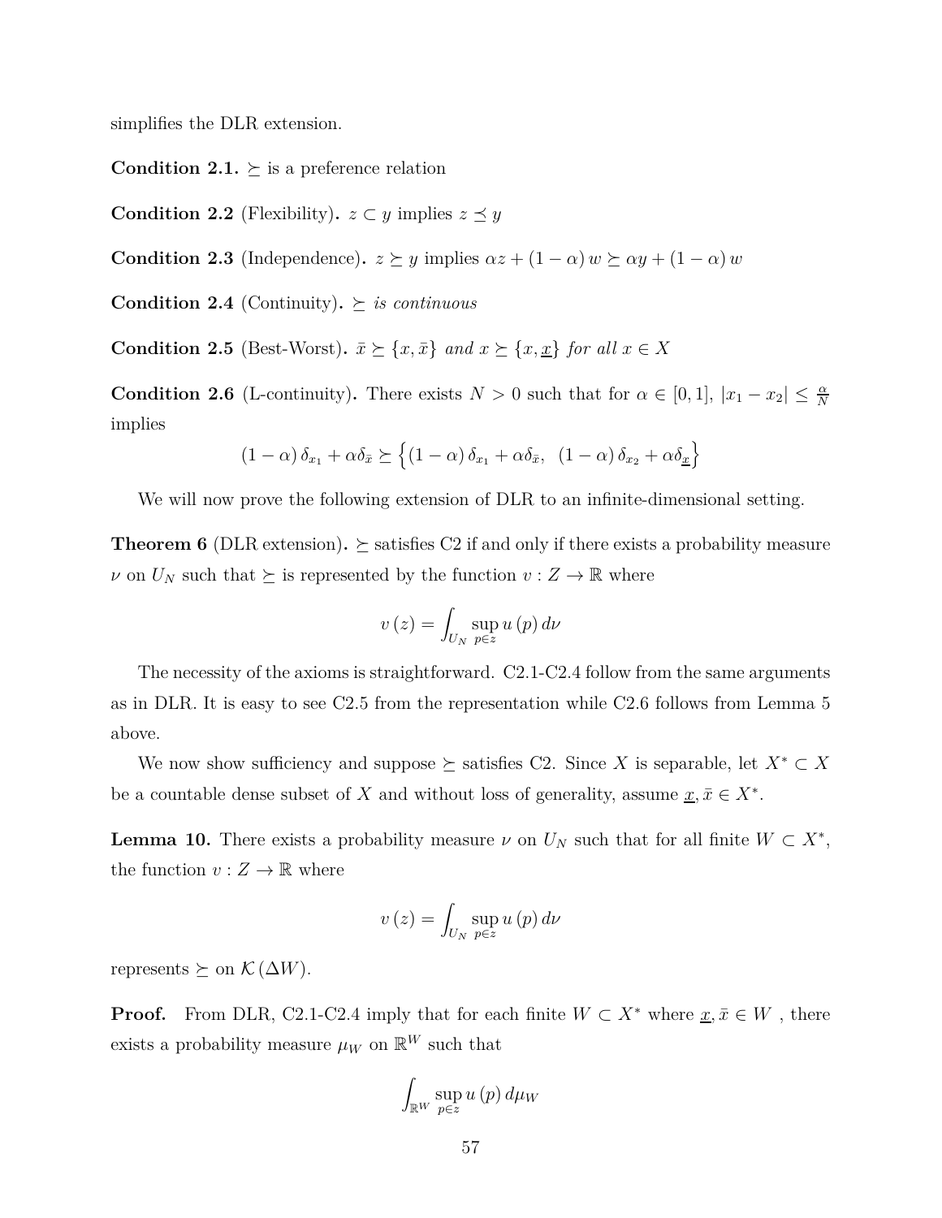simplifies the DLR extension.

**Condition 2.1.** $\succeq$ is a preference relation

**Condition 2.2** (Flexibility)**.** $z \subset y$ implies $z \preceq y$

**Condition 2.3** (Independence)**.** $z \succeq y$ implies $\alpha z + (1-\alpha) w \succeq \alpha y + (1-\alpha) w$

**Condition 2.4** (Continuity)**.** $\succeq$ *is continuous*

**Condition 2.5** (Best-Worst)**.** $\bar{x} \succeq \{x, \bar{x}\}$ *and* $x \succeq \{x, \underline{x}\}$ *for all* $x \in X$

**Condition 2.6** (L-continuity)**.** There exists $N > 0$ such that for $\alpha \in [0,1]$, $|x_1 - x_2| \leq \frac{\alpha}{N}$ implies

$$(1-\alpha)\,\delta_{x_1} + \alpha \delta_{\bar{x}} \succeq \left\{(1-\alpha)\,\delta_{x_1} + \alpha \delta_{\bar{x}},\ \ (1-\alpha)\,\delta_{x_2} + \alpha \delta_{\underline{x}}\right\}$$

We will now prove the following extension of DLR to an infinite-dimensional setting.

**Theorem 6** (DLR extension)**.** $\succeq$ satisfies C2 if and only if there exists a probability measure $\nu$ on $U_N$ such that $\succeq$ is represented by the function $v : Z \to \mathbb{R}$ where

$$v(z) = \int_{U_N} \sup_{p \in z} u(p)\, d\nu$$

The necessity of the axioms is straightforward. C2.1-C2.4 follow from the same arguments as in DLR. It is easy to see C2.5 from the representation while C2.6 follows from Lemma 5 above.

We now show sufficiency and suppose $\succeq$ satisfies C2. Since $X$ is separable, let $X^* \subset X$ be a countable dense subset of $X$ and without loss of generality, assume $\underline{x}, \bar{x} \in X^*$.

**Lemma 10.** There exists a probability measure $\nu$ on $U_N$ such that for all finite $W \subset X^*$, the function $v : Z \to \mathbb{R}$ where

$$v(z) = \int_{U_N} \sup_{p \in z} u(p)\, d\nu$$

represents $\succeq$ on $\mathcal{K}(\Delta W)$.

**Proof.** From DLR, C2.1-C2.4 imply that for each finite $W \subset X^*$ where $\underline{x}, \bar{x} \in W$ , there exists a probability measure $\mu_W$ on $\mathbb{R}^W$ such that

$$\int_{\mathbb{R}^W} \sup_{p \in z} u(p)\, d\mu_W$$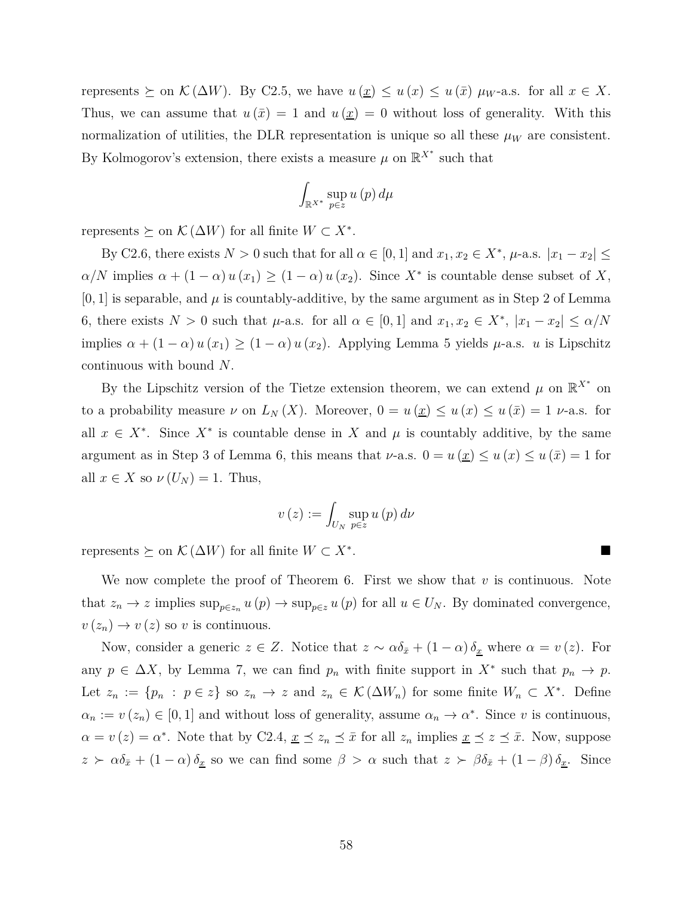represents $\succeq$ on $\mathcal{K}(\Delta W)$. By C2.5, we have $u(\underline{x}) \leq u(x) \leq u(\bar{x})$ $\mu_W$-a.s. for all $x \in X$. Thus, we can assume that $u(\bar{x}) = 1$ and $u(\underline{x}) = 0$ without loss of generality. With this normalization of utilities, the DLR representation is unique so all these $\mu_W$ are consistent. By Kolmogorov's extension, there exists a measure $\mu$ on $\mathbb{R}^{X^*}$ such that

$$\int_{\mathbb{R}^{X^*}} \sup_{p \in z} u(p)\, d\mu$$

represents $\succeq$ on $\mathcal{K}(\Delta W)$ for all finite $W \subset X^*$.

By C2.6, there exists $N > 0$ such that for all $\alpha \in [0,1]$ and $x_1, x_2 \in X^*$, $\mu$-a.s. $|x_1 - x_2| \leq \alpha/N$ implies $\alpha + (1-\alpha)u(x_1) \geq (1-\alpha)u(x_2)$. Since $X^*$ is countable dense subset of $X$, $[0,1]$ is separable, and $\mu$ is countably-additive, by the same argument as in Step 2 of Lemma 6, there exists $N > 0$ such that $\mu$-a.s. for all $\alpha \in [0,1]$ and $x_1, x_2 \in X^*$, $|x_1 - x_2| \leq \alpha/N$ implies $\alpha + (1-\alpha)u(x_1) \geq (1-\alpha)u(x_2)$. Applying Lemma 5 yields $\mu$-a.s. $u$ is Lipschitz continuous with bound $N$.

By the Lipschitz version of the Tietze extension theorem, we can extend $\mu$ on $\mathbb{R}^{X^*}$ on to a probability measure $\nu$ on $L_N(X)$. Moreover, $0 = u(\underline{x}) \leq u(x) \leq u(\bar{x}) = 1$ $\nu$-a.s. for all $x \in X^*$. Since $X^*$ is countable dense in $X$ and $\mu$ is countably additive, by the same argument as in Step 3 of Lemma 6, this means that $\nu$-a.s. $0 = u(\underline{x}) \leq u(x) \leq u(\bar{x}) = 1$ for all $x \in X$ so $\nu(U_N) = 1$. Thus,

$$v(z) := \int_{U_N} \sup_{p \in z} u(p)\, d\nu$$

represents $\succeq$ on $\mathcal{K}(\Delta W)$ for all finite $W \subset X^*$. ■

We now complete the proof of Theorem 6. First we show that $v$ is continuous. Note that $z_n \to z$ implies $\sup_{p \in z_n} u(p) \to \sup_{p \in z} u(p)$ for all $u \in U_N$. By dominated convergence, $v(z_n) \to v(z)$ so $v$ is continuous.

Now, consider a generic $z \in Z$. Notice that $z \sim \alpha\delta_{\bar{x}} + (1-\alpha)\delta_{\underline{x}}$ where $\alpha = v(z)$. For any $p \in \Delta X$, by Lemma 7, we can find $p_n$ with finite support in $X^*$ such that $p_n \to p$. Let $z_n := \{p_n : p \in z\}$ so $z_n \to z$ and $z_n \in \mathcal{K}(\Delta W_n)$ for some finite $W_n \subset X^*$. Define $\alpha_n := v(z_n) \in [0,1]$ and without loss of generality, assume $\alpha_n \to \alpha^*$. Since $v$ is continuous, $\alpha = v(z) = \alpha^*$. Note that by C2.4, $\underline{x} \preceq z_n \preceq \bar{x}$ for all $z_n$ implies $\underline{x} \preceq z \preceq \bar{x}$. Now, suppose $z \succ \alpha\delta_{\bar{x}} + (1-\alpha)\delta_{\underline{x}}$ so we can find some $\beta > \alpha$ such that $z \succ \beta\delta_{\bar{x}} + (1-\beta)\delta_{\underline{x}}$. Since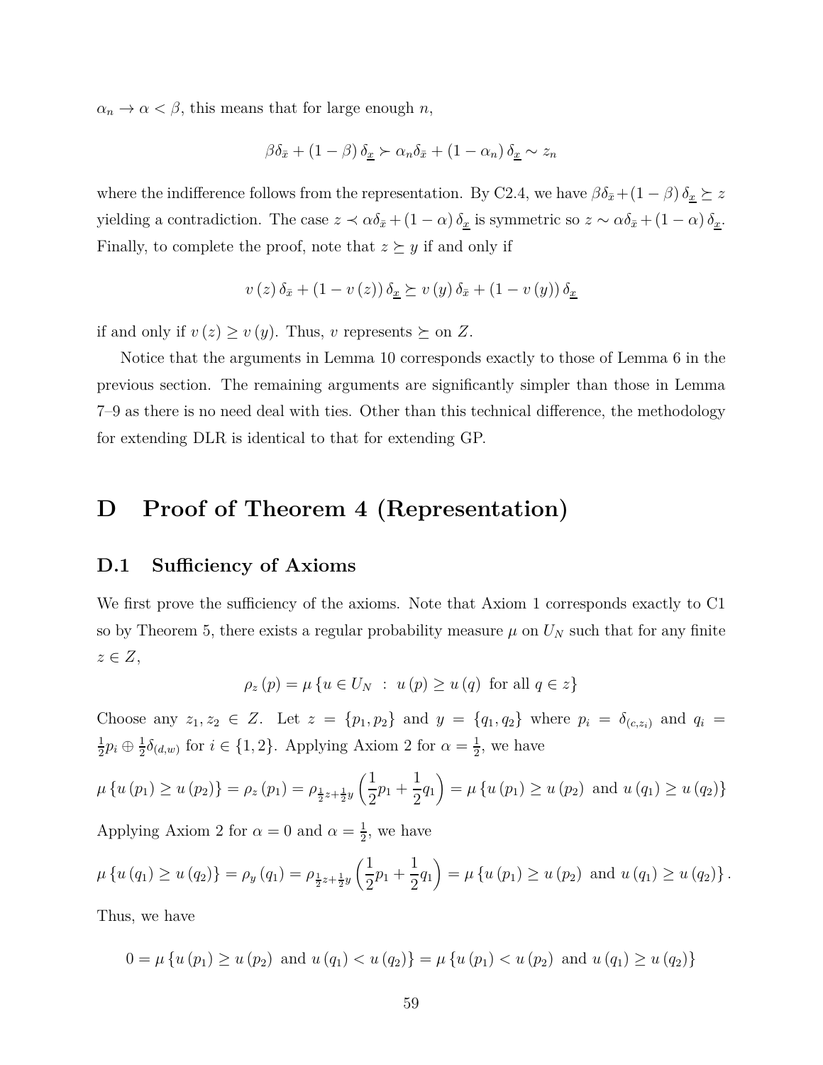$\alpha_n \to \alpha < \beta$, this means that for large enough $n$,

$$\beta \delta_{\bar{x}} + (1 - \beta) \delta_{\underline{x}} \succ \alpha_n \delta_{\bar{x}} + (1 - \alpha_n) \delta_{\underline{x}} \sim z_n$$

where the indifference follows from the representation. By C2.4, we have $\beta \delta_{\bar{x}} + (1 - \beta) \delta_{\underline{x}} \succeq z$ yielding a contradiction. The case $z \prec \alpha \delta_{\bar{x}} + (1 - \alpha) \delta_{\underline{x}}$ is symmetric so $z \sim \alpha \delta_{\bar{x}} + (1 - \alpha) \delta_{\underline{x}}$. Finally, to complete the proof, note that $z \succeq y$ if and only if

$$v(z) \delta_{\bar{x}} + (1 - v(z)) \delta_{\underline{x}} \succeq v(y) \delta_{\bar{x}} + (1 - v(y)) \delta_{\underline{x}}$$

if and only if $v(z) \geq v(y)$. Thus, $v$ represents $\succeq$ on $Z$.

Notice that the arguments in Lemma 10 corresponds exactly to those of Lemma 6 in the previous section. The remaining arguments are significantly simpler than those in Lemma 7–9 as there is no need deal with ties. Other than this technical difference, the methodology for extending DLR is identical to that for extending GP.

# D Proof of Theorem 4 (Representation)

## D.1 Sufficiency of Axioms

We first prove the sufficiency of the axioms. Note that Axiom 1 corresponds exactly to C1 so by Theorem 5, there exists a regular probability measure $\mu$ on $U_N$ such that for any finite $z \in Z$,

$$\rho_z(p) = \mu \{ u \in U_N \ : \ u(p) \geq u(q) \text{ for all } q \in z \}$$

Choose any $z_1, z_2 \in Z$. Let $z = \{p_1, p_2\}$ and $y = \{q_1, q_2\}$ where $p_i = \delta_{(c, z_i)}$ and $q_i = \frac{1}{2} p_i \oplus \frac{1}{2} \delta_{(d,w)}$ for $i \in \{1, 2\}$. Applying Axiom 2 for $\alpha = \frac{1}{2}$, we have

$$\mu \{ u(p_1) \geq u(p_2) \} = \rho_z(p_1) = \rho_{\frac{1}{2}z + \frac{1}{2}y} \left( \frac{1}{2} p_1 + \frac{1}{2} q_1 \right) = \mu \{ u(p_1) \geq u(p_2) \text{ and } u(q_1) \geq u(q_2) \}$$

Applying Axiom 2 for $\alpha = 0$ and $\alpha = \frac{1}{2}$, we have

$$\mu \{ u(q_1) \geq u(q_2) \} = \rho_y(q_1) = \rho_{\frac{1}{2}z + \frac{1}{2}y} \left( \frac{1}{2} p_1 + \frac{1}{2} q_1 \right) = \mu \{ u(p_1) \geq u(p_2) \text{ and } u(q_1) \geq u(q_2) \}.$$

Thus, we have

$$0 = \mu \{ u(p_1) \geq u(p_2) \text{ and } u(q_1) < u(q_2) \} = \mu \{ u(p_1) < u(p_2) \text{ and } u(q_1) \geq u(q_2) \}$$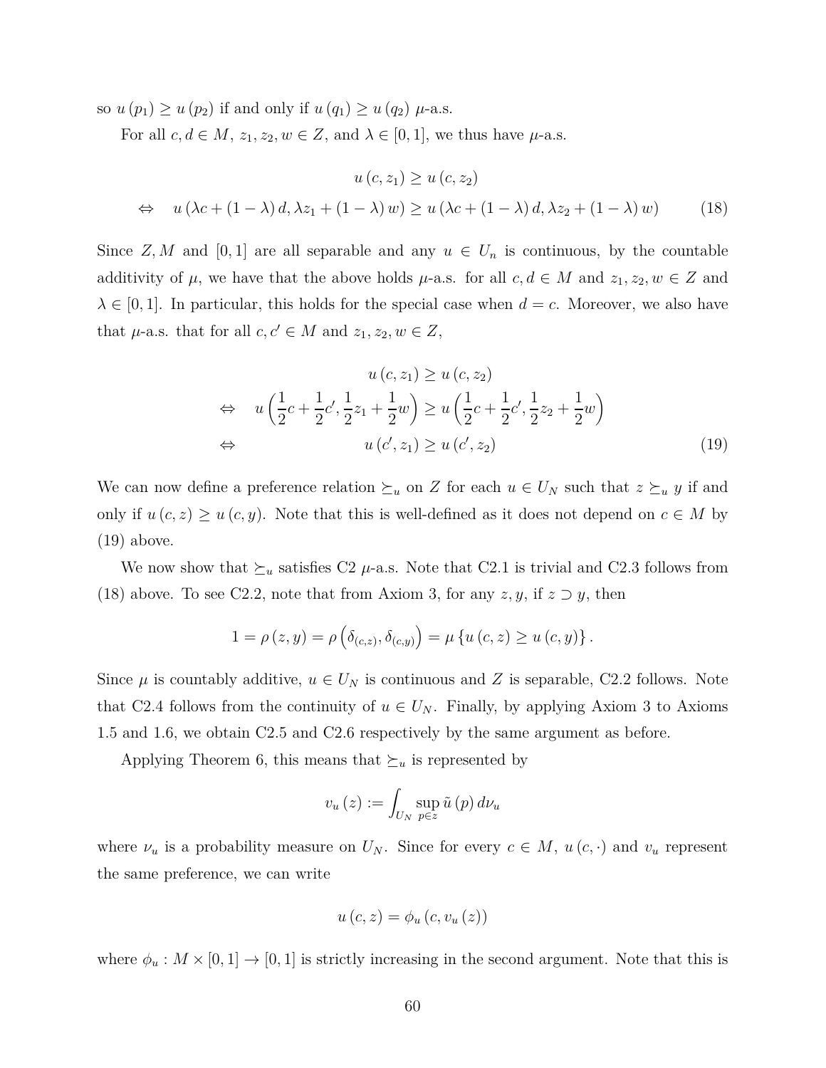so $u(p_1) \geq u(p_2)$ if and only if $u(q_1) \geq u(q_2)$ $\mu$-a.s.

For all $c, d \in M,\ z_1, z_2, w \in Z$, and $\lambda \in [0,1]$, we thus have $\mu$-a.s.

$$\begin{aligned}
& u(c, z_1) \geq u(c, z_2) \\
\Leftrightarrow \quad & u(\lambda c + (1-\lambda) d, \lambda z_1 + (1-\lambda) w) \geq u(\lambda c + (1-\lambda) d, \lambda z_2 + (1-\lambda) w)
\end{aligned} \tag{18}$$

Since $Z, M$ and $[0,1]$ are all separable and any $u \in U_n$ is continuous, by the countable additivity of $\mu$, we have that the above holds $\mu$-a.s. for all $c, d \in M$ and $z_1, z_2, w \in Z$ and $\lambda \in [0,1]$. In particular, this holds for the special case when $d = c$. Moreover, we also have that $\mu$-a.s. that for all $c, c' \in M$ and $z_1, z_2, w \in Z$,

$$\begin{aligned}
& u(c, z_1) \geq u(c, z_2) \\
\Leftrightarrow \quad & u\left(\frac{1}{2}c + \frac{1}{2}c', \frac{1}{2}z_1 + \frac{1}{2}w\right) \geq u\left(\frac{1}{2}c + \frac{1}{2}c', \frac{1}{2}z_2 + \frac{1}{2}w\right) \\
\Leftrightarrow \quad & u(c', z_1) \geq u(c', z_2)
\end{aligned} \tag{19}$$

We can now define a preference relation $\succeq_u$ on $Z$ for each $u \in U_N$ such that $z \succeq_u y$ if and only if $u(c, z) \geq u(c, y)$. Note that this is well-defined as it does not depend on $c \in M$ by (19) above.

We now show that $\succeq_u$ satisfies C2 $\mu$-a.s. Note that C2.1 is trivial and C2.3 follows from (18) above. To see C2.2, note that from Axiom 3, for any $z, y$, if $z \supset y$, then

$$1 = \rho(z, y) = \rho\left(\delta_{(c,z)}, \delta_{(c,y)}\right) = \mu\{u(c, z) \geq u(c, y)\}.$$

Since $\mu$ is countably additive, $u \in U_N$ is continuous and $Z$ is separable, C2.2 follows. Note that C2.4 follows from the continuity of $u \in U_N$. Finally, by applying Axiom 3 to Axioms 1.5 and 1.6, we obtain C2.5 and C2.6 respectively by the same argument as before.

Applying Theorem 6, this means that $\succeq_u$ is represented by

$$v_u(z) := \int_{U_N} \sup_{p \in z} \tilde{u}(p)\, d\nu_u$$

where $\nu_u$ is a probability measure on $U_N$. Since for every $c \in M$, $u(c, \cdot)$ and $v_u$ represent the same preference, we can write

$$u(c, z) = \phi_u(c, v_u(z))$$

where $\phi_u : M \times [0,1] \to [0,1]$ is strictly increasing in the second argument. Note that this is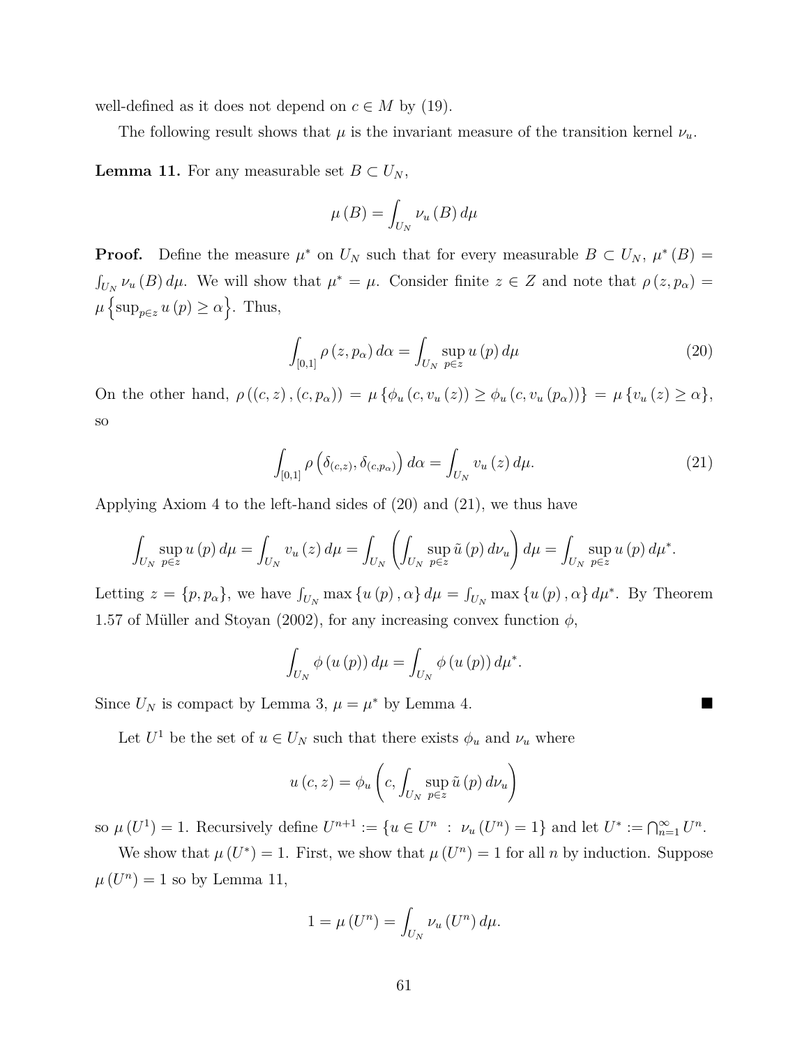well-defined as it does not depend on $c \in M$ by (19).

The following result shows that $\mu$ is the invariant measure of the transition kernel $\nu_u$.

**Lemma 11.** For any measurable set $B \subset U_N$,

$$\mu(B) = \int_{U_N} \nu_u(B) \, d\mu$$

**Proof.** Define the measure $\mu^*$ on $U_N$ such that for every measurable $B \subset U_N$, $\mu^*(B) = \int_{U_N} \nu_u(B) \, d\mu$. We will show that $\mu^* = \mu$. Consider finite $z \in Z$ and note that $\rho(z, p_\alpha) = \mu\left\{\sup_{p \in z} u(p) \geq \alpha\right\}$. Thus,

$$\int_{[0,1]} \rho(z, p_\alpha) \, d\alpha = \int_{U_N} \sup_{p \in z} u(p) \, d\mu \tag{20}$$

On the other hand, $\rho((c, z), (c, p_\alpha)) = \mu\{\phi_u(c, v_u(z)) \geq \phi_u(c, v_u(p_\alpha))\} = \mu\{v_u(z) \geq \alpha\}$, so

$$\int_{[0,1]} \rho\left(\delta_{(c,z)}, \delta_{(c,p_\alpha)}\right) d\alpha = \int_{U_N} v_u(z) \, d\mu. \tag{21}$$

Applying Axiom 4 to the left-hand sides of (20) and (21), we thus have

$$\int_{U_N} \sup_{p \in z} u(p) \, d\mu = \int_{U_N} v_u(z) \, d\mu = \int_{U_N} \left( \int_{U_N} \sup_{p \in z} \tilde{u}(p) \, d\nu_u \right) d\mu = \int_{U_N} \sup_{p \in z} u(p) \, d\mu^*.$$

Letting $z = \{p, p_\alpha\}$, we have $\int_{U_N} \max\{u(p), \alpha\} \, d\mu = \int_{U_N} \max\{u(p), \alpha\} \, d\mu^*$. By Theorem 1.57 of Müller and Stoyan (2002), for any increasing convex function $\phi$,

$$\int_{U_N} \phi(u(p)) \, d\mu = \int_{U_N} \phi(u(p)) \, d\mu^*.$$

Since $U_N$ is compact by Lemma 3, $\mu = \mu^*$ by Lemma 4. ■

Let $U^1$ be the set of $u \in U_N$ such that there exists $\phi_u$ and $\nu_u$ where

$$u(c, z) = \phi_u\left(c, \int_{U_N} \sup_{p \in z} \tilde{u}(p) \, d\nu_u\right)$$

so $\mu(U^1) = 1$. Recursively define $U^{n+1} := \{u \in U^n \ : \ \nu_u(U^n) = 1\}$ and let $U^* := \bigcap_{n=1}^{\infty} U^n$.

We show that $\mu(U^*) = 1$. First, we show that $\mu(U^n) = 1$ for all $n$ by induction. Suppose $\mu(U^n) = 1$ so by Lemma 11,

$$1 = \mu(U^n) = \int_{U_N} \nu_u(U^n) \, d\mu.$$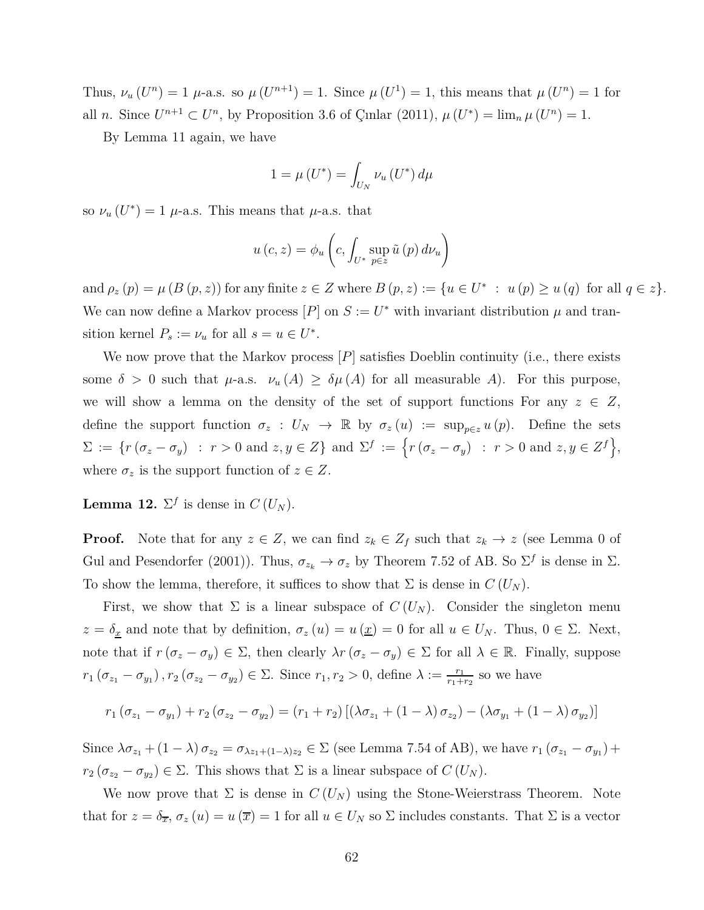Thus, $\nu_u(U^n) = 1$ $\mu$-a.s. so $\mu(U^{n+1}) = 1$. Since $\mu(U^1) = 1$, this means that $\mu(U^n) = 1$ for all $n$. Since $U^{n+1} \subset U^n$, by Proposition 3.6 of Çınlar (2011), $\mu(U^*) = \lim_n \mu(U^n) = 1$.

By Lemma 11 again, we have

$$1 = \mu(U^*) = \int_{U_N} \nu_u(U^*)\, d\mu$$

so $\nu_u(U^*) = 1$ $\mu$-a.s. This means that $\mu$-a.s. that

$$u(c,z) = \phi_u\left(c, \int_{U^*} \sup_{p \in z} \tilde{u}(p)\, d\nu_u\right)$$

and $\rho_z(p) = \mu(B(p,z))$ for any finite $z \in Z$ where $B(p,z) := \{u \in U^* \ : \ u(p) \geq u(q) \text{ for all } q \in z\}$. We can now define a Markov process $[P]$ on $S := U^*$ with invariant distribution $\mu$ and transition kernel $P_s := \nu_u$ for all $s = u \in U^*$.

We now prove that the Markov process $[P]$ satisfies Doeblin continuity (i.e., there exists some $\delta > 0$ such that $\mu$-a.s. $\nu_u(A) \geq \delta\mu(A)$ for all measurable $A$). For this purpose, we will show a lemma on the density of the set of support functions For any $z \in Z$, define the support function $\sigma_z : U_N \to \mathbb{R}$ by $\sigma_z(u) := \sup_{p \in z} u(p)$. Define the sets $\Sigma := \{r(\sigma_z - \sigma_y) \ : \ r > 0 \text{ and } z, y \in Z\}$ and $\Sigma^f := \left\{r(\sigma_z - \sigma_y) \ : \ r > 0 \text{ and } z, y \in Z^f\right\}$, where $\sigma_z$ is the support function of $z \in Z$.

**Lemma 12.** $\Sigma^f$ is dense in $C(U_N)$.

**Proof.** Note that for any $z \in Z$, we can find $z_k \in Z_f$ such that $z_k \to z$ (see Lemma 0 of Gul and Pesendorfer (2001)). Thus, $\sigma_{z_k} \to \sigma_z$ by Theorem 7.52 of AB. So $\Sigma^f$ is dense in $\Sigma$. To show the lemma, therefore, it suffices to show that $\Sigma$ is dense in $C(U_N)$.

First, we show that $\Sigma$ is a linear subspace of $C(U_N)$. Consider the singleton menu $z = \delta_{\underline{x}}$ and note that by definition, $\sigma_z(u) = u(\underline{x}) = 0$ for all $u \in U_N$. Thus, $0 \in \Sigma$. Next, note that if $r(\sigma_z - \sigma_y) \in \Sigma$, then clearly $\lambda r(\sigma_z - \sigma_y) \in \Sigma$ for all $\lambda \in \mathbb{R}$. Finally, suppose $r_1(\sigma_{z_1} - \sigma_{y_1}), r_2(\sigma_{z_2} - \sigma_{y_2}) \in \Sigma$. Since $r_1, r_2 > 0$, define $\lambda := \frac{r_1}{r_1 + r_2}$ so we have

$$r_1(\sigma_{z_1} - \sigma_{y_1}) + r_2(\sigma_{z_2} - \sigma_{y_2}) = (r_1 + r_2)\left[(\lambda\sigma_{z_1} + (1-\lambda)\sigma_{z_2}) - (\lambda\sigma_{y_1} + (1-\lambda)\sigma_{y_2})\right]$$

Since $\lambda\sigma_{z_1} + (1-\lambda)\sigma_{z_2} = \sigma_{\lambda z_1 + (1-\lambda)z_2} \in \Sigma$ (see Lemma 7.54 of AB), we have $r_1(\sigma_{z_1} - \sigma_{y_1}) + r_2(\sigma_{z_2} - \sigma_{y_2}) \in \Sigma$. This shows that $\Sigma$ is a linear subspace of $C(U_N)$.

We now prove that $\Sigma$ is dense in $C(U_N)$ using the Stone-Weierstrass Theorem. Note that for $z = \delta_{\overline{x}}$, $\sigma_z(u) = u(\overline{x}) = 1$ for all $u \in U_N$ so $\Sigma$ includes constants. That $\Sigma$ is a vector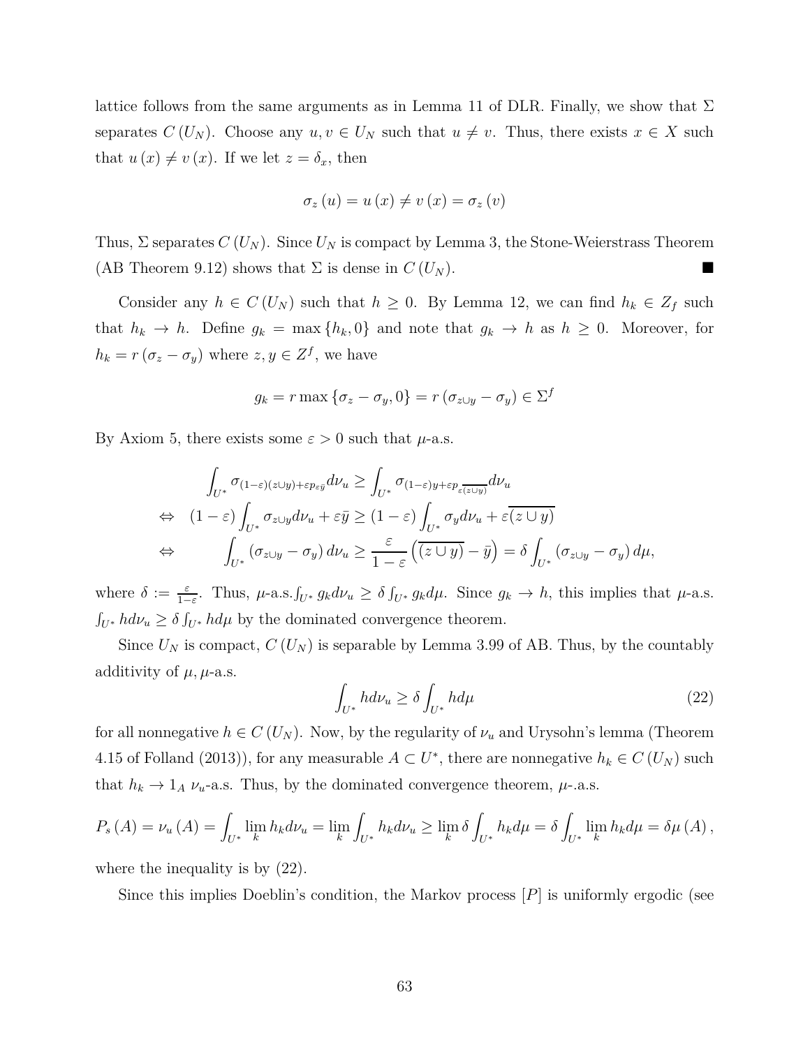lattice follows from the same arguments as in Lemma 11 of DLR. Finally, we show that $\Sigma$ separates $C(U_N)$. Choose any $u, v \in U_N$ such that $u \neq v$. Thus, there exists $x \in X$ such that $u(x) \neq v(x)$. If we let $z = \delta_x$, then

$$\sigma_z(u) = u(x) \neq v(x) = \sigma_z(v)$$

Thus, $\Sigma$ separates $C(U_N)$. Since $U_N$ is compact by Lemma 3, the Stone-Weierstrass Theorem (AB Theorem 9.12) shows that $\Sigma$ is dense in $C(U_N)$. ■

Consider any $h \in C(U_N)$ such that $h \geq 0$. By Lemma 12, we can find $h_k \in Z_f$ such that $h_k \to h$. Define $g_k = \max\{h_k, 0\}$ and note that $g_k \to h$ as $h \geq 0$. Moreover, for $h_k = r(\sigma_z - \sigma_y)$ where $z, y \in Z^f$, we have

$$g_k = r \max\{\sigma_z - \sigma_y, 0\} = r(\sigma_{z\cup y} - \sigma_y) \in \Sigma^f$$

By Axiom 5, there exists some $\varepsilon > 0$ such that $\mu$-a.s.

$$\begin{aligned}
& \int_{U^*} \sigma_{(1-\varepsilon)(z\cup y)+\varepsilon p_{\varepsilon\bar{y}}} d\nu_u \geq \int_{U^*} \sigma_{(1-\varepsilon)y+\varepsilon p_{\varepsilon\overline{(z\cup y)}}} d\nu_u \\
\Leftrightarrow \quad & (1-\varepsilon)\int_{U^*} \sigma_{z\cup y} d\nu_u + \varepsilon\bar{y} \geq (1-\varepsilon)\int_{U^*} \sigma_y d\nu_u + \varepsilon\overline{(z\cup y)} \\
\Leftrightarrow \quad & \int_{U^*} (\sigma_{z\cup y} - \sigma_y)\, d\nu_u \geq \frac{\varepsilon}{1-\varepsilon}\left(\overline{(z\cup y)} - \bar{y}\right) = \delta \int_{U^*} (\sigma_{z\cup y} - \sigma_y)\, d\mu,
\end{aligned}$$

where $\delta := \frac{\varepsilon}{1-\varepsilon}$. Thus, $\mu$-a.s.$\int_{U^*} g_k d\nu_u \geq \delta \int_{U^*} g_k d\mu$. Since $g_k \to h$, this implies that $\mu$-a.s. $\int_{U^*} h d\nu_u \geq \delta \int_{U^*} h d\mu$ by the dominated convergence theorem.

Since $U_N$ is compact, $C(U_N)$ is separable by Lemma 3.99 of AB. Thus, by the countably additivity of $\mu$, $\mu$-a.s.

$$\int_{U^*} h d\nu_u \geq \delta \int_{U^*} h d\mu \tag{22}$$

for all nonnegative $h \in C(U_N)$. Now, by the regularity of $\nu_u$ and Urysohn's lemma (Theorem 4.15 of Folland (2013)), for any measurable $A \subset U^*$, there are nonnegative $h_k \in C(U_N)$ such that $h_k \to 1_A$ $\nu_u$-a.s. Thus, by the dominated convergence theorem, $\mu$-.a.s.

$$P_s(A) = \nu_u(A) = \int_{U^*} \lim_k h_k d\nu_u = \lim_k \int_{U^*} h_k d\nu_u \geq \lim_k \delta \int_{U^*} h_k d\mu = \delta \int_{U^*} \lim_k h_k d\mu = \delta\mu(A),$$

where the inequality is by (22).

Since this implies Doeblin's condition, the Markov process $[P]$ is uniformly ergodic (see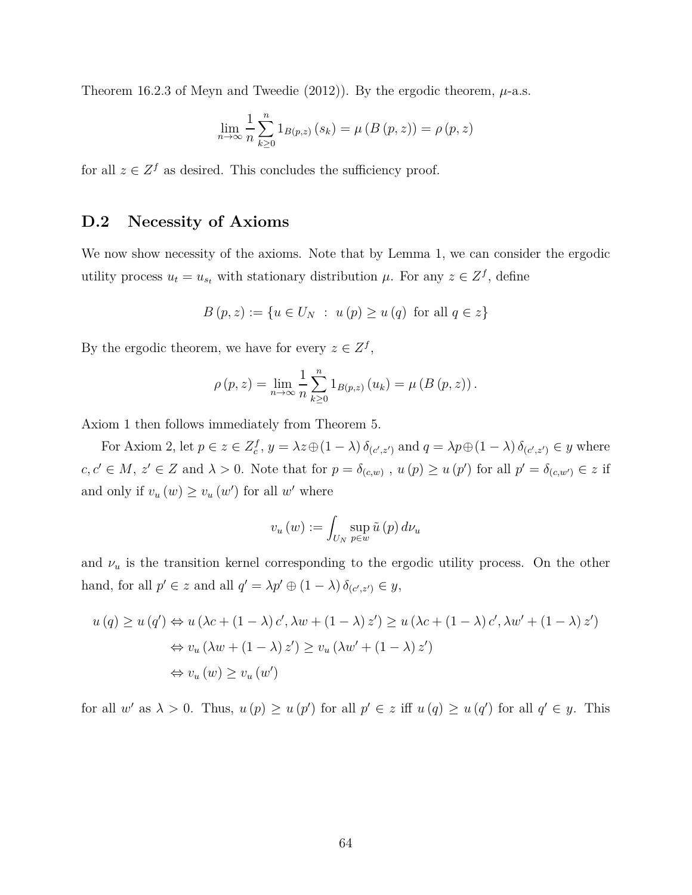Theorem 16.2.3 of Meyn and Tweedie (2012)). By the ergodic theorem, $\mu$-a.s.

$$\lim_{n\to\infty}\frac{1}{n}\sum_{k\geq 0}^{n}1_{B(p,z)}\left(s_k\right)=\mu\left(B\left(p,z\right)\right)=\rho\left(p,z\right)$$

for all $z\in Z^f$ as desired. This concludes the sufficiency proof.

## D.2 Necessity of Axioms

We now show necessity of the axioms. Note that by Lemma 1, we can consider the ergodic utility process $u_t=u_{s_t}$ with stationary distribution $\mu$. For any $z\in Z^f$, define

$$B\left(p,z\right):=\left\{u\in U_N\ :\ u\left(p\right)\geq u\left(q\right)\ \text{ for all } q\in z\right\}$$

By the ergodic theorem, we have for every $z\in Z^f$,

$$\rho\left(p,z\right)=\lim_{n\to\infty}\frac{1}{n}\sum_{k\geq 0}^{n}1_{B(p,z)}\left(u_k\right)=\mu\left(B\left(p,z\right)\right).$$

Axiom 1 then follows immediately from Theorem 5.

For Axiom 2, let $p\in z\in Z_c^f$, $y=\lambda z\oplus\left(1-\lambda\right)\delta_{(c',z')}$ and $q=\lambda p\oplus\left(1-\lambda\right)\delta_{(c',z')}\in y$ where $c,c'\in M$, $z'\in Z$ and $\lambda>0$. Note that for $p=\delta_{(c,w)}$ , $u\left(p\right)\geq u\left(p'\right)$ for all $p'=\delta_{(c,w')}\in z$ if and only if $v_u\left(w\right)\geq v_u\left(w'\right)$ for all $w'$ where

$$v_u\left(w\right):=\int_{U_N}\sup_{p\in w}\tilde{u}\left(p\right)d\nu_u$$

and $\nu_u$ is the transition kernel corresponding to the ergodic utility process. On the other hand, for all $p'\in z$ and all $q'=\lambda p'\oplus\left(1-\lambda\right)\delta_{(c',z')}\in y$,

$$\begin{aligned}
u\left(q\right)\geq u\left(q'\right)&\Leftrightarrow u\left(\lambda c+\left(1-\lambda\right)c',\lambda w+\left(1-\lambda\right)z'\right)\geq u\left(\lambda c+\left(1-\lambda\right)c',\lambda w'+\left(1-\lambda\right)z'\right)\\
&\Leftrightarrow v_u\left(\lambda w+\left(1-\lambda\right)z'\right)\geq v_u\left(\lambda w'+\left(1-\lambda\right)z'\right)\\
&\Leftrightarrow v_u\left(w\right)\geq v_u\left(w'\right)
\end{aligned}$$

for all $w'$ as $\lambda>0$. Thus, $u\left(p\right)\geq u\left(p'\right)$ for all $p'\in z$ iff $u\left(q\right)\geq u\left(q'\right)$ for all $q'\in y$. This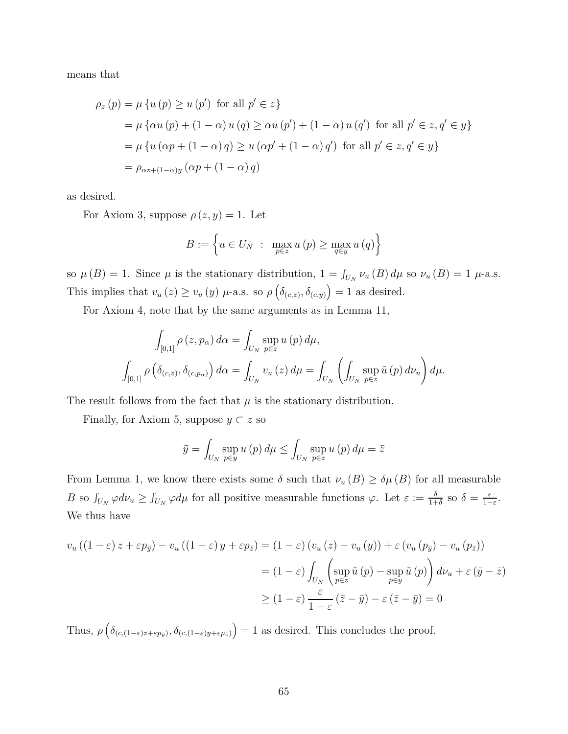means that

$$
\begin{aligned}
\rho_z(p) &= \mu\{u(p) \geq u(p') \text{ for all } p' \in z\} \\
&= \mu\{\alpha u(p) + (1-\alpha) u(q) \geq \alpha u(p') + (1-\alpha) u(q') \text{ for all } p' \in z, q' \in y\} \\
&= \mu\{u(\alpha p + (1-\alpha) q) \geq u(\alpha p' + (1-\alpha) q') \text{ for all } p' \in z, q' \in y\} \\
&= \rho_{\alpha z + (1-\alpha) y}(\alpha p + (1-\alpha) q)
\end{aligned}
$$

as desired.

For Axiom 3, suppose $\rho(z, y) = 1$. Let

$$
B := \left\{ u \in U_N \ : \ \max_{p \in z} u(p) \geq \max_{q \in y} u(q) \right\}
$$

so $\mu(B) = 1$. Since $\mu$ is the stationary distribution, $1 = \int_{U_N} \nu_u(B) \, d\mu$ so $\nu_u(B) = 1$ $\mu$-a.s. This implies that $v_u(z) \geq v_u(y)$ $\mu$-a.s. so $\rho\left(\delta_{(c,z)}, \delta_{(c,y)}\right) = 1$ as desired.

For Axiom 4, note that by the same arguments as in Lemma 11,

$$
\begin{aligned}
\int_{[0,1]} \rho(z, p_\alpha) \, d\alpha &= \int_{U_N} \sup_{p \in z} u(p) \, d\mu, \\
\int_{[0,1]} \rho\left(\delta_{(c,z)}, \delta_{(c,p_\alpha)}\right) d\alpha &= \int_{U_N} v_u(z) \, d\mu = \int_{U_N} \left( \int_{U_N} \sup_{p \in z} \tilde{u}(p) \, d\nu_u \right) d\mu.
\end{aligned}
$$

The result follows from the fact that $\mu$ is the stationary distribution.

Finally, for Axiom 5, suppose $y \subset z$ so

$$
\bar{y} = \int_{U_N} \sup_{p \in y} u(p) \, d\mu \leq \int_{U_N} \sup_{p \in z} u(p) \, d\mu = \bar{z}
$$

From Lemma 1, we know there exists some $\delta$ such that $\nu_u(B) \geq \delta \mu(B)$ for all measurable $B$ so $\int_{U_N} \varphi d\nu_u \geq \int_{U_N} \varphi d\mu$ for all positive measurable functions $\varphi$. Let $\varepsilon := \frac{\delta}{1+\delta}$ so $\delta = \frac{\varepsilon}{1-\varepsilon}$. We thus have

$$
\begin{aligned}
v_u((1-\varepsilon) z + \varepsilon p_{\bar{y}}) - v_u((1-\varepsilon) y + \varepsilon p_{\bar{z}}) &= (1-\varepsilon)(v_u(z) - v_u(y)) + \varepsilon (v_u(p_{\bar{y}}) - v_u(p_{\bar{z}})) \\
&= (1-\varepsilon) \int_{U_N} \left( \sup_{p \in z} \tilde{u}(p) - \sup_{p \in y} \tilde{u}(p) \right) d\nu_u + \varepsilon (\bar{y} - \bar{z}) \\
&\geq (1-\varepsilon) \frac{\varepsilon}{1-\varepsilon} (\bar{z} - \bar{y}) - \varepsilon (\bar{z} - \bar{y}) = 0
\end{aligned}
$$

Thus, $\rho\left(\delta_{(c,(1-\varepsilon)z + \varepsilon p_{\bar{y}})}, \delta_{(c,(1-\varepsilon)y + \varepsilon p_{\bar{z}})}\right) = 1$ as desired. This concludes the proof.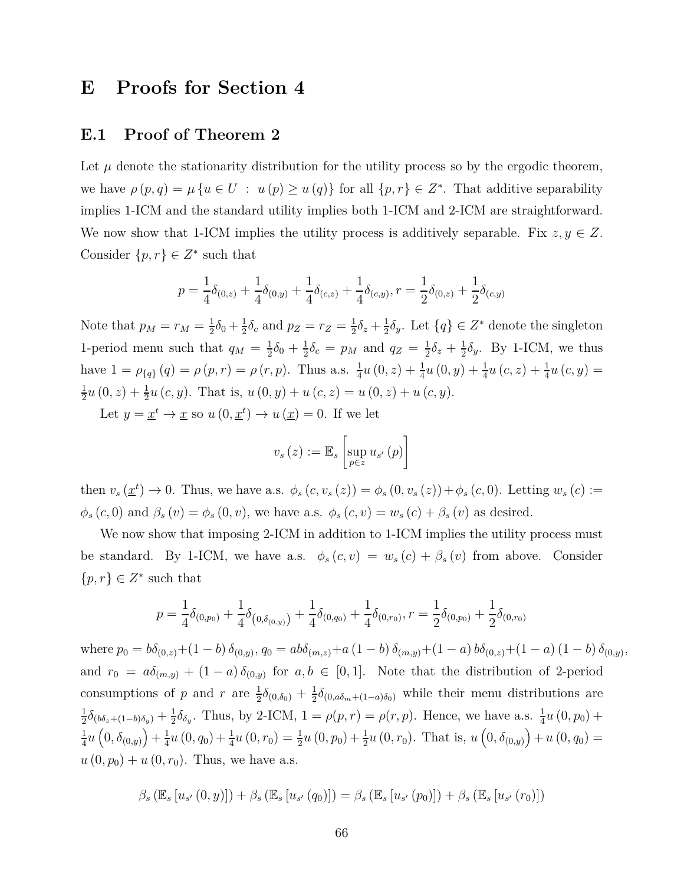# E Proofs for Section 4

## E.1 Proof of Theorem 2

Let $\mu$ denote the stationarity distribution for the utility process so by the ergodic theorem, we have $\rho(p,q) = \mu\{u \in U \ : \ u(p) \geq u(q)\}$ for all $\{p,r\} \in Z^*$. That additive separability implies 1-ICM and the standard utility implies both 1-ICM and 2-ICM are straightforward. We now show that 1-ICM implies the utility process is additively separable. Fix $z, y \in Z$. Consider $\{p,r\} \in Z^*$ such that

$$p = \frac{1}{4}\delta_{(0,z)} + \frac{1}{4}\delta_{(0,y)} + \frac{1}{4}\delta_{(c,z)} + \frac{1}{4}\delta_{(c,y)}, r = \frac{1}{2}\delta_{(0,z)} + \frac{1}{2}\delta_{(c,y)}$$

Note that $p_M = r_M = \frac{1}{2}\delta_0 + \frac{1}{2}\delta_c$ and $p_Z = r_Z = \frac{1}{2}\delta_z + \frac{1}{2}\delta_y$. Let $\{q\} \in Z^*$ denote the singleton 1-period menu such that $q_M = \frac{1}{2}\delta_0 + \frac{1}{2}\delta_c = p_M$ and $q_Z = \frac{1}{2}\delta_z + \frac{1}{2}\delta_y$. By 1-ICM, we thus have $1 = \rho_{\{q\}}(q) = \rho(p,r) = \rho(r,p)$. Thus a.s. $\frac{1}{4}u(0,z) + \frac{1}{4}u(0,y) + \frac{1}{4}u(c,z) + \frac{1}{4}u(c,y) = \frac{1}{2}u(0,z) + \frac{1}{2}u(c,y)$. That is, $u(0,y) + u(c,z) = u(0,z) + u(c,y)$.

Let $y = \underline{x}^t \to \underline{x}$ so $u(0,\underline{x}^t) \to u(\underline{x}) = 0$. If we let

$$v_s(z) := \mathbb{E}_s\left[\sup_{p \in z} u_{s'}(p)\right]$$

then $v_s(\underline{x}^t) \to 0$. Thus, we have a.s. $\phi_s(c, v_s(z)) = \phi_s(0, v_s(z)) + \phi_s(c, 0)$. Letting $w_s(c) := \phi_s(c,0)$ and $\beta_s(v) = \phi_s(0,v)$, we have a.s. $\phi_s(c,v) = w_s(c) + \beta_s(v)$ as desired.

We now show that imposing 2-ICM in addition to 1-ICM implies the utility process must be standard. By 1-ICM, we have a.s. $\phi_s(c,v) = w_s(c) + \beta_s(v)$ from above. Consider $\{p,r\} \in Z^*$ such that

$$p = \frac{1}{4}\delta_{(0,p_0)} + \frac{1}{4}\delta_{\left(0,\delta_{(0,y)}\right)} + \frac{1}{4}\delta_{(0,q_0)} + \frac{1}{4}\delta_{(0,r_0)}, r = \frac{1}{2}\delta_{(0,p_0)} + \frac{1}{2}\delta_{(0,r_0)}$$

where $p_0 = b\delta_{(0,z)} + (1-b)\delta_{(0,y)}$, $q_0 = ab\delta_{(m,z)} + a(1-b)\delta_{(m,y)} + (1-a)b\delta_{(0,z)} + (1-a)(1-b)\delta_{(0,y)}$, and $r_0 = a\delta_{(m,y)} + (1-a)\delta_{(0,y)}$ for $a, b \in [0,1]$. Note that the distribution of 2-period consumptions of $p$ and $r$ are $\frac{1}{2}\delta_{(0,\delta_0)} + \frac{1}{2}\delta_{(0,a\delta_m + (1-a)\delta_0)}$ while their menu distributions are $\frac{1}{2}\delta_{(b\delta_z + (1-b)\delta_y)} + \frac{1}{2}\delta_{\delta_y}$. Thus, by 2-ICM, $1 = \rho(p,r) = \rho(r,p)$. Hence, we have a.s. $\frac{1}{4}u(0,p_0) + \frac{1}{4}u\left(0,\delta_{(0,y)}\right) + \frac{1}{4}u(0,q_0) + \frac{1}{4}u(0,r_0) = \frac{1}{2}u(0,p_0) + \frac{1}{2}u(0,r_0)$. That is, $u\left(0,\delta_{(0,y)}\right) + u(0,q_0) = u(0,p_0) + u(0,r_0)$. Thus, we have a.s.

$$\beta_s(\mathbb{E}_s[u_{s'}(0,y)]) + \beta_s(\mathbb{E}_s[u_{s'}(q_0)]) = \beta_s(\mathbb{E}_s[u_{s'}(p_0)]) + \beta_s(\mathbb{E}_s[u_{s'}(r_0)])$$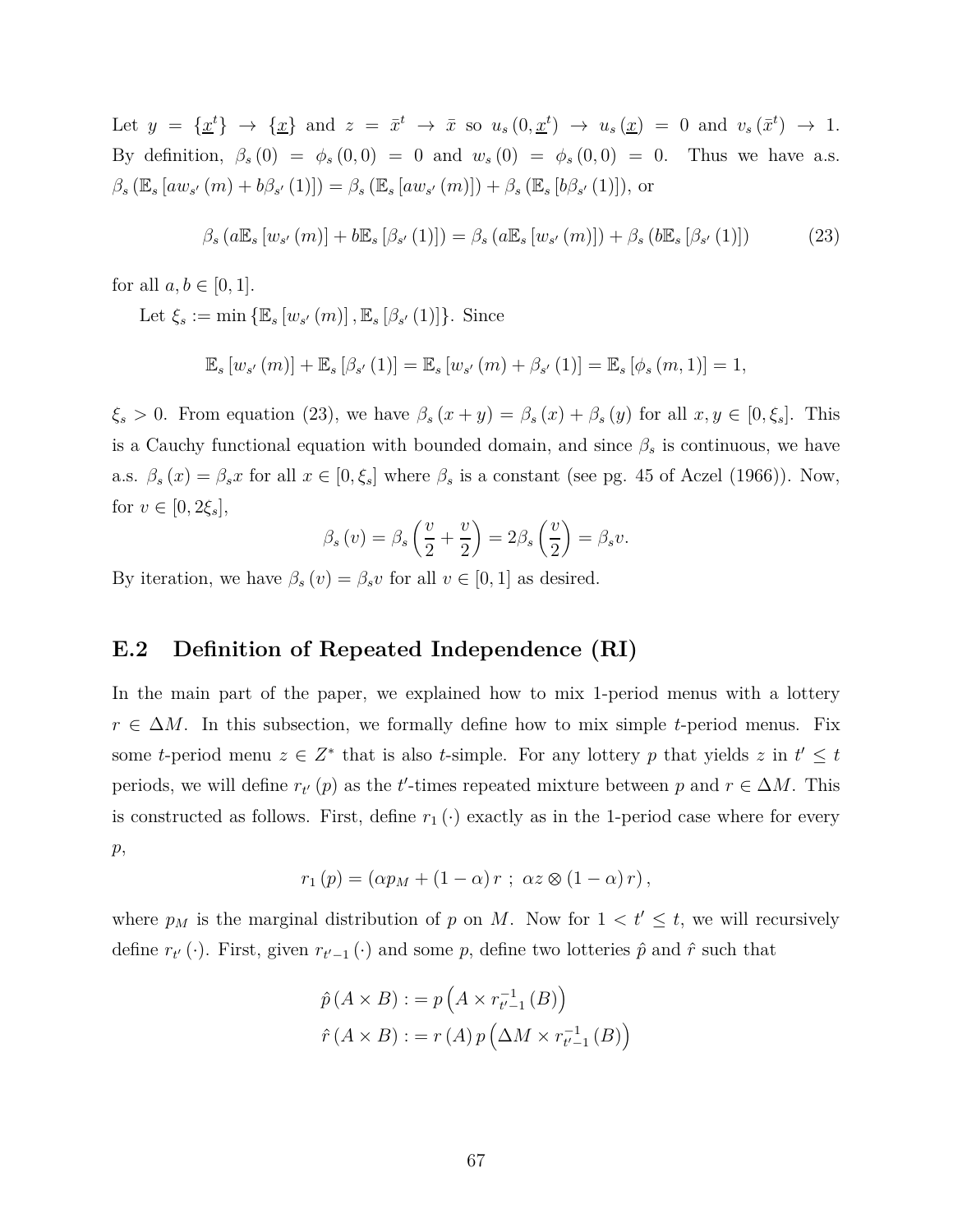Let $y = \{\underline{x}^t\} \to \{\underline{x}\}$ and $z = \bar{x}^t \to \bar{x}$ so $u_s(0, \underline{x}^t) \to u_s(\underline{x}) = 0$ and $v_s(\bar{x}^t) \to 1$. By definition, $\beta_s(0) = \phi_s(0,0) = 0$ and $w_s(0) = \phi_s(0,0) = 0$. Thus we have a.s. $\beta_s(\mathbb{E}_s[aw_{s'}(m) + b\beta_{s'}(1)]) = \beta_s(\mathbb{E}_s[aw_{s'}(m)]) + \beta_s(\mathbb{E}_s[b\beta_{s'}(1)])$, or

$$\beta_s(a\mathbb{E}_s[w_{s'}(m)] + b\mathbb{E}_s[\beta_{s'}(1)]) = \beta_s(a\mathbb{E}_s[w_{s'}(m)]) + \beta_s(b\mathbb{E}_s[\beta_{s'}(1)]) \tag{23}$$

for all $a, b \in [0,1]$.

Let $\xi_s := \min\{\mathbb{E}_s[w_{s'}(m)], \mathbb{E}_s[\beta_{s'}(1)]\}$. Since

$$\mathbb{E}_s[w_{s'}(m)] + \mathbb{E}_s[\beta_{s'}(1)] = \mathbb{E}_s[w_{s'}(m) + \beta_{s'}(1)] = \mathbb{E}_s[\phi_s(m,1)] = 1,$$

$\xi_s > 0$. From equation (23), we have $\beta_s(x+y) = \beta_s(x) + \beta_s(y)$ for all $x, y \in [0, \xi_s]$. This is a Cauchy functional equation with bounded domain, and since $\beta_s$ is continuous, we have a.s. $\beta_s(x) = \beta_s x$ for all $x \in [0, \xi_s]$ where $\beta_s$ is a constant (see pg. 45 of Aczel (1966)). Now, for $v \in [0, 2\xi_s]$,

$$\beta_s(v) = \beta_s\left(\frac{v}{2} + \frac{v}{2}\right) = 2\beta_s\left(\frac{v}{2}\right) = \beta_s v.$$

By iteration, we have $\beta_s(v) = \beta_s v$ for all $v \in [0,1]$ as desired.

## E.2 Definition of Repeated Independence (RI)

In the main part of the paper, we explained how to mix 1-period menus with a lottery $r \in \Delta M$. In this subsection, we formally define how to mix simple $t$-period menus. Fix some $t$-period menu $z \in Z^*$ that is also $t$-simple. For any lottery $p$ that yields $z$ in $t' \leq t$ periods, we will define $r_{t'}(p)$ as the $t'$-times repeated mixture between $p$ and $r \in \Delta M$. This is constructed as follows. First, define $r_1(\cdot)$ exactly as in the 1-period case where for every $p$,

$$r_1(p) = (\alpha p_M + (1-\alpha) r \; ; \; \alpha z \otimes (1-\alpha) r),$$

where $p_M$ is the marginal distribution of $p$ on $M$. Now for $1 < t' \leq t$, we will recursively define $r_{t'}(\cdot)$. First, given $r_{t'-1}(\cdot)$ and some $p$, define two lotteries $\hat{p}$ and $\hat{r}$ such that

$$\begin{aligned}
\hat{p}(A \times B) &:= p\left(A \times r_{t'-1}^{-1}(B)\right) \\
\hat{r}(A \times B) &:= r(A)\, p\left(\Delta M \times r_{t'-1}^{-1}(B)\right)
\end{aligned}$$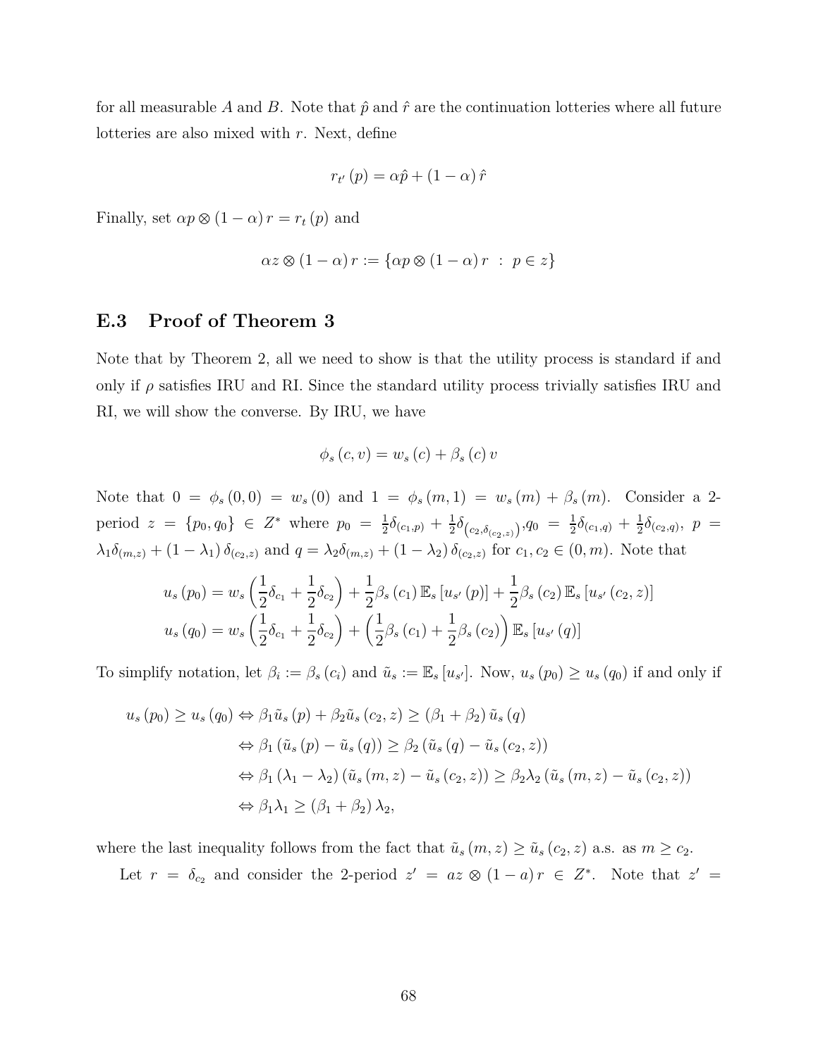for all measurable $A$ and $B$. Note that $\hat{p}$ and $\hat{r}$ are the continuation lotteries where all future lotteries are also mixed with $r$. Next, define

$$r_{t'}(p) = \alpha\hat{p} + (1-\alpha)\hat{r}$$

Finally, set $\alpha p \otimes (1-\alpha) r = r_t(p)$ and

$$\alpha z \otimes (1-\alpha) r := \{\alpha p \otimes (1-\alpha) r \ : \ p \in z\}$$

## E.3 Proof of Theorem 3

Note that by Theorem 2, all we need to show is that the utility process is standard if and only if $\rho$ satisfies IRU and RI. Since the standard utility process trivially satisfies IRU and RI, we will show the converse. By IRU, we have

$$\phi_s(c,v) = w_s(c) + \beta_s(c)\, v$$

Note that $0 = \phi_s(0,0) = w_s(0)$ and $1 = \phi_s(m,1) = w_s(m) + \beta_s(m)$. Consider a 2-period $z = \{p_0, q_0\} \in Z^*$ where $p_0 = \frac{1}{2}\delta_{(c_1,p)} + \frac{1}{2}\delta_{\left(c_2,\delta_{(c_2,z)}\right)}$, $q_0 = \frac{1}{2}\delta_{(c_1,q)} + \frac{1}{2}\delta_{(c_2,q)}$, $p = \lambda_1\delta_{(m,z)} + (1-\lambda_1)\delta_{(c_2,z)}$ and $q = \lambda_2\delta_{(m,z)} + (1-\lambda_2)\delta_{(c_2,z)}$ for $c_1, c_2 \in (0,m)$. Note that

$$\begin{aligned}
u_s(p_0) &= w_s\left(\frac{1}{2}\delta_{c_1} + \frac{1}{2}\delta_{c_2}\right) + \frac{1}{2}\beta_s(c_1)\,\mathbb{E}_s[u_{s'}(p)] + \frac{1}{2}\beta_s(c_2)\,\mathbb{E}_s[u_{s'}(c_2,z)] \\
u_s(q_0) &= w_s\left(\frac{1}{2}\delta_{c_1} + \frac{1}{2}\delta_{c_2}\right) + \left(\frac{1}{2}\beta_s(c_1) + \frac{1}{2}\beta_s(c_2)\right)\mathbb{E}_s[u_{s'}(q)]
\end{aligned}$$

To simplify notation, let $\beta_i := \beta_s(c_i)$ and $\tilde{u}_s := \mathbb{E}_s[u_{s'}]$. Now, $u_s(p_0) \geq u_s(q_0)$ if and only if

$$\begin{aligned}
u_s(p_0) \geq u_s(q_0) &\Leftrightarrow \beta_1\tilde{u}_s(p) + \beta_2\tilde{u}_s(c_2,z) \geq (\beta_1+\beta_2)\,\tilde{u}_s(q) \\
&\Leftrightarrow \beta_1(\tilde{u}_s(p) - \tilde{u}_s(q)) \geq \beta_2(\tilde{u}_s(q) - \tilde{u}_s(c_2,z)) \\
&\Leftrightarrow \beta_1(\lambda_1-\lambda_2)(\tilde{u}_s(m,z) - \tilde{u}_s(c_2,z)) \geq \beta_2\lambda_2(\tilde{u}_s(m,z) - \tilde{u}_s(c_2,z)) \\
&\Leftrightarrow \beta_1\lambda_1 \geq (\beta_1+\beta_2)\,\lambda_2,
\end{aligned}$$

where the last inequality follows from the fact that $\tilde{u}_s(m,z) \geq \tilde{u}_s(c_2,z)$ a.s. as $m \geq c_2$.

Let $r = \delta_{c_2}$ and consider the 2-period $z' = az \otimes (1-a) r \in Z^*$. Note that $z' =$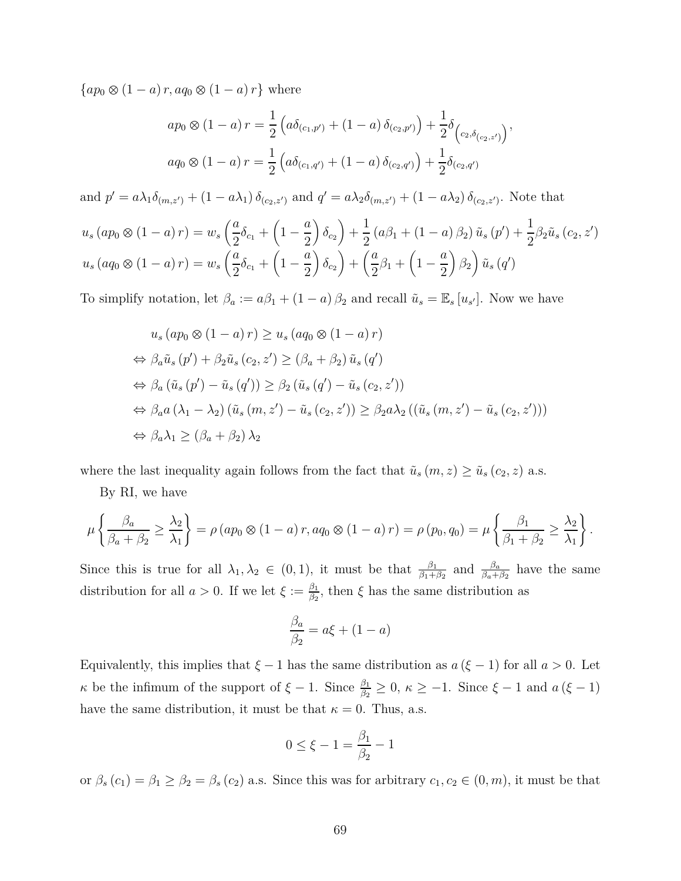$\{ap_0 \otimes (1-a) r, aq_0 \otimes (1-a) r\}$ where

$$ap_0 \otimes (1-a) r = \frac{1}{2}\left(a\delta_{(c_1,p')} + (1-a)\,\delta_{(c_2,p')}\right) + \frac{1}{2}\delta_{\left(c_2,\delta_{(c_2,z')}\right)},$$
$$aq_0 \otimes (1-a) r = \frac{1}{2}\left(a\delta_{(c_1,q')} + (1-a)\,\delta_{(c_2,q')}\right) + \frac{1}{2}\delta_{(c_2,q')}$$

and $p' = a\lambda_1\delta_{(m,z')} + (1-a\lambda_1)\,\delta_{(c_2,z')}$ and $q' = a\lambda_2\delta_{(m,z')} + (1-a\lambda_2)\,\delta_{(c_2,z')}$. Note that

$$u_s\left(ap_0 \otimes (1-a) r\right) = w_s\left(\frac{a}{2}\delta_{c_1} + \left(1-\frac{a}{2}\right)\delta_{c_2}\right) + \frac{1}{2}\left(a\beta_1 + (1-a)\,\beta_2\right)\tilde{u}_s(p') + \frac{1}{2}\beta_2\tilde{u}_s(c_2,z')$$
$$u_s\left(aq_0 \otimes (1-a) r\right) = w_s\left(\frac{a}{2}\delta_{c_1} + \left(1-\frac{a}{2}\right)\delta_{c_2}\right) + \left(\frac{a}{2}\beta_1 + \left(1-\frac{a}{2}\right)\beta_2\right)\tilde{u}_s(q')$$

To simplify notation, let $\beta_a := a\beta_1 + (1-a)\,\beta_2$ and recall $\tilde{u}_s = \mathbb{E}_s[u_{s'}]$. Now we have

$$\begin{aligned}
& u_s\left(ap_0 \otimes (1-a) r\right) \geq u_s\left(aq_0 \otimes (1-a) r\right) \\
\Leftrightarrow\ & \beta_a\tilde{u}_s(p') + \beta_2\tilde{u}_s(c_2,z') \geq (\beta_a + \beta_2)\,\tilde{u}_s(q') \\
\Leftrightarrow\ & \beta_a\left(\tilde{u}_s(p') - \tilde{u}_s(q')\right) \geq \beta_2\left(\tilde{u}_s(q') - \tilde{u}_s(c_2,z')\right) \\
\Leftrightarrow\ & \beta_a a\left(\lambda_1 - \lambda_2\right)\left(\tilde{u}_s(m,z') - \tilde{u}_s(c_2,z')\right) \geq \beta_2 a\lambda_2\left(\left(\tilde{u}_s(m,z') - \tilde{u}_s(c_2,z')\right)\right) \\
\Leftrightarrow\ & \beta_a\lambda_1 \geq (\beta_a + \beta_2)\,\lambda_2
\end{aligned}$$

where the last inequality again follows from the fact that $\tilde{u}_s(m,z) \geq \tilde{u}_s(c_2,z)$ a.s.

By RI, we have

$$\mu\left\{\frac{\beta_a}{\beta_a + \beta_2} \geq \frac{\lambda_2}{\lambda_1}\right\} = \rho\left(ap_0 \otimes (1-a) r, aq_0 \otimes (1-a) r\right) = \rho(p_0,q_0) = \mu\left\{\frac{\beta_1}{\beta_1 + \beta_2} \geq \frac{\lambda_2}{\lambda_1}\right\}.$$

Since this is true for all $\lambda_1, \lambda_2 \in (0,1)$, it must be that $\frac{\beta_1}{\beta_1+\beta_2}$ and $\frac{\beta_a}{\beta_a+\beta_2}$ have the same distribution for all $a > 0$. If we let $\xi := \frac{\beta_1}{\beta_2}$, then $\xi$ has the same distribution as

$$\frac{\beta_a}{\beta_2} = a\xi + (1-a)$$

Equivalently, this implies that $\xi - 1$ has the same distribution as $a(\xi - 1)$ for all $a > 0$. Let $\kappa$ be the infimum of the support of $\xi - 1$. Since $\frac{\beta_1}{\beta_2} \geq 0$, $\kappa \geq -1$. Since $\xi - 1$ and $a(\xi - 1)$ have the same distribution, it must be that $\kappa = 0$. Thus, a.s.

$$0 \leq \xi - 1 = \frac{\beta_1}{\beta_2} - 1$$

or $\beta_s(c_1) = \beta_1 \geq \beta_2 = \beta_s(c_2)$ a.s. Since this was for arbitrary $c_1, c_2 \in (0,m)$, it must be that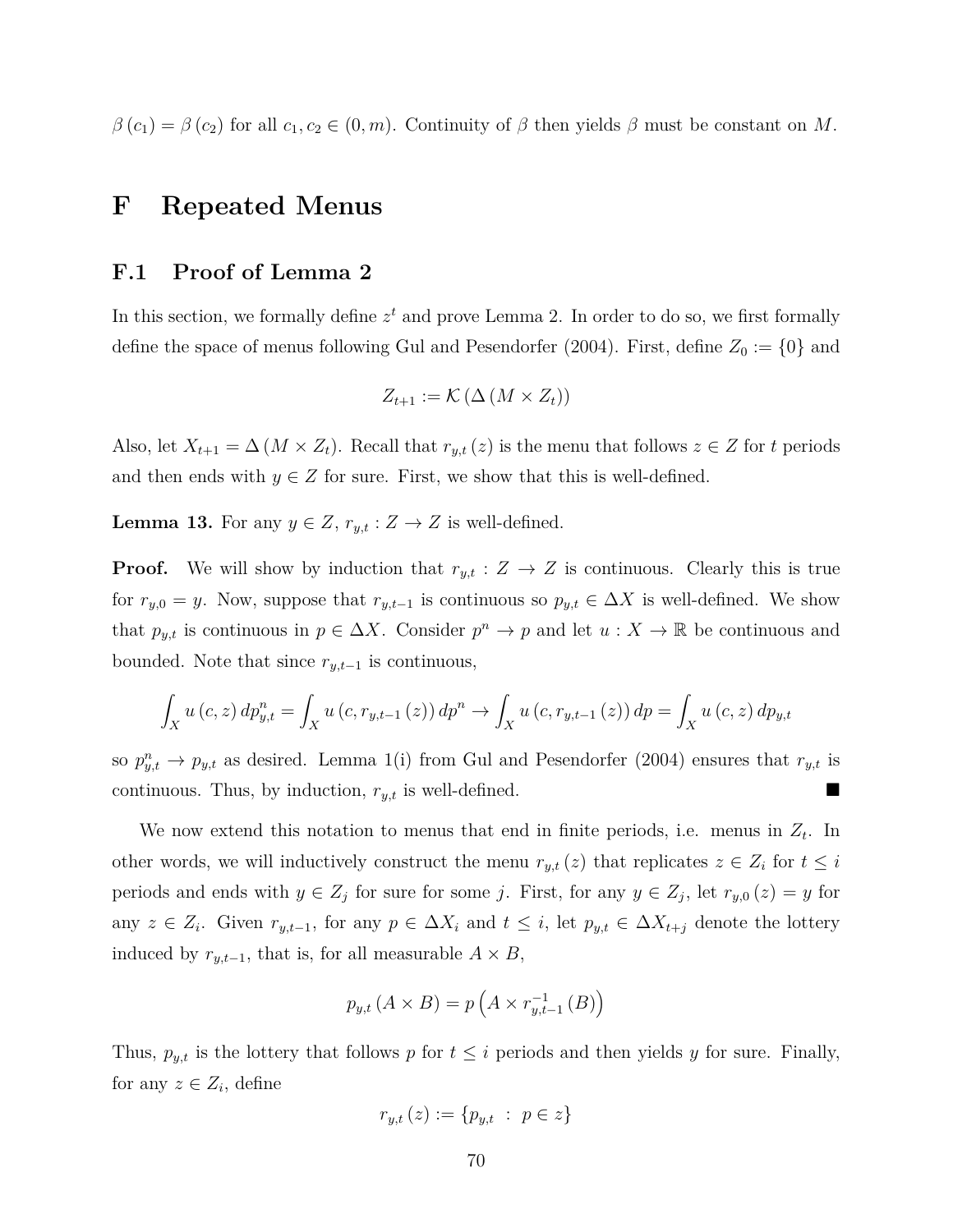$\beta(c_1) = \beta(c_2)$ for all $c_1, c_2 \in (0, m)$. Continuity of $\beta$ then yields $\beta$ must be constant on $M$.

# F Repeated Menus

## F.1 Proof of Lemma 2

In this section, we formally define $z^t$ and prove Lemma 2. In order to do so, we first formally define the space of menus following Gul and Pesendorfer (2004). First, define $Z_0 := \{0\}$ and

$$Z_{t+1} := \mathcal{K}(\Delta(M \times Z_t))$$

Also, let $X_{t+1} = \Delta(M \times Z_t)$. Recall that $r_{y,t}(z)$ is the menu that follows $z \in Z$ for $t$ periods and then ends with $y \in Z$ for sure. First, we show that this is well-defined.

**Lemma 13.** For any $y \in Z$, $r_{y,t} : Z \to Z$ is well-defined.

**Proof.** We will show by induction that $r_{y,t} : Z \to Z$ is continuous. Clearly this is true for $r_{y,0} = y$. Now, suppose that $r_{y,t-1}$ is continuous so $p_{y,t} \in \Delta X$ is well-defined. We show that $p_{y,t}$ is continuous in $p \in \Delta X$. Consider $p^n \to p$ and let $u : X \to \mathbb{R}$ be continuous and bounded. Note that since $r_{y,t-1}$ is continuous,

$$\int_X u(c, z)\, dp^n_{y,t} = \int_X u(c, r_{y,t-1}(z))\, dp^n \to \int_X u(c, r_{y,t-1}(z))\, dp = \int_X u(c, z)\, dp_{y,t}$$

so $p^n_{y,t} \to p_{y,t}$ as desired. Lemma 1(i) from Gul and Pesendorfer (2004) ensures that $r_{y,t}$ is continuous. Thus, by induction, $r_{y,t}$ is well-defined. ■

We now extend this notation to menus that end in finite periods, i.e. menus in $Z_t$. In other words, we will inductively construct the menu $r_{y,t}(z)$ that replicates $z \in Z_i$ for $t \leq i$ periods and ends with $y \in Z_j$ for sure for some $j$. First, for any $y \in Z_j$, let $r_{y,0}(z) = y$ for any $z \in Z_i$. Given $r_{y,t-1}$, for any $p \in \Delta X_i$ and $t \leq i$, let $p_{y,t} \in \Delta X_{t+j}$ denote the lottery induced by $r_{y,t-1}$, that is, for all measurable $A \times B$,

$$p_{y,t}(A \times B) = p\left(A \times r^{-1}_{y,t-1}(B)\right)$$

Thus, $p_{y,t}$ is the lottery that follows $p$ for $t \leq i$ periods and then yields $y$ for sure. Finally, for any $z \in Z_i$, define

$$r_{y,t}(z) := \{p_{y,t} \;:\; p \in z\}$$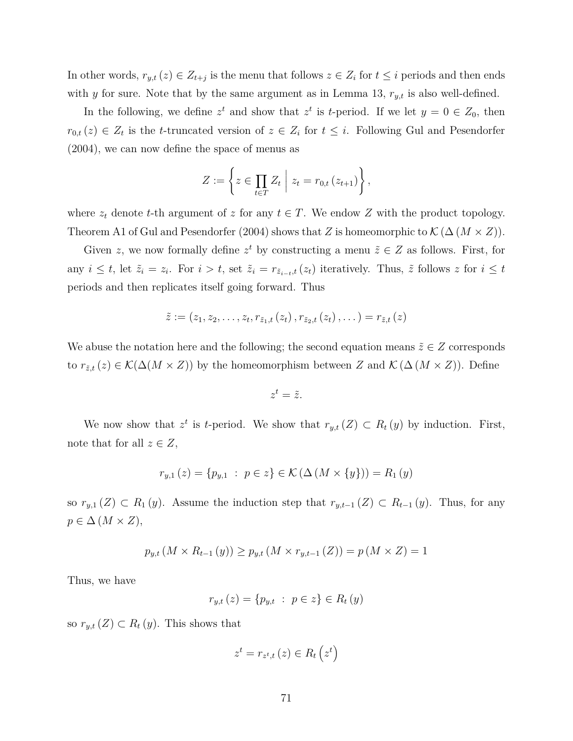In other words, $r_{y,t}(z) \in Z_{t+j}$ is the menu that follows $z \in Z_i$ for $t \leq i$ periods and then ends with $y$ for sure. Note that by the same argument as in Lemma 13, $r_{y,t}$ is also well-defined.

In the following, we define $z^t$ and show that $z^t$ is $t$-period. If we let $y = 0 \in Z_0$, then $r_{0,t}(z) \in Z_t$ is the $t$-truncated version of $z \in Z_i$ for $t \leq i$. Following Gul and Pesendorfer (2004), we can now define the space of menus as

$$Z := \left\{ z \in \prod_{t \in T} Z_t \;\middle|\; z_t = r_{0,t}(z_{t+1}) \right\},$$

where $z_t$ denote $t$-th argument of $z$ for any $t \in T$. We endow $Z$ with the product topology. Theorem A1 of Gul and Pesendorfer (2004) shows that $Z$ is homeomorphic to $\mathcal{K}(\Delta(M \times Z))$.

Given $z$, we now formally define $z^t$ by constructing a menu $\tilde{z} \in Z$ as follows. First, for any $i \leq t$, let $\tilde{z}_i = z_i$. For $i > t$, set $\tilde{z}_i = r_{\tilde{z}_{i-t},t}(z_t)$ iteratively. Thus, $\tilde{z}$ follows $z$ for $i \leq t$ periods and then replicates itself going forward. Thus

$$\tilde{z} := (z_1, z_2, \ldots, z_t, r_{\tilde{z}_1,t}(z_t), r_{\tilde{z}_2,t}(z_t), \ldots) = r_{\tilde{z},t}(z)$$

We abuse the notation here and the following; the second equation means $\tilde{z} \in Z$ corresponds to $r_{\tilde{z},t}(z) \in \mathcal{K}(\Delta(M \times Z))$ by the homeomorphism between $Z$ and $\mathcal{K}(\Delta(M \times Z))$. Define

$$z^t = \tilde{z}.$$

We now show that $z^t$ is $t$-period. We show that $r_{y,t}(Z) \subset R_t(y)$ by induction. First, note that for all $z \in Z$,

$$r_{y,1}(z) = \{p_{y,1} \;:\; p \in z\} \in \mathcal{K}(\Delta(M \times \{y\})) = R_1(y)$$

so $r_{y,1}(Z) \subset R_1(y)$. Assume the induction step that $r_{y,t-1}(Z) \subset R_{t-1}(y)$. Thus, for any $p \in \Delta(M \times Z)$,

$$p_{y,t}(M \times R_{t-1}(y)) \geq p_{y,t}(M \times r_{y,t-1}(Z)) = p(M \times Z) = 1$$

Thus, we have

$$r_{y,t}(z) = \{p_{y,t} \;:\; p \in z\} \in R_t(y)$$

so $r_{y,t}(Z) \subset R_t(y)$. This shows that

$$z^t = r_{z^t,t}(z) \in R_t\left(z^t\right)$$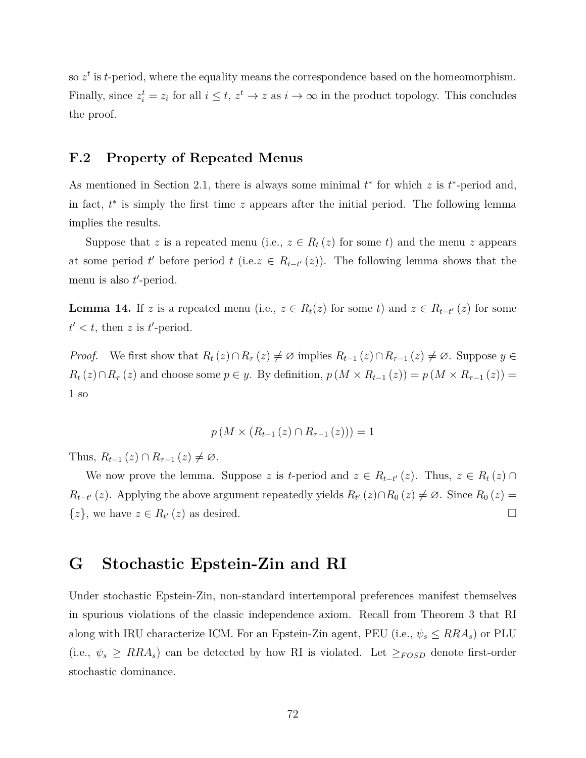so $z^t$ is $t$-period, where the equality means the correspondence based on the homeomorphism. Finally, since $z_i^t = z_i$ for all $i \leq t$, $z^t \to z$ as $i \to \infty$ in the product topology. This concludes the proof.

### F.2 Property of Repeated Menus

As mentioned in Section 2.1, there is always some minimal $t^*$ for which $z$ is $t^*$-period and, in fact, $t^*$ is simply the first time $z$ appears after the initial period. The following lemma implies the results.

Suppose that $z$ is a repeated menu (i.e., $z \in R_t(z)$ for some $t$) and the menu $z$ appears at some period $t'$ before period $t$ (i.e.$z \in R_{t-t'}(z)$). The following lemma shows that the menu is also $t'$-period.

**Lemma 14.** If $z$ is a repeated menu (i.e., $z \in R_t(z)$ for some $t$) and $z \in R_{t-t'}(z)$ for some $t' < t$, then $z$ is $t'$-period.

*Proof.* We first show that $R_t(z) \cap R_\tau(z) \neq \varnothing$ implies $R_{t-1}(z) \cap R_{\tau-1}(z) \neq \varnothing$. Suppose $y \in R_t(z) \cap R_\tau(z)$ and choose some $p \in y$. By definition, $p(M \times R_{t-1}(z)) = p(M \times R_{\tau-1}(z)) = 1$ so

$$p(M \times (R_{t-1}(z) \cap R_{\tau-1}(z))) = 1$$

Thus, $R_{t-1}(z) \cap R_{\tau-1}(z) \neq \varnothing$.

We now prove the lemma. Suppose $z$ is $t$-period and $z \in R_{t-t'}(z)$. Thus, $z \in R_t(z) \cap R_{t-t'}(z)$. Applying the above argument repeatedly yields $R_{t'}(z) \cap R_0(z) \neq \varnothing$. Since $R_0(z) = \{z\}$, we have $z \in R_{t'}(z)$ as desired. $\square$

# G Stochastic Epstein-Zin and RI

Under stochastic Epstein-Zin, non-standard intertemporal preferences manifest themselves in spurious violations of the classic independence axiom. Recall from Theorem 3 that RI along with IRU characterize ICM. For an Epstein-Zin agent, PEU (i.e., $\psi_s \leq RRA_s$) or PLU (i.e., $\psi_s \geq RRA_s$) can be detected by how RI is violated. Let $\geq_{FOSD}$ denote first-order stochastic dominance.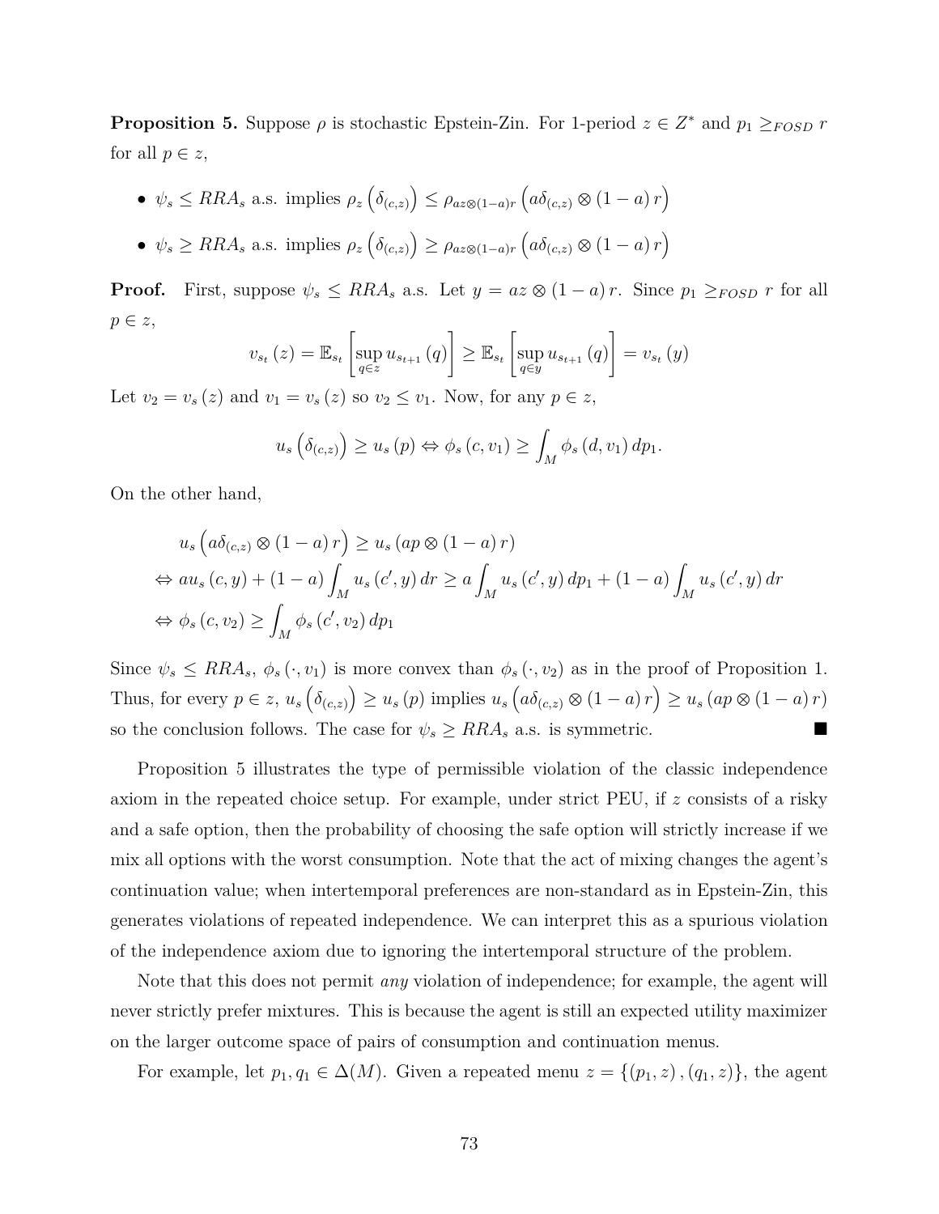**Proposition 5.** Suppose $\rho$ is stochastic Epstein-Zin. For 1-period $z \in Z^*$ and $p_1 \geq_{FOSD} r$ for all $p \in z$,

- $\psi_s \leq RRA_s$ a.s. implies $\rho_z\left(\delta_{(c,z)}\right) \leq \rho_{az \otimes (1-a)r}\left(a\delta_{(c,z)} \otimes (1-a)\, r\right)$
- $\psi_s \geq RRA_s$ a.s. implies $\rho_z\left(\delta_{(c,z)}\right) \geq \rho_{az \otimes (1-a)r}\left(a\delta_{(c,z)} \otimes (1-a)\, r\right)$

**Proof.** First, suppose $\psi_s \leq RRA_s$ a.s. Let $y = az \otimes (1-a)\, r$. Since $p_1 \geq_{FOSD} r$ for all $p \in z$,

$$v_{s_t}(z) = \mathbb{E}_{s_t}\left[\sup_{q \in z} u_{s_{t+1}}(q)\right] \geq \mathbb{E}_{s_t}\left[\sup_{q \in y} u_{s_{t+1}}(q)\right] = v_{s_t}(y)$$

Let $v_2 = v_s(z)$ and $v_1 = v_s(z)$ so $v_2 \leq v_1$. Now, for any $p \in z$,

$$u_s\left(\delta_{(c,z)}\right) \geq u_s(p) \Leftrightarrow \phi_s(c, v_1) \geq \int_M \phi_s(d, v_1)\, dp_1.$$

On the other hand,

$$\begin{aligned}
&u_s\left(a\delta_{(c,z)} \otimes (1-a)\, r\right) \geq u_s\left(ap \otimes (1-a)\, r\right) \\
\Leftrightarrow\; & a u_s(c, y) + (1-a)\int_M u_s(c', y)\, dr \geq a \int_M u_s(c', y)\, dp_1 + (1-a)\int_M u_s(c', y)\, dr \\
\Leftrightarrow\; & \phi_s(c, v_2) \geq \int_M \phi_s(c', v_2)\, dp_1
\end{aligned}$$

Since $\psi_s \leq RRA_s$, $\phi_s(\cdot, v_1)$ is more convex than $\phi_s(\cdot, v_2)$ as in the proof of Proposition 1. Thus, for every $p \in z$, $u_s\left(\delta_{(c,z)}\right) \geq u_s(p)$ implies $u_s\left(a\delta_{(c,z)} \otimes (1-a)\, r\right) \geq u_s\left(ap \otimes (1-a)\, r\right)$ so the conclusion follows. The case for $\psi_s \geq RRA_s$ a.s. is symmetric. ∎

Proposition 5 illustrates the type of permissible violation of the classic independence axiom in the repeated choice setup. For example, under strict PEU, if $z$ consists of a risky and a safe option, then the probability of choosing the safe option will strictly increase if we mix all options with the worst consumption. Note that the act of mixing changes the agent's continuation value; when intertemporal preferences are non-standard as in Epstein-Zin, this generates violations of repeated independence. We can interpret this as a spurious violation of the independence axiom due to ignoring the intertemporal structure of the problem.

Note that this does not permit *any* violation of independence; for example, the agent will never strictly prefer mixtures. This is because the agent is still an expected utility maximizer on the larger outcome space of pairs of consumption and continuation menus.

For example, let $p_1, q_1 \in \Delta(M)$. Given a repeated menu $z = \{(p_1, z), (q_1, z)\}$, the agent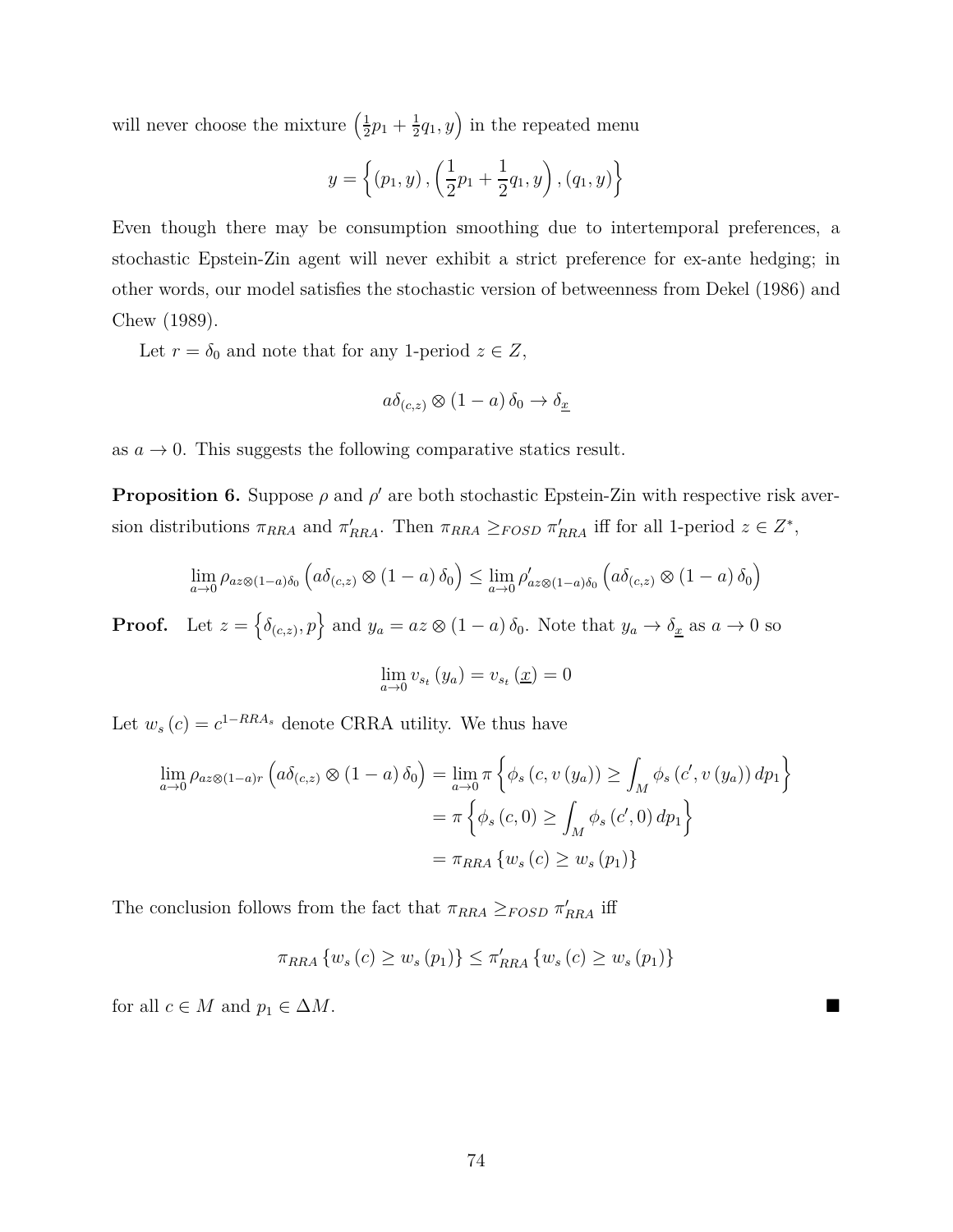will never choose the mixture $\left(\frac{1}{2}p_1 + \frac{1}{2}q_1, y\right)$ in the repeated menu

$$y = \left\{ (p_1, y), \left(\frac{1}{2}p_1 + \frac{1}{2}q_1, y\right), (q_1, y) \right\}$$

Even though there may be consumption smoothing due to intertemporal preferences, a stochastic Epstein-Zin agent will never exhibit a strict preference for ex-ante hedging; in other words, our model satisfies the stochastic version of betweenness from Dekel (1986) and Chew (1989).

Let $r = \delta_0$ and note that for any 1-period $z \in Z$,

$$a\delta_{(c,z)} \otimes (1-a)\,\delta_0 \to \delta_{\underline{x}}$$

as $a \to 0$. This suggests the following comparative statics result.

**Proposition 6.** Suppose $\rho$ and $\rho'$ are both stochastic Epstein-Zin with respective risk aversion distributions $\pi_{RRA}$ and $\pi'_{RRA}$. Then $\pi_{RRA} \geq_{FOSD} \pi'_{RRA}$ iff for all 1-period $z \in Z^*$,

$$\lim_{a\to 0} \rho_{az\otimes(1-a)\delta_0}\left(a\delta_{(c,z)} \otimes (1-a)\,\delta_0\right) \leq \lim_{a\to 0} \rho'_{az\otimes(1-a)\delta_0}\left(a\delta_{(c,z)} \otimes (1-a)\,\delta_0\right)$$

**Proof.** Let $z = \left\{\delta_{(c,z)}, p\right\}$ and $y_a = az \otimes (1-a)\,\delta_0$. Note that $y_a \to \delta_{\underline{x}}$ as $a \to 0$ so

$$\lim_{a\to 0} v_{s_t}(y_a) = v_{s_t}(\underline{x}) = 0$$

Let $w_s(c) = c^{1-RRA_s}$ denote CRRA utility. We thus have

$$\begin{aligned}
\lim_{a\to 0} \rho_{az\otimes(1-a)r}\left(a\delta_{(c,z)} \otimes (1-a)\,\delta_0\right) &= \lim_{a\to 0} \pi\left\{\phi_s\left(c, v\left(y_a\right)\right) \geq \int_M \phi_s\left(c', v\left(y_a\right)\right) dp_1\right\} \\
&= \pi\left\{\phi_s(c, 0) \geq \int_M \phi_s\left(c', 0\right) dp_1\right\} \\
&= \pi_{RRA}\left\{w_s(c) \geq w_s(p_1)\right\}
\end{aligned}$$

The conclusion follows from the fact that $\pi_{RRA} \geq_{FOSD} \pi'_{RRA}$ iff

$$\pi_{RRA}\left\{w_s(c) \geq w_s(p_1)\right\} \leq \pi'_{RRA}\left\{w_s(c) \geq w_s(p_1)\right\}$$

for all $c \in M$ and $p_1 \in \Delta M$. ■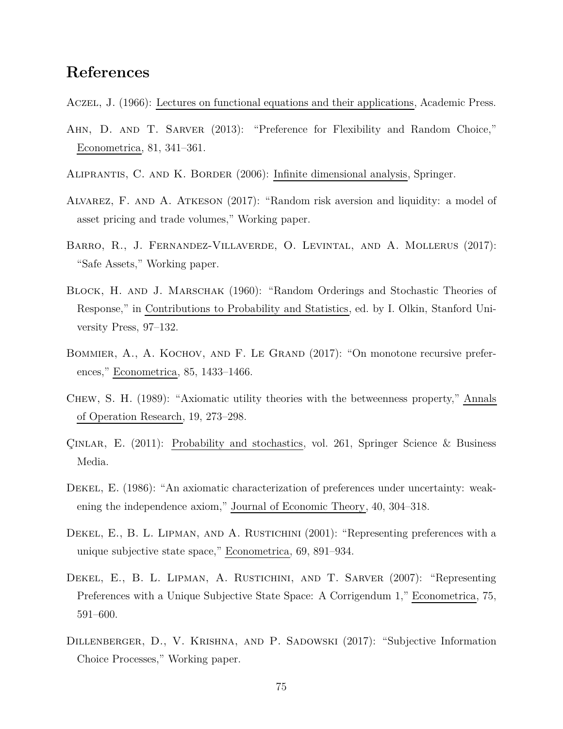# References

Aczel, J. (1966): Lectures on functional equations and their applications, Academic Press.

Ahn, D. and T. Sarver (2013): "Preference for Flexibility and Random Choice," Econometrica, 81, 341–361.

Aliprantis, C. and K. Border (2006): Infinite dimensional analysis, Springer.

Alvarez, F. and A. Atkeson (2017): "Random risk aversion and liquidity: a model of asset pricing and trade volumes," Working paper.

Barro, R., J. Fernandez-Villaverde, O. Levintal, and A. Mollerus (2017): "Safe Assets," Working paper.

Block, H. and J. Marschak (1960): "Random Orderings and Stochastic Theories of Response," in Contributions to Probability and Statistics, ed. by I. Olkin, Stanford University Press, 97–132.

Bommier, A., A. Kochov, and F. Le Grand (2017): "On monotone recursive preferences," Econometrica, 85, 1433–1466.

Chew, S. H. (1989): "Axiomatic utility theories with the betweenness property," Annals of Operation Research, 19, 273–298.

Çinlar, E. (2011): Probability and stochastics, vol. 261, Springer Science & Business Media.

Dekel, E. (1986): "An axiomatic characterization of preferences under uncertainty: weakening the independence axiom," Journal of Economic Theory, 40, 304–318.

Dekel, E., B. L. Lipman, and A. Rustichini (2001): "Representing preferences with a unique subjective state space," Econometrica, 69, 891–934.

Dekel, E., B. L. Lipman, A. Rustichini, and T. Sarver (2007): "Representing Preferences with a Unique Subjective State Space: A Corrigendum 1," Econometrica, 75, 591–600.

Dillenberger, D., V. Krishna, and P. Sadowski (2017): "Subjective Information Choice Processes," Working paper.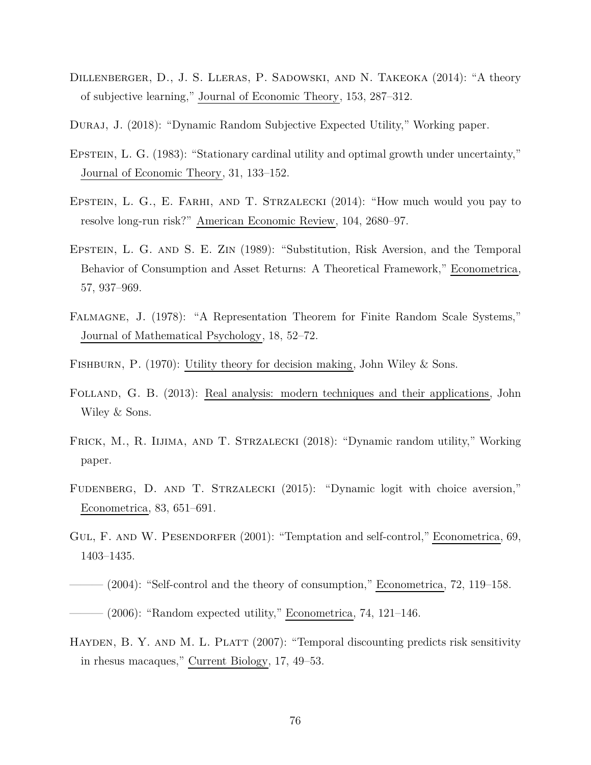Dillenberger, D., J. S. Lleras, P. Sadowski, and N. Takeoka (2014): "A theory of subjective learning," Journal of Economic Theory, 153, 287–312.

Duraj, J. (2018): "Dynamic Random Subjective Expected Utility," Working paper.

Epstein, L. G. (1983): "Stationary cardinal utility and optimal growth under uncertainty," Journal of Economic Theory, 31, 133–152.

Epstein, L. G., E. Farhi, and T. Strzalecki (2014): "How much would you pay to resolve long-run risk?" American Economic Review, 104, 2680–97.

Epstein, L. G. and S. E. Zin (1989): "Substitution, Risk Aversion, and the Temporal Behavior of Consumption and Asset Returns: A Theoretical Framework," Econometrica, 57, 937–969.

Falmagne, J. (1978): "A Representation Theorem for Finite Random Scale Systems," Journal of Mathematical Psychology, 18, 52–72.

Fishburn, P. (1970): Utility theory for decision making, John Wiley & Sons.

Folland, G. B. (2013): Real analysis: modern techniques and their applications, John Wiley & Sons.

Frick, M., R. Iijima, and T. Strzalecki (2018): "Dynamic random utility," Working paper.

Fudenberg, D. and T. Strzalecki (2015): "Dynamic logit with choice aversion," Econometrica, 83, 651–691.

Gul, F. and W. Pesendorfer (2001): "Temptation and self-control," Econometrica, 69, 1403–1435.

——— (2004): "Self-control and the theory of consumption," Econometrica, 72, 119–158.

——— (2006): "Random expected utility," Econometrica, 74, 121–146.

Hayden, B. Y. and M. L. Platt (2007): "Temporal discounting predicts risk sensitivity in rhesus macaques," Current Biology, 17, 49–53.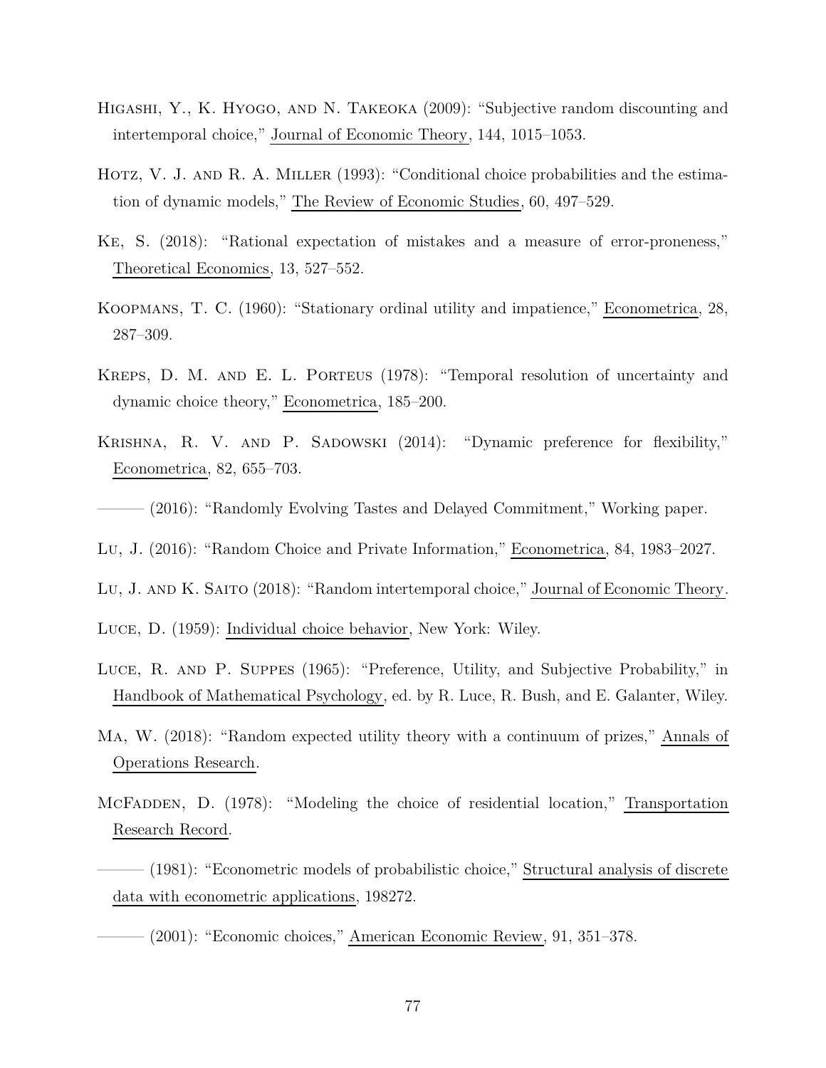Higashi, Y., K. Hyogo, and N. Takeoka (2009): "Subjective random discounting and intertemporal choice," Journal of Economic Theory, 144, 1015–1053.

Hotz, V. J. and R. A. Miller (1993): "Conditional choice probabilities and the estimation of dynamic models," The Review of Economic Studies, 60, 497–529.

Ke, S. (2018): "Rational expectation of mistakes and a measure of error-proneness," Theoretical Economics, 13, 527–552.

Koopmans, T. C. (1960): "Stationary ordinal utility and impatience," Econometrica, 28, 287–309.

Kreps, D. M. and E. L. Porteus (1978): "Temporal resolution of uncertainty and dynamic choice theory," Econometrica, 185–200.

Krishna, R. V. and P. Sadowski (2014): "Dynamic preference for flexibility," Econometrica, 82, 655–703.

——— (2016): "Randomly Evolving Tastes and Delayed Commitment," Working paper.

Lu, J. (2016): "Random Choice and Private Information," Econometrica, 84, 1983–2027.

Lu, J. and K. Saito (2018): "Random intertemporal choice," Journal of Economic Theory.

Luce, D. (1959): Individual choice behavior, New York: Wiley.

Luce, R. and P. Suppes (1965): "Preference, Utility, and Subjective Probability," in Handbook of Mathematical Psychology, ed. by R. Luce, R. Bush, and E. Galanter, Wiley.

Ma, W. (2018): "Random expected utility theory with a continuum of prizes," Annals of Operations Research.

McFadden, D. (1978): "Modeling the choice of residential location," Transportation Research Record.

——— (1981): "Econometric models of probabilistic choice," Structural analysis of discrete data with econometric applications, 198272.

——— (2001): "Economic choices," American Economic Review, 91, 351–378.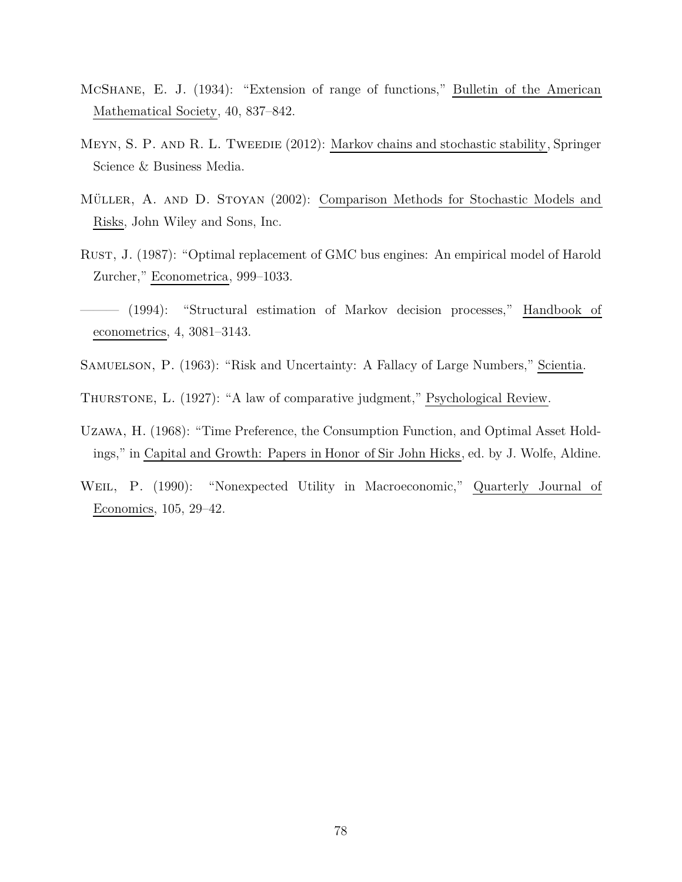McShane, E. J. (1934): "Extension of range of functions," Bulletin of the American Mathematical Society, 40, 837–842.

Meyn, S. P. and R. L. Tweedie (2012): Markov chains and stochastic stability, Springer Science & Business Media.

Müller, A. and D. Stoyan (2002): Comparison Methods for Stochastic Models and Risks, John Wiley and Sons, Inc.

Rust, J. (1987): "Optimal replacement of GMC bus engines: An empirical model of Harold Zurcher," Econometrica, 999–1033.

——— (1994): "Structural estimation of Markov decision processes," Handbook of econometrics, 4, 3081–3143.

Samuelson, P. (1963): "Risk and Uncertainty: A Fallacy of Large Numbers," Scientia.

Thurstone, L. (1927): "A law of comparative judgment," Psychological Review.

Uzawa, H. (1968): "Time Preference, the Consumption Function, and Optimal Asset Holdings," in Capital and Growth: Papers in Honor of Sir John Hicks, ed. by J. Wolfe, Aldine.

Weil, P. (1990): "Nonexpected Utility in Macroeconomic," Quarterly Journal of Economics, 105, 29–42.